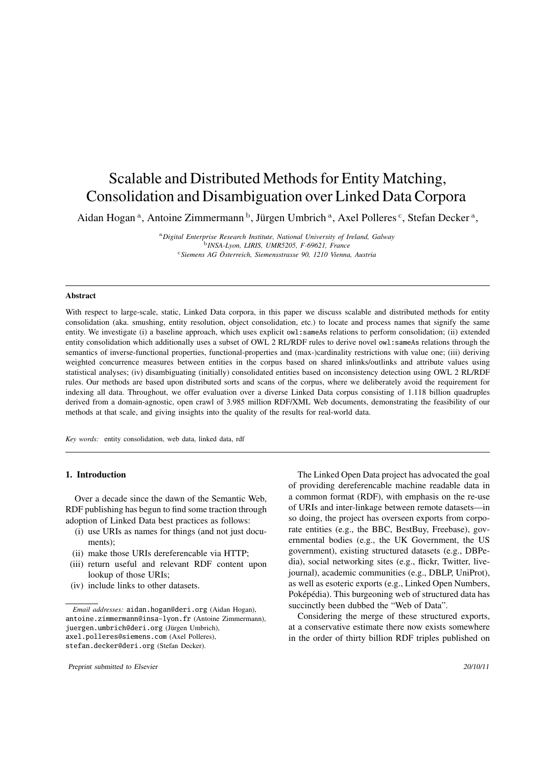# Scalable and Distributed Methods for Entity Matching, Consolidation and Disambiguation over Linked Data Corpora

Aidan Hogan [a], Antoine Zimmermann [b], Jürgen Umbrich [a], Axel Polleres [c], Stefan Decker [a],

[a] *Digital Enterprise Research Institute, National University of Ireland, Galway*
[b] *INSA-Lyon, LIRIS, UMR5205, F-69621, France*
[c] *Siemens AG Österreich, Siemensstrasse 90, 1210 Vienna, Austria*

---

**Abstract**

With respect to large-scale, static, Linked Data corpora, in this paper we discuss scalable and distributed methods for entity consolidation (aka. smushing, entity resolution, object consolidation, etc.) to locate and process names that signify the same entity. We investigate (i) a baseline approach, which uses explicit `owl:sameAs` relations to perform consolidation; (ii) extended entity consolidation which additionally uses a subset of OWL 2 RL/RDF rules to derive novel `owl:sameAs` relations through the semantics of inverse-functional properties, functional-properties and (max-)cardinality restrictions with value one; (iii) deriving weighted concurrence measures between entities in the corpus based on shared inlinks/outlinks and attribute values using statistical analyses; (iv) disambiguating (initially) consolidated entities based on inconsistency detection using OWL 2 RL/RDF rules. Our methods are based upon distributed sorts and scans of the corpus, where we deliberately avoid the requirement for indexing all data. Throughout, we offer evaluation over a diverse Linked Data corpus consisting of 1.118 billion quadruples derived from a domain-agnostic, open crawl of 3.985 million RDF/XML Web documents, demonstrating the feasibility of our methods at that scale, and giving insights into the quality of the results for real-world data.

*Key words:* entity consolidation, web data, linked data, rdf

---

## 1. Introduction

Over a decade since the dawn of the Semantic Web, RDF publishing has begun to find some traction through adoption of Linked Data best practices as follows:

(i) use URIs as names for things (and not just documents);
(ii) make those URIs dereferencable via HTTP;
(iii) return useful and relevant RDF content upon lookup of those URIs;
(iv) include links to other datasets.

The Linked Open Data project has advocated the goal of providing dereferencable machine readable data in a common format (RDF), with emphasis on the re-use of URIs and inter-linkage between remote datasets—in so doing, the project has overseen exports from corporate entities (e.g., the BBC, BestBuy, Freebase), governmental bodies (e.g., the UK Government, the US government), existing structured datasets (e.g., DBPedia), social networking sites (e.g., flickr, Twitter, livejournal), academic communities (e.g., DBLP, UniProt), as well as esoteric exports (e.g., Linked Open Numbers, Poképédia). This burgeoning web of structured data has succinctly been dubbed the "Web of Data".

Considering the merge of these structured exports, at a conservative estimate there now exists somewhere in the order of thirty billion RDF triples published on

---

*Email addresses:* `aidan.hogan@deri.org` (Aidan Hogan), `antoine.zimmermann@insa-lyon.fr` (Antoine Zimmermann), `juergen.umbrich@deri.org` (Jürgen Umbrich), `axel.polleres@siemens.com` (Axel Polleres), `stefan.decker@deri.org` (Stefan Decker).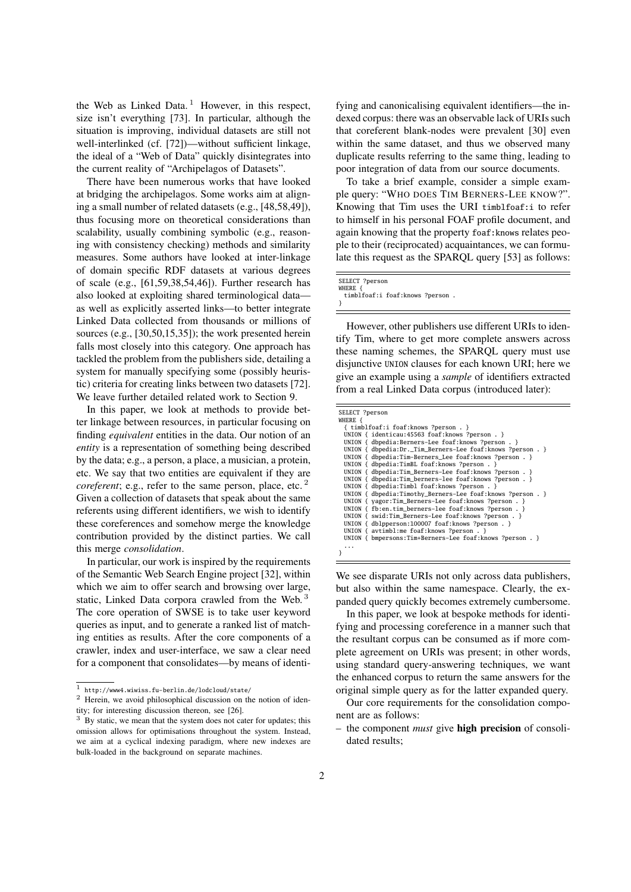the Web as Linked Data. [1] However, in this respect, size isn't everything [73]. In particular, although the situation is improving, individual datasets are still not well-interlinked (cf. [72])—without sufficient linkage, the ideal of a "Web of Data" quickly disintegrates into the current reality of "Archipelagos of Datasets".

There have been numerous works that have looked at bridging the archipelagos. Some works aim at aligning a small number of related datasets (e.g., [48,58,49]), thus focusing more on theoretical considerations than scalability, usually combining symbolic (e.g., reasoning with consistency checking) methods and similarity measures. Some authors have looked at inter-linkage of domain specific RDF datasets at various degrees of scale (e.g., [61,59,38,54,46]). Further research has also looked at exploiting shared terminological data—as well as explicitly asserted links—to better integrate Linked Data collected from thousands or millions of sources (e.g., [30,50,15,35]); the work presented herein falls most closely into this category. One approach has tackled the problem from the publishers side, detailing a system for manually specifying some (possibly heuristic) criteria for creating links between two datasets [72]. We leave further detailed related work to Section 9.

In this paper, we look at methods to provide better linkage between resources, in particular focusing on finding *equivalent* entities in the data. Our notion of an *entity* is a representation of something being described by the data; e.g., a person, a place, a musician, a protein, etc. We say that two entities are equivalent if they are *coreferent*; e.g., refer to the same person, place, etc. [2] Given a collection of datasets that speak about the same referents using different identifiers, we wish to identify these coreferences and somehow merge the knowledge contribution provided by the distinct parties. We call this merge *consolidation*.

In particular, our work is inspired by the requirements of the Semantic Web Search Engine project [32], within which we aim to offer search and browsing over large, static, Linked Data corpora crawled from the Web. [3] The core operation of SWSE is to take user keyword queries as input, and to generate a ranked list of matching entities as results. After the core components of a crawler, index and user-interface, we saw a clear need for a component that consolidates—by means of identifying and canonicalising equivalent identifiers—the indexed corpus: there was an observable lack of URIs such that coreferent blank-nodes were prevalent [30] even within the same dataset, and thus we observed many duplicate results referring to the same thing, leading to poor integration of data from our source documents.

To take a brief example, consider a simple example query: "WHO DOES TIM BERNERS-LEE KNOW?". Knowing that Tim uses the URI `timblfoaf:i` to refer to himself in his personal FOAF profile document, and again knowing that the property `foaf:knows` relates people to their (reciprocated) acquaintances, we can formulate this request as the SPARQL query [53] as follows:

```
SELECT ?person
WHERE {
  timblfoaf:i foaf:knows ?person .
}
```

However, other publishers use different URIs to identify Tim, where to get more complete answers across these naming schemes, the SPARQL query must use disjunctive `UNION` clauses for each known URI; here we give an example using a *sample* of identifiers extracted from a real Linked Data corpus (introduced later):

```
SELECT ?person
WHERE {
  { timblfoaf:i foaf:knows ?person . }
  UNION { identicau:45563 foaf:knows ?person . }
  UNION { dbpedia:Berners-Lee foaf:knows ?person . }
  UNION { dbpedia:Dr._Tim_Berners-Lee foaf:knows ?person . }
  UNION { dbpedia:Tim-Berners_Lee foaf:knows ?person . }
  UNION { dbpedia:TimBL foaf:knows ?person . }
  UNION { dbpedia:Tim_Berners-Lee foaf:knows ?person . }
  UNION { dbpedia:Tim_berners-lee foaf:knows ?person . }
  UNION { dbpedia:Timbl foaf:knows ?person . }
  UNION { dbpedia:Timothy_Berners-Lee foaf:knows ?person . }
  UNION { yagor:Tim_Berners-Lee foaf:knows ?person . }
  UNION { fb:en.tim_berners-lee foaf:knows ?person . }
  UNION { swid:Tim_Berners-Lee foaf:knows ?person . }
  UNION { dblpperson:100007 foaf:knows ?person . }
  UNION { avtimbl:me foaf:knows ?person . }
  UNION { bmpersons:Tim+Berners-Lee foaf:knows ?person . }
  ...
}
```

We see disparate URIs not only across data publishers, but also within the same namespace. Clearly, the expanded query quickly becomes extremely cumbersome.

In this paper, we look at bespoke methods for identifying and processing coreference in a manner such that the resultant corpus can be consumed as if more complete agreement on URIs was present; in other words, using standard query-answering techniques, we want the enhanced corpus to return the same answers for the original simple query as for the latter expanded query.

Our core requirements for the consolidation component are as follows:

– the component *must* give **high precision** of consolidated results;

---

[1] http://www4.wiwiss.fu-berlin.de/lodcloud/state/

[2] Herein, we avoid philosophical discussion on the notion of identity; for interesting discussion thereon, see [26].

[3] By static, we mean that the system does not cater for updates; this omission allows for optimisations throughout the system. Instead, we aim at a cyclical indexing paradigm, where new indexes are bulk-loaded in the background on separate machines.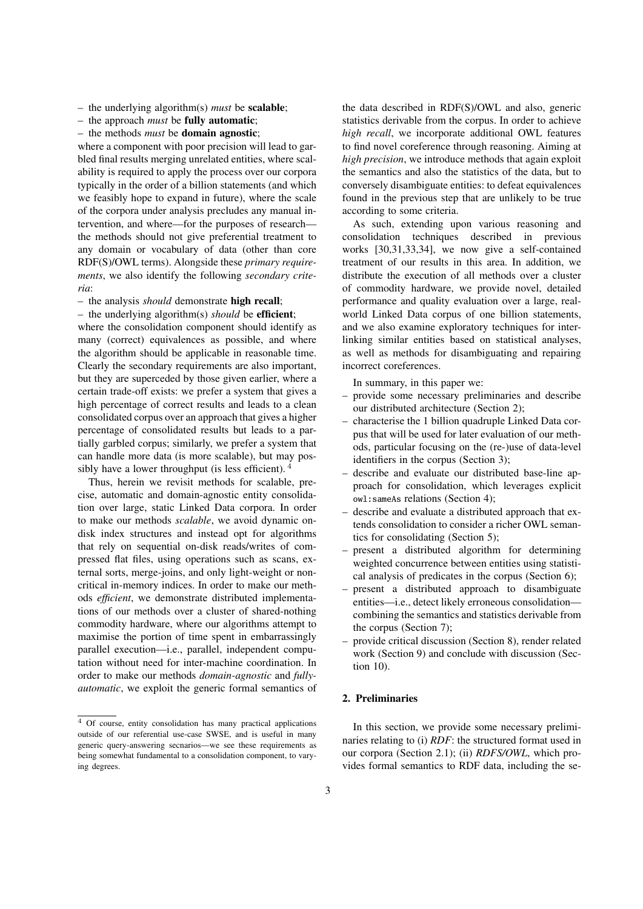– the underlying algorithm(s) *must* be **scalable**;
– the approach *must* be **fully automatic**;
– the methods *must* be **domain agnostic**;

where a component with poor precision will lead to garbled final results merging unrelated entities, where scalability is required to apply the process over our corpora typically in the order of a billion statements (and which we feasibly hope to expand in future), where the scale of the corpora under analysis precludes any manual intervention, and where—for the purposes of research—the methods should not give preferential treatment to any domain or vocabulary of data (other than core RDF(S)/OWL terms). Alongside these *primary requirements*, we also identify the following *secondary criteria*:

– the analysis *should* demonstrate **high recall**;
– the underlying algorithm(s) *should* be **efficient**;

where the consolidation component should identify as many (correct) equivalences as possible, and where the algorithm should be applicable in reasonable time. Clearly the secondary requirements are also important, but they are superceded by those given earlier, where a certain trade-off exists: we prefer a system that gives a high percentage of correct results and leads to a clean consolidated corpus over an approach that gives a higher percentage of consolidated results but leads to a partially garbled corpus; similarly, we prefer a system that can handle more data (is more scalable), but may possibly have a lower throughput (is less efficient). [4]

Thus, herein we revisit methods for scalable, precise, automatic and domain-agnostic entity consolidation over large, static Linked Data corpora. In order to make our methods *scalable*, we avoid dynamic on-disk index structures and instead opt for algorithms that rely on sequential on-disk reads/writes of compressed flat files, using operations such as scans, external sorts, merge-joins, and only light-weight or non-critical in-memory indices. In order to make our methods *efficient*, we demonstrate distributed implementations of our methods over a cluster of shared-nothing commodity hardware, where our algorithms attempt to maximise the portion of time spent in embarrassingly parallel execution—i.e., parallel, independent computation without need for inter-machine coordination. In order to make our methods *domain-agnostic* and *fully-automatic*, we exploit the generic formal semantics of the data described in RDF(S)/OWL and also, generic statistics derivable from the corpus. In order to achieve *high recall*, we incorporate additional OWL features to find novel coreference through reasoning. Aiming at *high precision*, we introduce methods that again exploit the semantics and also the statistics of the data, but to conversely disambiguate entities: to defeat equivalences found in the previous step that are unlikely to be true according to some criteria.

As such, extending upon various reasoning and consolidation techniques described in previous works [30,31,33,34], we now give a self-contained treatment of our results in this area. In addition, we distribute the execution of all methods over a cluster of commodity hardware, we provide novel, detailed performance and quality evaluation over a large, real-world Linked Data corpus of one billion statements, and we also examine exploratory techniques for interlinking similar entities based on statistical analyses, as well as methods for disambiguating and repairing incorrect coreferences.

In summary, in this paper we:

– provide some necessary preliminaries and describe our distributed architecture (Section 2);
– characterise the 1 billion quadruple Linked Data corpus that will be used for later evaluation of our methods, particular focusing on the (re-)use of data-level identifiers in the corpus (Section 3);
– describe and evaluate our distributed base-line approach for consolidation, which leverages explicit `owl:sameAs` relations (Section 4);
– describe and evaluate a distributed approach that extends consolidation to consider a richer OWL semantics for consolidating (Section 5);
– present a distributed algorithm for determining weighted concurrence between entities using statistical analysis of predicates in the corpus (Section 6);
– present a distributed approach to disambiguate entities—i.e., detect likely erroneous consolidation—combining the semantics and statistics derivable from the corpus (Section 7);
– provide critical discussion (Section 8), render related work (Section 9) and conclude with discussion (Section 10).

## 2. Preliminaries

In this section, we provide some necessary preliminaries relating to (i) *RDF*: the structured format used in our corpora (Section 2.1); (ii) *RDFS/OWL*, which provides formal semantics to RDF data, including the se-

[4] Of course, entity consolidation has many practical applications outside of our referential use-case SWSE, and is useful in many generic query-answering secnarios—we see these requirements as being somewhat fundamental to a consolidation component, to varying degrees.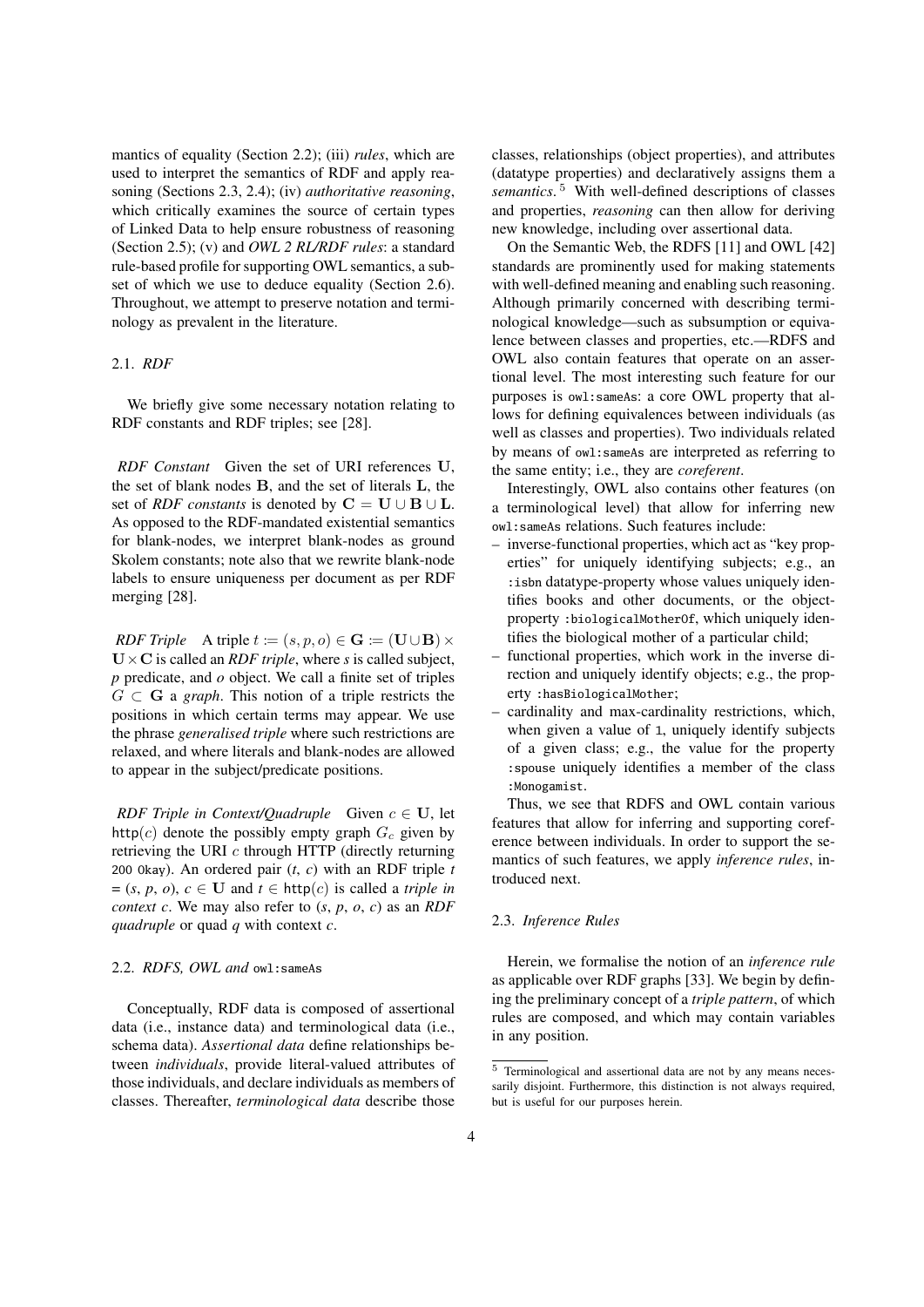mantics of equality (Section 2.2); (iii) *rules*, which are used to interpret the semantics of RDF and apply reasoning (Sections 2.3, 2.4); (iv) *authoritative reasoning*, which critically examines the source of certain types of Linked Data to help ensure robustness of reasoning (Section 2.5); (v) and *OWL 2 RL/RDF rules*: a standard rule-based profile for supporting OWL semantics, a subset of which we use to deduce equality (Section 2.6). Throughout, we attempt to preserve notation and terminology as prevalent in the literature.

### 2.1. *RDF*

We briefly give some necessary notation relating to RDF constants and RDF triples; see [28].

*RDF Constant* Given the set of URI references $\mathbf{U}$, the set of blank nodes $\mathbf{B}$, and the set of literals $\mathbf{L}$, the set of *RDF constants* is denoted by $\mathbf{C} = \mathbf{U} \cup \mathbf{B} \cup \mathbf{L}$. As opposed to the RDF-mandated existential semantics for blank-nodes, we interpret blank-nodes as ground Skolem constants; note also that we rewrite blank-node labels to ensure uniqueness per document as per RDF merging [28].

*RDF Triple* A triple $t := (s, p, o) \in \mathbf{G} := (\mathbf{U} \cup \mathbf{B}) \times \mathbf{U} \times \mathbf{C}$ is called an *RDF triple*, where *s* is called subject, *p* predicate, and *o* object. We call a finite set of triples $G \subset \mathbf{G}$ a *graph*. This notion of a triple restricts the positions in which certain terms may appear. We use the phrase *generalised triple* where such restrictions are relaxed, and where literals and blank-nodes are allowed to appear in the subject/predicate positions.

*RDF Triple in Context/Quadruple* Given $c \in \mathbf{U}$, let $\mathsf{http}(c)$ denote the possibly empty graph $G_c$ given by retrieving the URI $c$ through HTTP (directly returning `200 Okay`). An ordered pair (*t*, *c*) with an RDF triple *t* = (*s*, *p*, *o*), $c \in \mathbf{U}$ and $t \in \mathsf{http}(c)$ is called a *triple in context c*. We may also refer to (*s*, *p*, *o*, *c*) as an *RDF quadruple* or quad *q* with context *c*.

### 2.2. *RDFS, OWL and* `owl:sameAs`

Conceptually, RDF data is composed of assertional data (i.e., instance data) and terminological data (i.e., schema data). *Assertional data* define relationships between *individuals*, provide literal-valued attributes of those individuals, and declare individuals as members of classes. Thereafter, *terminological data* describe those classes, relationships (object properties), and attributes (datatype properties) and declaratively assigns them a *semantics*.[5] With well-defined descriptions of classes and properties, *reasoning* can then allow for deriving new knowledge, including over assertional data.

On the Semantic Web, the RDFS [11] and OWL [42] standards are prominently used for making statements with well-defined meaning and enabling such reasoning. Although primarily concerned with describing terminological knowledge—such as subsumption or equivalence between classes and properties, etc.—RDFS and OWL also contain features that operate on an assertional level. The most interesting such feature for our purposes is `owl:sameAs`: a core OWL property that allows for defining equivalences between individuals (as well as classes and properties). Two individuals related by means of `owl:sameAs` are interpreted as referring to the same entity; i.e., they are *coreferent*.

Interestingly, OWL also contains other features (on a terminological level) that allow for inferring new `owl:sameAs` relations. Such features include:

- inverse-functional properties, which act as "key properties" for uniquely identifying subjects; e.g., an `:isbn` datatype-property whose values uniquely identifies books and other documents, or the object-property `:biologicalMotherOf`, which uniquely identifies the biological mother of a particular child;
- functional properties, which work in the inverse direction and uniquely identify objects; e.g., the property `:hasBiologicalMother`;
- cardinality and max-cardinality restrictions, which, when given a value of `1`, uniquely identify subjects of a given class; e.g., the value for the property `:spouse` uniquely identifies a member of the class `:Monogamist`.

Thus, we see that RDFS and OWL contain various features that allow for inferring and supporting coreference between individuals. In order to support the semantics of such features, we apply *inference rules*, introduced next.

### 2.3. *Inference Rules*

Herein, we formalise the notion of an *inference rule* as applicable over RDF graphs [33]. We begin by defining the preliminary concept of a *triple pattern*, of which rules are composed, and which may contain variables in any position.

[5] Terminological and assertional data are not by any means necessarily disjoint. Furthermore, this distinction is not always required, but is useful for our purposes herein.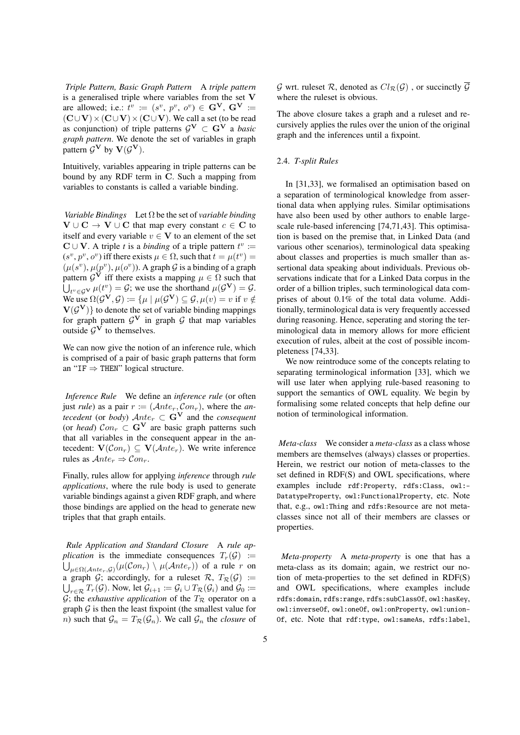*Triple Pattern, Basic Graph Pattern* A *triple pattern* is a generalised triple where variables from the set $\mathbf{V}$ are allowed; i.e.: $t^v := (s^v, p^v, o^v) \in \mathbf{G^V}$, $\mathbf{G^V} := (\mathbf{C} \cup \mathbf{V}) \times (\mathbf{C} \cup \mathbf{V}) \times (\mathbf{C} \cup \mathbf{V})$. We call a set (to be read as conjunction) of triple patterns $\mathcal{G}^\mathbf{V} \subset \mathbf{G^V}$ a *basic graph pattern*. We denote the set of variables in graph pattern $\mathcal{G}^\mathbf{V}$ by $\mathbf{V}(\mathcal{G}^\mathbf{V})$.

Intuitively, variables appearing in triple patterns can be bound by any RDF term in $\mathbf{C}$. Such a mapping from variables to constants is called a variable binding.

*Variable Bindings* Let $\Omega$ be the set of *variable binding* $\mathbf{V} \cup \mathbf{C} \to \mathbf{V} \cup \mathbf{C}$ that map every constant $c \in \mathbf{C}$ to itself and every variable $v \in \mathbf{V}$ to an element of the set $\mathbf{C} \cup \mathbf{V}$. A triple *t* is a *binding* of a triple pattern $t^v := (s^v, p^v, o^v)$ iff there exists $\mu \in \Omega$, such that $t = \mu(t^v) = (\mu(s^v), \mu(p^v), \mu(o^v))$. A graph $\mathcal{G}$ is a binding of a graph pattern $\mathcal{G}^\mathbf{V}$ iff there exists a mapping $\mu \in \Omega$ such that $\bigcup_{t^v \in \mathcal{G}^\mathbf{V}} \mu(t^v) = \mathcal{G}$; we use the shorthand $\mu(\mathcal{G}^\mathbf{V}) = \mathcal{G}$. We use $\Omega(\mathcal{G}^\mathbf{V}, \mathcal{G}) := \{\mu \mid \mu(\mathcal{G}^\mathbf{V}) \subseteq \mathcal{G}, \mu(v) = v \text{ if } v \notin \mathbf{V}(\mathcal{G}^\mathbf{V})\}$ to denote the set of variable binding mappings for graph pattern $\mathcal{G}^\mathbf{V}$ in graph $\mathcal{G}$ that map variables outside $\mathcal{G}^\mathbf{V}$ to themselves.

We can now give the notion of an inference rule, which is comprised of a pair of basic graph patterns that form an "IF $\Rightarrow$ THEN" logical structure.

*Inference Rule* We define an *inference rule* (or often just *rule*) as a pair $r := (\mathcal{A}nte_r, \mathcal{C}on_r)$, where the *antecedent* (or *body*) $\mathcal{A}nte_r \subset \mathbf{G^V}$ and the *consequent* (or *head*) $\mathcal{C}on_r \subset \mathbf{G^V}$ are basic graph patterns such that all variables in the consequent appear in the antecedent: $\mathbf{V}(\mathcal{C}on_r) \subseteq \mathbf{V}(\mathcal{A}nte_r)$. We write inference rules as $\mathcal{A}nte_r \Rightarrow \mathcal{C}on_r$.

Finally, rules allow for applying *inference* through *rule applications*, where the rule body is used to generate variable bindings against a given RDF graph, and where those bindings are applied on the head to generate new triples that that graph entails.

*Rule Application and Standard Closure* A *rule application* is the immediate consequences $T_r(\mathcal{G}) := \bigcup_{\mu \in \Omega(\mathcal{A}nte_r, \mathcal{G})} (\mu(\mathcal{C}on_r) \setminus \mu(\mathcal{A}nte_r))$ of a rule $r$ on a graph $\mathcal{G}$; accordingly, for a ruleset $\mathcal{R}$, $T_\mathcal{R}(\mathcal{G}) := \bigcup_{r \in \mathcal{R}} T_r(\mathcal{G})$. Now, let $\mathcal{G}_{i+1} := \mathcal{G}_i \cup T_\mathcal{R}(\mathcal{G}_i)$ and $\mathcal{G}_0 := \mathcal{G}$; the *exhaustive application* of the $T_\mathcal{R}$ operator on a graph $\mathcal{G}$ is then the least fixpoint (the smallest value for $n$) such that $\mathcal{G}_n = T_\mathcal{R}(\mathcal{G}_n)$. We call $\mathcal{G}_n$ the *closure* of $\mathcal{G}$ wrt. ruleset $\mathcal{R}$, denoted as $Cl_\mathcal{R}(\mathcal{G})$ , or succinctly $\overline{\mathcal{G}}$ where the ruleset is obvious.

The above closure takes a graph and a ruleset and recursively applies the rules over the union of the original graph and the inferences until a fixpoint.

### 2.4. *T-split Rules*

In [31,33], we formalised an optimisation based on a separation of terminological knowledge from assertional data when applying rules. Similar optimisations have also been used by other authors to enable large-scale rule-based inferencing [74,71,43]. This optimisation is based on the premise that, in Linked Data (and various other scenarios), terminological data speaking about classes and properties is much smaller than assertional data speaking about individuals. Previous observations indicate that for a Linked Data corpus in the order of a billion triples, such terminological data comprises of about 0.1% of the total data volume. Additionally, terminological data is very frequently accessed during reasoning. Hence, seperating and storing the terminological data in memory allows for more efficient execution of rules, albeit at the cost of possible incompleteness [74,33].

We now reintroduce some of the concepts relating to separating terminological information [33], which we will use later when applying rule-based reasoning to support the semantics of OWL equality. We begin by formalising some related concepts that help define our notion of terminological information.

*Meta-class* We consider a *meta-class* as a class whose members are themselves (always) classes or properties. Herein, we restrict our notion of meta-classes to the set defined in RDF(S) and OWL specifications, where examples include `rdf:Property`, `rdfs:Class`, `owl:DatatypeProperty`, `owl:FunctionalProperty`, etc. Note that, e.g., `owl:Thing` and `rdfs:Resource` are not meta-classes since not all of their members are classes or properties.

*Meta-property* A *meta-property* is one that has a meta-class as its domain; again, we restrict our notion of meta-properties to the set defined in RDF(S) and OWL specifications, where examples include `rdfs:domain`, `rdfs:range`, `rdfs:subClassOf`, `owl:hasKey`, `owl:inverseOf`, `owl:oneOf`, `owl:onProperty`, `owl:unionOf`, etc. Note that `rdf:type`, `owl:sameAs`, `rdfs:label`,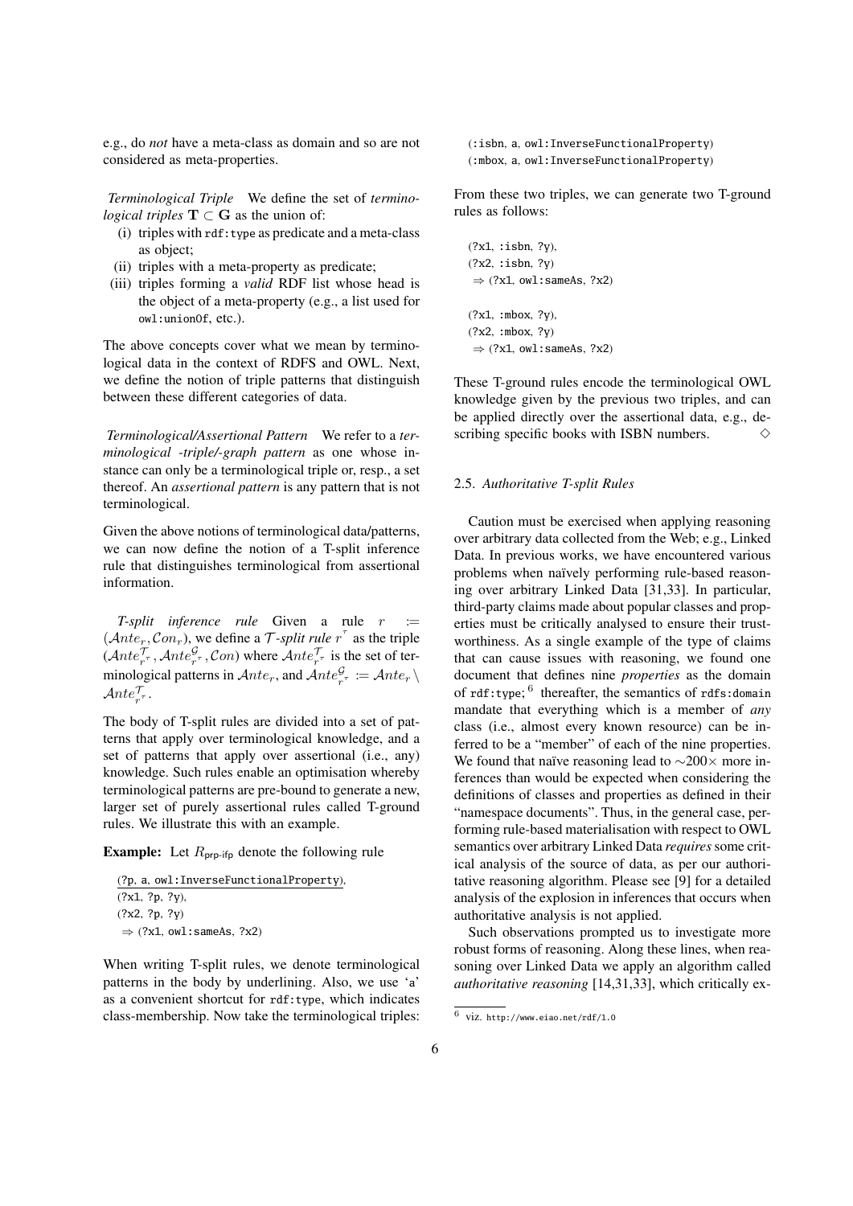e.g., do *not* have a meta-class as domain and so are not considered as meta-properties.

*Terminological Triple* We define the set of *terminological triples* $\mathbf{T} \subset \mathbf{G}$ as the union of:

(i) triples with `rdf:type` as predicate and a meta-class as object;
(ii) triples with a meta-property as predicate;
(iii) triples forming a *valid* RDF list whose head is the object of a meta-property (e.g., a list used for `owl:unionOf`, etc.).

The above concepts cover what we mean by terminological data in the context of RDFS and OWL. Next, we define the notion of triple patterns that distinguish between these different categories of data.

*Terminological/Assertional Pattern* We refer to a *terminological -triple/-graph pattern* as one whose instance can only be a terminological triple or, resp., a set thereof. An *assertional pattern* is any pattern that is not terminological.

Given the above notions of terminological data/patterns, we can now define the notion of a T-split inference rule that distinguishes terminological from assertional information.

*T-split inference rule* Given a rule $r := (\mathcal{A}nte_r, \mathcal{C}on_r)$, we define a $\mathcal{T}$*-split rule* $r^{\tau}$ as the triple $(\mathcal{A}nte_{r^{\tau}}^{\mathcal{T}}, \mathcal{A}nte_{r^{\tau}}^{\mathcal{G}}, \mathcal{C}on)$ where $\mathcal{A}nte_{r^{\tau}}^{\mathcal{T}}$ is the set of terminological patterns in $\mathcal{A}nte_r$, and $\mathcal{A}nte_{r^{\tau}}^{\mathcal{G}} := \mathcal{A}nte_r \setminus \mathcal{A}nte_{r^{\tau}}^{\mathcal{T}}$.

The body of T-split rules are divided into a set of patterns that apply over terminological knowledge, and a set of patterns that apply over assertional (i.e., any) knowledge. Such rules enable an optimisation whereby terminological patterns are pre-bound to generate a new, larger set of purely assertional rules called T-ground rules. We illustrate this with an example.

**Example:** Let $R_{\textsf{prp-ifp}}$ denote the following rule

<u>(?p, a, owl:InverseFunctionalProperty)</u>,
(?x1, ?p, ?y),
(?x2, ?p, ?y)
⇒ (?x1, owl:sameAs, ?x2)

When writing T-split rules, we denote terminological patterns in the body by underlining. Also, we use 'a' as a convenient shortcut for `rdf:type`, which indicates class-membership. Now take the terminological triples:

(:isbn, a, owl:InverseFunctionalProperty)
(:mbox, a, owl:InverseFunctionalProperty)

From these two triples, we can generate two T-ground rules as follows:

(?x1, :isbn, ?y),
(?x2, :isbn, ?y)
⇒ (?x1, owl:sameAs, ?x2)

(?x1, :mbox, ?y),
(?x2, :mbox, ?y)
⇒ (?x1, owl:sameAs, ?x2)

These T-ground rules encode the terminological OWL knowledge given by the previous two triples, and can be applied directly over the assertional data, e.g., describing specific books with ISBN numbers. ◇

### 2.5. *Authoritative T-split Rules*

Caution must be exercised when applying reasoning over arbitrary data collected from the Web; e.g., Linked Data. In previous works, we have encountered various problems when naïvely performing rule-based reasoning over arbitrary Linked Data [31,33]. In particular, third-party claims made about popular classes and properties must be critically analysed to ensure their trustworthiness. As a single example of the type of claims that can cause issues with reasoning, we found one document that defines nine *properties* as the domain of `rdf:type`;[6] thereafter, the semantics of `rdfs:domain` mandate that everything which is a member of *any* class (i.e., almost every known resource) can be inferred to be a "member" of each of the nine properties. We found that naïve reasoning lead to $\sim$200$\times$ more inferences than would be expected when considering the definitions of classes and properties as defined in their "namespace documents". Thus, in the general case, performing rule-based materialisation with respect to OWL semantics over arbitrary Linked Data *requires* some critical analysis of the source of data, as per our authoritative reasoning algorithm. Please see [9] for a detailed analysis of the explosion in inferences that occurs when authoritative analysis is not applied.

Such observations prompted us to investigate more robust forms of reasoning. Along these lines, when reasoning over Linked Data we apply an algorithm called *authoritative reasoning* [14,31,33], which critically ex-

[6] viz. http://www.eiao.net/rdf/1.0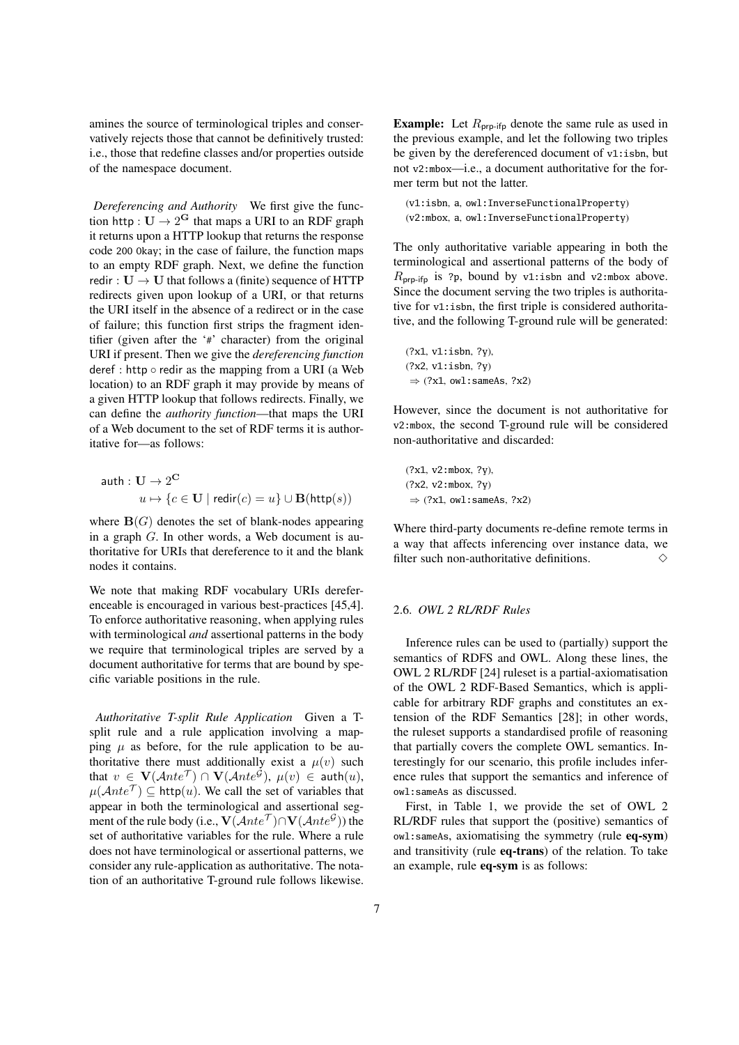amines the source of terminological triples and conservatively rejects those that cannot be definitively trusted: i.e., those that redefine classes and/or properties outside of the namespace document.

*Dereferencing and Authority* We first give the function $\mathsf{http} : \mathbf{U} \rightarrow 2^{\mathbf{G}}$ that maps a URI to an RDF graph it returns upon a HTTP lookup that returns the response code `200 Okay`; in the case of failure, the function maps to an empty RDF graph. Next, we define the function $\mathsf{redir} : \mathbf{U} \rightarrow \mathbf{U}$ that follows a (finite) sequence of HTTP redirects given upon lookup of a URI, or that returns the URI itself in the absence of a redirect or in the case of failure; this function first strips the fragment identifier (given after the '`#`' character) from the original URI if present. Then we give the *dereferencing function* $\mathsf{deref} : \mathsf{http} \circ \mathsf{redir}$ as the mapping from a URI (a Web location) to an RDF graph it may provide by means of a given HTTP lookup that follows redirects. Finally, we can define the *authority function*—that maps the URI of a Web document to the set of RDF terms it is authoritative for—as follows:

$$\begin{aligned} \mathsf{auth} : \mathbf{U} &\rightarrow 2^{\mathbf{C}} \\ u &\mapsto \{c \in \mathbf{U} \mid \mathsf{redir}(c) = u\} \cup \mathbf{B}(\mathsf{http}(s)) \end{aligned}$$

where $\mathbf{B}(G)$ denotes the set of blank-nodes appearing in a graph $G$. In other words, a Web document is authoritative for URIs that dereference to it and the blank nodes it contains.

We note that making RDF vocabulary URIs dereferenceable is encouraged in various best-practices [45,4]. To enforce authoritative reasoning, when applying rules with terminological *and* assertional patterns in the body we require that terminological triples are served by a document authoritative for terms that are bound by specific variable positions in the rule.

*Authoritative T-split Rule Application* Given a T-split rule and a rule application involving a mapping $\mu$ as before, for the rule application to be authoritative there must additionally exist a $\mu(v)$ such that $v \in \mathbf{V}(\mathcal{A}nte^{\mathcal{T}}) \cap \mathbf{V}(\mathcal{A}nte^{\mathcal{G}})$, $\mu(v) \in \mathsf{auth}(u)$, $\mu(\mathcal{A}nte^{\mathcal{T}}) \subseteq \mathsf{http}(u)$. We call the set of variables that appear in both the terminological and assertional segment of the rule body (i.e., $\mathbf{V}(\mathcal{A}nte^{\mathcal{T}}) \cap \mathbf{V}(\mathcal{A}nte^{\mathcal{G}})$) the set of authoritative variables for the rule. Where a rule does not have terminological or assertional patterns, we consider any rule-application as authoritative. The notation of an authoritative T-ground rule follows likewise.

**Example:** Let $R_{\mathsf{prp\text{-}ifp}}$ denote the same rule as used in the previous example, and let the following two triples be given by the dereferenced document of `v1:isbn`, but not `v2:mbox`—i.e., a document authoritative for the former term but not the latter.

```
(v1:isbn, a, owl:InverseFunctionalProperty)
(v2:mbox, a, owl:InverseFunctionalProperty)
```

The only authoritative variable appearing in both the terminological and assertional patterns of the body of $R_{\mathsf{prp\text{-}ifp}}$ is `?p`, bound by `v1:isbn` and `v2:mbox` above. Since the document serving the two triples is authoritative for `v1:isbn`, the first triple is considered authoritative, and the following T-ground rule will be generated:

```
(?x1, v1:isbn, ?y),
(?x2, v1:isbn, ?y)
 ⇒ (?x1, owl:sameAs, ?x2)
```

However, since the document is not authoritative for `v2:mbox`, the second T-ground rule will be considered non-authoritative and discarded:

```
(?x1, v2:mbox, ?y),
(?x2, v2:mbox, ?y)
 ⇒ (?x1, owl:sameAs, ?x2)
```

Where third-party documents re-define remote terms in a way that affects inferencing over instance data, we filter such non-authoritative definitions. ◇

### 2.6. *OWL 2 RL/RDF Rules*

Inference rules can be used to (partially) support the semantics of RDFS and OWL. Along these lines, the OWL 2 RL/RDF [24] ruleset is a partial-axiomatisation of the OWL 2 RDF-Based Semantics, which is applicable for arbitrary RDF graphs and constitutes an extension of the RDF Semantics [28]; in other words, the ruleset supports a standardised profile of reasoning that partially covers the complete OWL semantics. Interestingly for our scenario, this profile includes inference rules that support the semantics and inference of `owl:sameAs` as discussed.

First, in Table 1, we provide the set of OWL 2 RL/RDF rules that support the (positive) semantics of `owl:sameAs`, axiomatising the symmetry (rule **eq-sym**) and transitivity (rule **eq-trans**) of the relation. To take an example, rule **eq-sym** is as follows: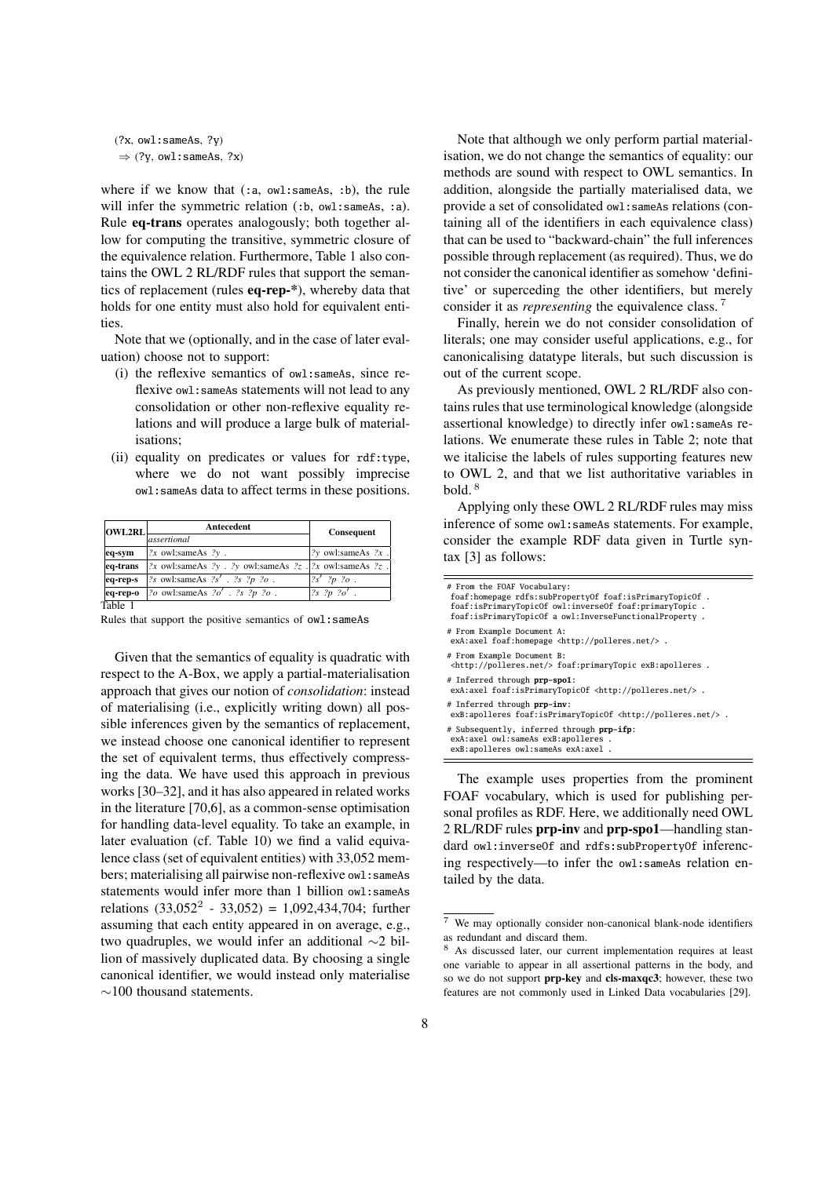(?x, owl:sameAs, ?y)
⇒ (?y, owl:sameAs, ?x)

where if we know that (:a, owl:sameAs, :b), the rule will infer the symmetric relation (:b, owl:sameAs, :a). Rule **eq-trans** operates analogously; both together allow for computing the transitive, symmetric closure of the equivalence relation. Furthermore, Table 1 also contains the OWL 2 RL/RDF rules that support the semantics of replacement (rules **eq-rep-***), whereby data that holds for one entity must also hold for equivalent entities.

Note that we (optionally, and in the case of later evaluation) choose not to support:

(i) the reflexive semantics of owl:sameAs, since reflexive owl:sameAs statements will not lead to any consolidation or other non-reflexive equality relations and will produce a large bulk of materialisations;
(ii) equality on predicates or values for rdf:type, where we do not want possibly imprecise owl:sameAs data to affect terms in these positions.

| OWL2RL | Antecedent | Consequent |
|---|---|---|
| | *assertional* | |
| **eq-sym** | ?x owl:sameAs ?y . | ?y owl:sameAs ?x . |
| **eq-trans** | ?x owl:sameAs ?y . ?y owl:sameAs ?z . | ?x owl:sameAs ?z . |
| **eq-rep-s** | ?s owl:sameAs ?s′ . ?s ?p ?o . | ?s′ ?p ?o . |
| **eq-rep-o** | ?o owl:sameAs ?o′ . ?s ?p ?o . | ?s ?p ?o′ . |

Table 1
Rules that support the positive semantics of owl:sameAs

Given that the semantics of equality is quadratic with respect to the A-Box, we apply a partial-materialisation approach that gives our notion of *consolidation*: instead of materialising (i.e., explicitly writing down) all possible inferences given by the semantics of replacement, we instead choose one canonical identifier to represent the set of equivalent terms, thus effectively compressing the data. We have used this approach in previous works [30–32], and it has also appeared in related works in the literature [70,6], as a common-sense optimisation for handling data-level equality. To take an example, in later evaluation (cf. Table 10) we find a valid equivalence class (set of equivalent entities) with 33,052 members; materialising all pairwise non-reflexive owl:sameAs statements would infer more than 1 billion owl:sameAs relations ($33{,}052^2$ - 33,052) = 1,092,434,704; further assuming that each entity appeared in on average, e.g., two quadruples, we would infer an additional ∼2 billion of massively duplicated data. By choosing a single canonical identifier, we would instead only materialise ∼100 thousand statements.

Note that although we only perform partial materialisation, we do not change the semantics of equality: our methods are sound with respect to OWL semantics. In addition, alongside the partially materialised data, we provide a set of consolidated owl:sameAs relations (containing all of the identifiers in each equivalence class) that can be used to "backward-chain" the full inferences possible through replacement (as required). Thus, we do not consider the canonical identifier as somehow 'definitive' or superceding the other identifiers, but merely consider it as *representing* the equivalence class. [7]

Finally, herein we do not consider consolidation of literals; one may consider useful applications, e.g., for canonicalising datatype literals, but such discussion is out of the current scope.

As previously mentioned, OWL 2 RL/RDF also contains rules that use terminological knowledge (alongside assertional knowledge) to directly infer owl:sameAs relations. We enumerate these rules in Table 2; note that we italicise the labels of rules supporting features new to OWL 2, and that we list authoritative variables in bold. [8]

Applying only these OWL 2 RL/RDF rules may miss inference of some owl:sameAs statements. For example, consider the example RDF data given in Turtle syntax [3] as follows:

```
# From the FOAF Vocabulary:
foaf:homepage rdfs:subPropertyOf foaf:isPrimaryTopicOf .
foaf:isPrimaryTopicOf owl:inverseOf foaf:primaryTopic .
foaf:isPrimaryTopicOf a owl:InverseFunctionalProperty .

# From Example Document A:
exA:axel foaf:homepage <http://polleres.net/> .

# From Example Document B:
<http://polleres.net/> foaf:primaryTopic exB:apolleres .

# Inferred through prp-spo1:
exA:axel foaf:isPrimaryTopicOf <http://polleres.net/> .

# Inferred through prp-inv:
exB:apolleres foaf:isPrimaryTopicOf <http://polleres.net/> .

# Subsequently, inferred through prp-ifp:
exA:axel owl:sameAs exB:apolleres .
exB:apolleres owl:sameAs exA:axel .
```

The example uses properties from the prominent FOAF vocabulary, which is used for publishing personal profiles as RDF. Here, we additionally need OWL 2 RL/RDF rules **prp-inv** and **prp-spo1**—handling standard owl:inverseOf and rdfs:subPropertyOf inferencing respectively—to infer the owl:sameAs relation entailed by the data.

[7] We may optionally consider non-canonical blank-node identifiers as redundant and discard them.

[8] As discussed later, our current implementation requires at least one variable to appear in all assertional patterns in the body, and so we do not support **prp-key** and **cls-maxqc3**; however, these two features are not commonly used in Linked Data vocabularies [29].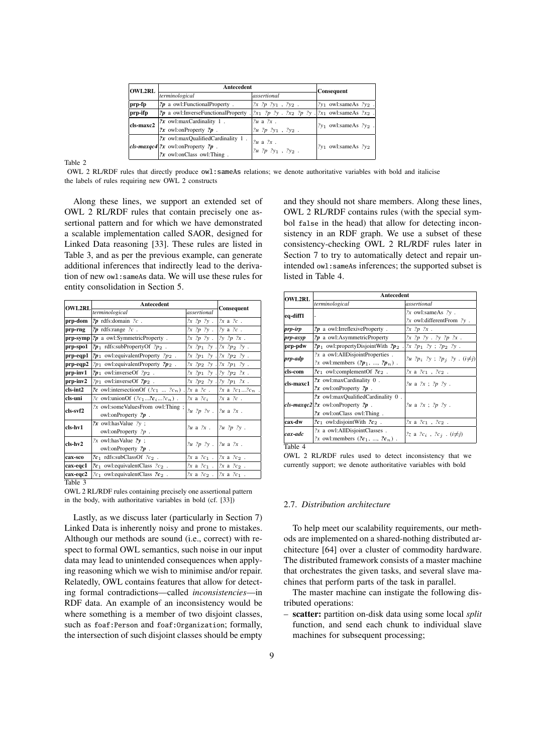| OWL2RL | Antecedent | | Consequent |
|---|---|---|---|
| | *terminological* | *assertional* | |
| prp-fp | ***?p*** a owl:FunctionalProperty . | ?x ?p ?y1 , ?y2 . | ?y1 owl:sameAs ?y2 . |
| prp-ifp | ***?p*** a owl:InverseFunctionalProperty . | ?x1 ?p ?y . ?x2 ?p ?y . | ?x1 owl:sameAs ?x2 . |
| cls-maxc2 | ***?x*** owl:maxCardinality 1 . ***?x*** owl:onProperty ***?p*** . | ?u a ?x . ?u ?p ?y1 , ?y2 . | ?y1 owl:sameAs ?y2 . |
| *cls-maxqc4* | ***?x*** owl:maxQualifiedCardinality 1 . ***?x*** owl:onProperty ***?p*** . ***?x*** owl:onClass owl:Thing . | ?u a ?x . ?u ?p ?y1 , ?y2 . | ?y1 owl:sameAs ?y2 |

Table 2

OWL 2 RL/RDF rules that directly produce `owl:sameAs` relations; we denote authoritative variables with bold and italicise the labels of rules requiring new OWL 2 constructs

Along these lines, we support an extended set of OWL 2 RL/RDF rules that contain precisely one assertional pattern and for which we have demonstrated a scalable implementation called SAOR, designed for Linked Data reasoning [33]. These rules are listed in Table 3, and as per the previous example, can generate additional inferences that indirectly lead to the derivation of new `owl:sameAs` data. We will use these rules for entity consolidation in Section 5.

| OWL2RL | Antecedent | | Consequent |
|---|---|---|---|
| | *terminological* | *assertional* | |
| prp-dom | ***?p*** rdfs:domain ?c . | ?x ?p ?y . | ?x a ?c . |
| prp-rng | ***?p*** rdfs:range ?c . | ?x ?p ?y . | ?y a ?c . |
| prp-symp | ***?p*** a owl:SymmetricProperty . | ?x ?p ?y . | ?y ?p ?x . |
| prp-spo1 | ***?p1*** rdfs:subPropertyOf ?p2 . | ?x ?p1 ?y . | ?x ?p2 ?y . |
| prp-eqp1 | ***?p1*** owl:equivalentProperty ?p2 . | ?x ?p1 ?y . | ?x ?p2 ?y . |
| prp-eqp2 | ?p1 owl:equivalentProperty ***?p2*** . | ?x ?p2 ?y . | ?x ?p1 ?y . |
| prp-inv1 | ***?p1*** owl:inverseOf ?p2 . | ?x ?p1 ?y . | ?y ?p2 ?x . |
| prp-inv2 | ?p1 owl:inverseOf ***?p2*** . | ?x ?p2 ?y . | ?y ?p1 ?x . |
| cls-int2 | ***?c*** owl:intersectionOf (?c1 ... ?cn) . | ?x a ?c . | ?x a ?c1...?cn . |
| cls-uni | ?c owl:unionOf (?c1...***?ci***...?cn) . | ?x a ?ci | ?x a ?c . |
| cls-svf2 | ?x owl:someValuesFrom owl:Thing ; owl:onProperty ***?p*** . | ?u ?p ?v . | ?u a ?x . |
| cls-hv1 | ***?x*** owl:hasValue ?y ; owl:onProperty ?p . | ?u a ?x . | ?u ?p ?y . |
| cls-hv2 | ?x owl:hasValue ***?y*** ; owl:onProperty ***?p*** . | ?u ?p ?y . | ?u a ?x . |
| cax-sco | ***?c1*** rdfs:subClassOf ?c2 . | ?x a ?c1 . | ?x a ?c2 . |
| cax-eqc1 | ***?c1*** owl:equivalentClass ?c2 . | ?x a ?c1 . | ?x a ?c2 . |
| cax-eqc2 | ?c1 owl:equivalentClass ***?c2*** . | ?x a ?c2 . | ?x a ?c1 . |

Table 3

OWL 2 RL/RDF rules containing precisely one assertional pattern in the body, with authoritative variables in bold (cf. [33])

Lastly, as we discuss later (particularly in Section 7) Linked Data is inherently noisy and prone to mistakes. Although our methods are sound (i.e., correct) with respect to formal OWL semantics, such noise in our input data may lead to unintended consequences when applying reasoning which we wish to minimise and/or repair. Relatedly, OWL contains features that allow for detecting formal contradictions—called *inconsistencies*—in RDF data. An example of an inconsistency would be where something is a member of two disjoint classes, such as `foaf:Person` and `foaf:Organization`; formally, the intersection of such disjoint classes should be empty and they should not share members. Along these lines, OWL 2 RL/RDF contains rules (with the special symbol `false` in the head) that allow for detecting inconsistency in an RDF graph. We use a subset of these consistency-checking OWL 2 RL/RDF rules later in Section 7 to try to automatically detect and repair unintended `owl:sameAs` inferences; the supported subset is listed in Table 4.

| OWL2RL | Antecedent | |
|---|---|---|
| | *terminological* | *assertional* |
| eq-diff1 | - | ?x owl:sameAs ?y . ?x owl:differentFrom ?y . |
| *prp-irp* | ***?p*** a owl:IrreflexiveProperty . | ?x ?p ?x . |
| *prp-asyp* | ***?p*** a owl:AsymmetricProperty | ?x ?p ?y . ?y ?p ?x . |
| prp-pdw | ***?p1*** owl:propertyDisjointWith ***?p2*** . | ?x ?p1 ?y ; ?p2 ?y . |
| *prp-adp* | ?x a owl:AllDisjointProperties . ?x owl:members (***?p1***, ..., ***?pn***) . | ?u ?pi ?y ; ?pj ?y . (i≠j) |
| cls-com | ***?c1*** owl:complementOf ***?c2*** . | ?x a ?c1 , ?c2 . |
| cls-maxc1 | ***?x*** owl:maxCardinality 0 . ***?x*** owl:onProperty ***?p*** . | ?u a ?x ; ?p ?y . |
| *cls-maxqc2* | ***?x*** owl:maxQualifiedCardinality 0 . ***?x*** owl:onProperty ***?p*** . ***?x*** owl:onClass owl:Thing . | ?u a ?x ; ?p ?y . |
| cax-dw | ***?c1*** owl:disjointWith ***?c2*** . | ?x a ?c1 , ?c2 . |
| *cax-adc* | ?x a owl:AllDisjointClasses . ?x owl:members (***?c1***, ..., ***?cn***) . | ?z a ?ci , ?cj . (i≠j) |

Table 4

OWL 2 RL/RDF rules used to detect inconsistency that we currently support; we denote authoritative variables with bold

### 2.7. *Distribution architecture*

To help meet our scalability requirements, our methods are implemented on a shared-nothing distributed architecture [64] over a cluster of commodity hardware. The distributed framework consists of a master machine that orchestrates the given tasks, and several slave machines that perform parts of the task in parallel.

The master machine can instigate the following distributed operations:

– **scatter:** partition on-disk data using some local *split* function, and send each chunk to individual slave machines for subsequent processing;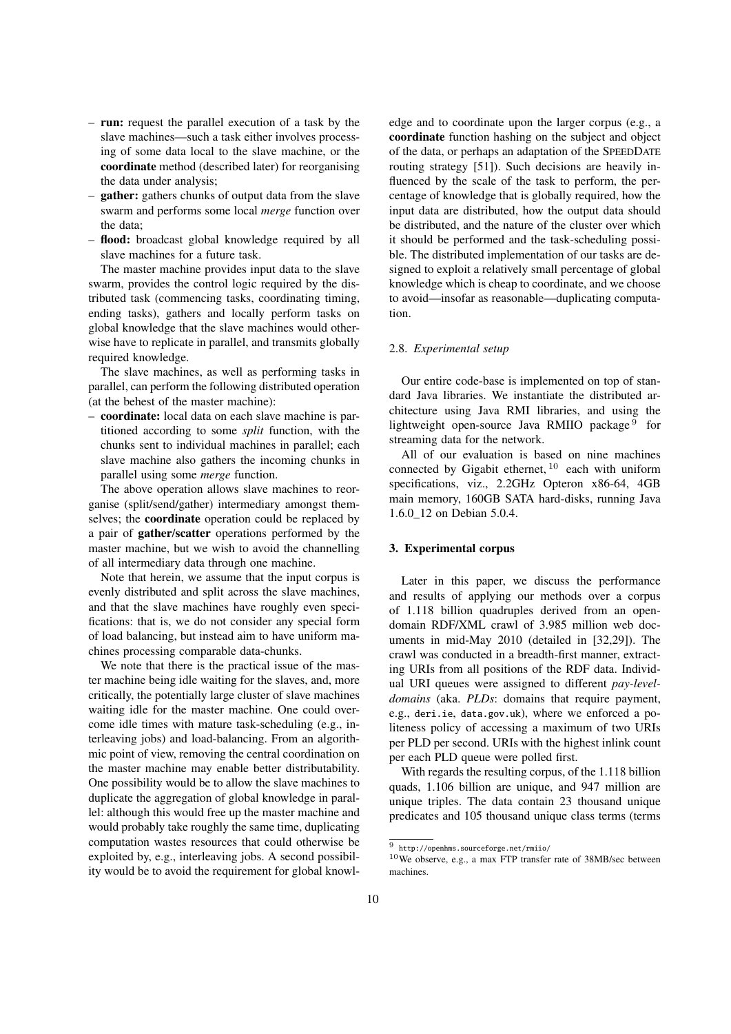– **run:** request the parallel execution of a task by the slave machines—such a task either involves processing of some data local to the slave machine, or the **coordinate** method (described later) for reorganising the data under analysis;
– **gather:** gathers chunks of output data from the slave swarm and performs some local *merge* function over the data;
– **flood:** broadcast global knowledge required by all slave machines for a future task.

The master machine provides input data to the slave swarm, provides the control logic required by the distributed task (commencing tasks, coordinating timing, ending tasks), gathers and locally perform tasks on global knowledge that the slave machines would otherwise have to replicate in parallel, and transmits globally required knowledge.

The slave machines, as well as performing tasks in parallel, can perform the following distributed operation (at the behest of the master machine):

– **coordinate:** local data on each slave machine is partitioned according to some *split* function, with the chunks sent to individual machines in parallel; each slave machine also gathers the incoming chunks in parallel using some *merge* function.

The above operation allows slave machines to reorganise (split/send/gather) intermediary amongst themselves; the **coordinate** operation could be replaced by a pair of **gather/scatter** operations performed by the master machine, but we wish to avoid the channelling of all intermediary data through one machine.

Note that herein, we assume that the input corpus is evenly distributed and split across the slave machines, and that the slave machines have roughly even specifications: that is, we do not consider any special form of load balancing, but instead aim to have uniform machines processing comparable data-chunks.

We note that there is the practical issue of the master machine being idle waiting for the slaves, and, more critically, the potentially large cluster of slave machines waiting idle for the master machine. One could overcome idle times with mature task-scheduling (e.g., interleaving jobs) and load-balancing. From an algorithmic point of view, removing the central coordination on the master machine may enable better distributability. One possibility would be to allow the slave machines to duplicate the aggregation of global knowledge in parallel: although this would free up the master machine and would probably take roughly the same time, duplicating computation wastes resources that could otherwise be exploited by, e.g., interleaving jobs. A second possibility would be to avoid the requirement for global knowledge and to coordinate upon the larger corpus (e.g., a **coordinate** function hashing on the subject and object of the data, or perhaps an adaptation of the SpeedDate routing strategy [51]). Such decisions are heavily influenced by the scale of the task to perform, the percentage of knowledge that is globally required, how the input data are distributed, how the output data should be distributed, and the nature of the cluster over which it should be performed and the task-scheduling possible. The distributed implementation of our tasks are designed to exploit a relatively small percentage of global knowledge which is cheap to coordinate, and we choose to avoid—insofar as reasonable—duplicating computation.

### 2.8. *Experimental setup*

Our entire code-base is implemented on top of standard Java libraries. We instantiate the distributed architecture using Java RMI libraries, and using the lightweight open-source Java RMIIO package[9] for streaming data for the network.

All of our evaluation is based on nine machines connected by Gigabit ethernet,[10] each with uniform specifications, viz., 2.2GHz Opteron x86-64, 4GB main memory, 160GB SATA hard-disks, running Java 1.6.0_12 on Debian 5.0.4.

## 3. Experimental corpus

Later in this paper, we discuss the performance and results of applying our methods over a corpus of 1.118 billion quadruples derived from an open-domain RDF/XML crawl of 3.985 million web documents in mid-May 2010 (detailed in [32,29]). The crawl was conducted in a breadth-first manner, extracting URIs from all positions of the RDF data. Individual URI queues were assigned to different *pay-level-domains* (aka. *PLDs*: domains that require payment, e.g., `deri.ie`, `data.gov.uk`), where we enforced a politeness policy of accessing a maximum of two URIs per PLD per second. URIs with the highest inlink count per each PLD queue were polled first.

With regards the resulting corpus, of the 1.118 billion quads, 1.106 billion are unique, and 947 million are unique triples. The data contain 23 thousand unique predicates and 105 thousand unique class terms (terms

[9] `http://openhms.sourceforge.net/rmiio/`

[10] We observe, e.g., a max FTP transfer rate of 38MB/sec between machines.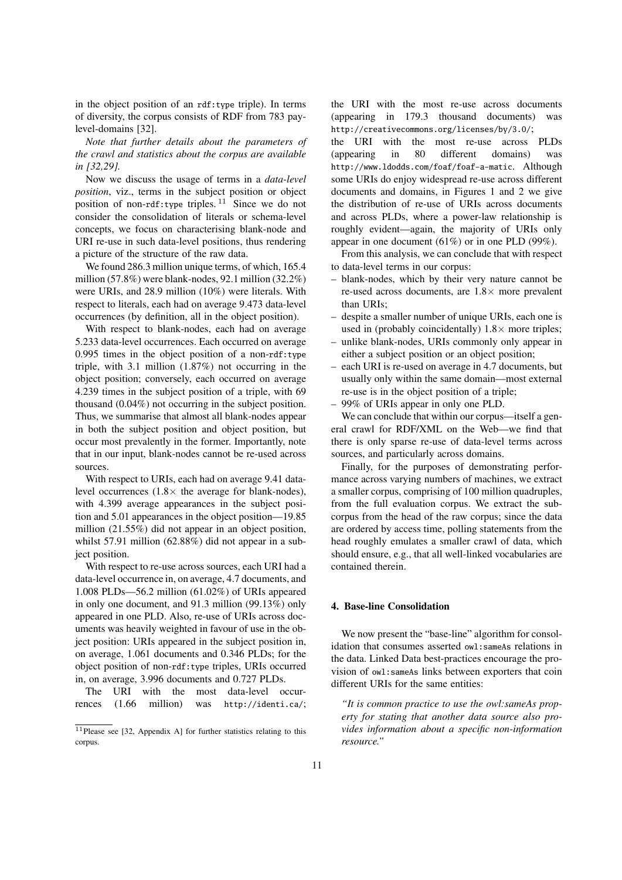in the object position of an `rdf:type` triple). In terms of diversity, the corpus consists of RDF from 783 pay-level-domains [32].

*Note that further details about the parameters of the crawl and statistics about the corpus are available in [32,29].*

Now we discuss the usage of terms in a *data-level position*, viz., terms in the subject position or object position of non-`rdf:type` triples. [11] Since we do not consider the consolidation of literals or schema-level concepts, we focus on characterising blank-node and URI re-use in such data-level positions, thus rendering a picture of the structure of the raw data.

We found 286.3 million unique terms, of which, 165.4 million (57.8%) were blank-nodes, 92.1 million (32.2%) were URIs, and 28.9 million (10%) were literals. With respect to literals, each had on average 9.473 data-level occurrences (by definition, all in the object position).

With respect to blank-nodes, each had on average 5.233 data-level occurrences. Each occurred on average 0.995 times in the object position of a non-`rdf:type` triple, with 3.1 million (1.87%) not occurring in the object position; conversely, each occurred on average 4.239 times in the subject position of a triple, with 69 thousand (0.04%) not occurring in the subject position. Thus, we summarise that almost all blank-nodes appear in both the subject position and object position, but occur most prevalently in the former. Importantly, note that in our input, blank-nodes cannot be re-used across sources.

With respect to URIs, each had on average 9.41 data-level occurrences ($1.8\times$ the average for blank-nodes), with 4.399 average appearances in the subject position and 5.01 appearances in the object position—19.85 million (21.55%) did not appear in an object position, whilst 57.91 million (62.88%) did not appear in a subject position.

With respect to re-use across sources, each URI had a data-level occurrence in, on average, 4.7 documents, and 1.008 PLDs—56.2 million (61.02%) of URIs appeared in only one document, and 91.3 million (99.13%) only appeared in one PLD. Also, re-use of URIs across documents was heavily weighted in favour of use in the object position: URIs appeared in the subject position in, on average, 1.061 documents and 0.346 PLDs; for the object position of non-`rdf:type` triples, URIs occurred in, on average, 3.996 documents and 0.727 PLDs.

The URI with the most data-level occurrences (1.66 million) was `http://identi.ca/`; the URI with the most re-use across documents (appearing in 179.3 thousand documents) was `http://creativecommons.org/licenses/by/3.0/`; the URI with the most re-use across PLDs (appearing in 80 different domains) was `http://www.ldodds.com/foaf/foaf-a-matic`. Although some URIs do enjoy widespread re-use across different documents and domains, in Figures 1 and 2 we give the distribution of re-use of URIs across documents and across PLDs, where a power-law relationship is roughly evident—again, the majority of URIs only appear in one document (61%) or in one PLD (99%).

From this analysis, we can conclude that with respect to data-level terms in our corpus:

- blank-nodes, which by their very nature cannot be re-used across documents, are $1.8\times$ more prevalent than URIs;
- despite a smaller number of unique URIs, each one is used in (probably coincidentally) $1.8\times$ more triples;
- unlike blank-nodes, URIs commonly only appear in either a subject position or an object position;
- each URI is re-used on average in 4.7 documents, but usually only within the same domain—most external re-use is in the object position of a triple;
- 99% of URIs appear in only one PLD.

We can conclude that within our corpus—itself a general crawl for RDF/XML on the Web—we find that there is only sparse re-use of data-level terms across sources, and particularly across domains.

Finally, for the purposes of demonstrating performance across varying numbers of machines, we extract a smaller corpus, comprising of 100 million quadruples, from the full evaluation corpus. We extract the sub-corpus from the head of the raw corpus; since the data are ordered by access time, polling statements from the head roughly emulates a smaller crawl of data, which should ensure, e.g., that all well-linked vocabularies are contained therein.

## 4. Base-line Consolidation

We now present the "base-line" algorithm for consolidation that consumes asserted `owl:sameAs` relations in the data. Linked Data best-practices encourage the provision of `owl:sameAs` links between exporters that coin different URIs for the same entities:

> *"It is common practice to use the owl:sameAs property for stating that another data source also provides information about a specific non-information resource."*

[11] Please see [32, Appendix A] for further statistics relating to this corpus.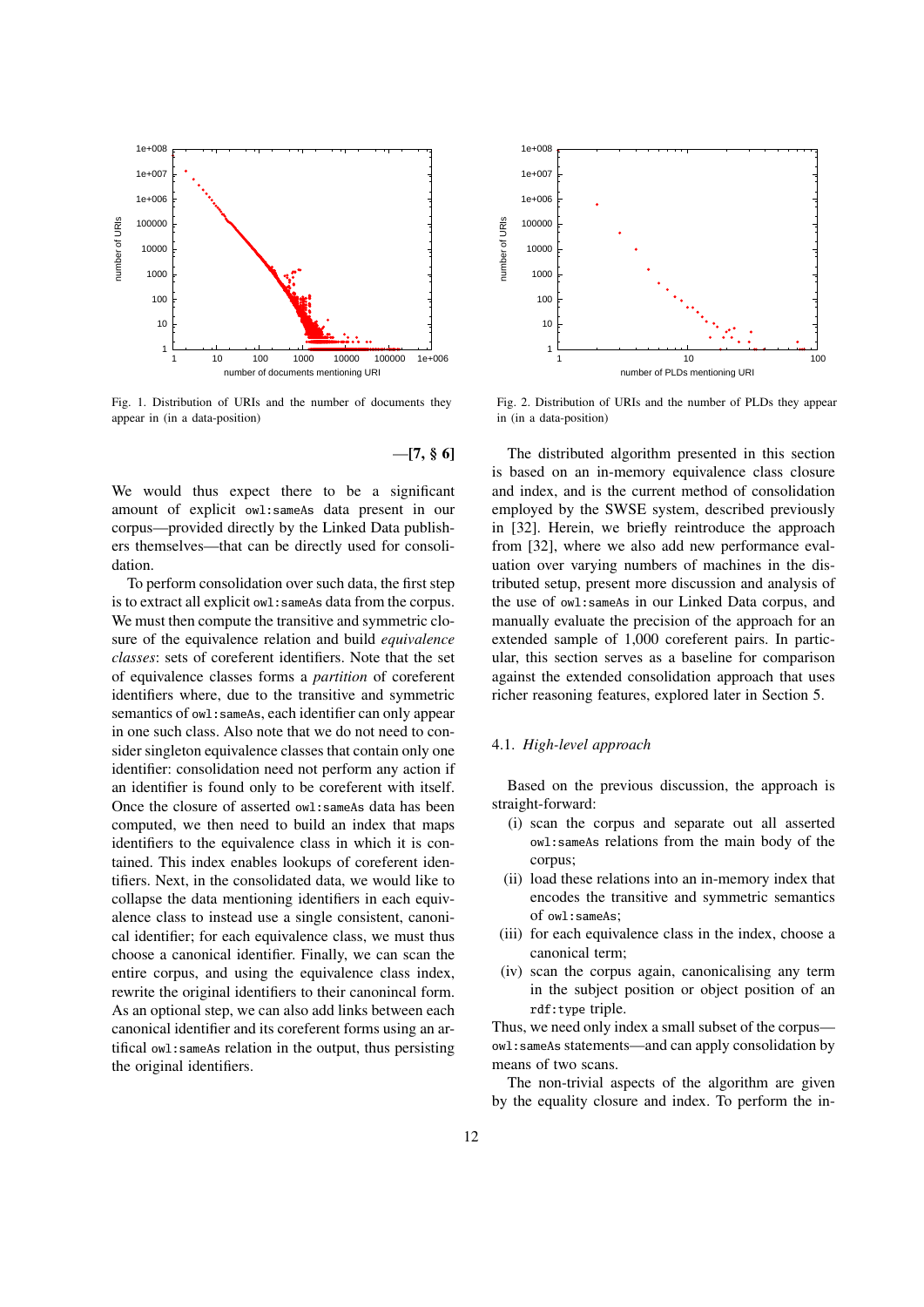Fig. 1. Distribution of URIs and the number of documents they appear in (in a data-position)

Fig. 2. Distribution of URIs and the number of PLDs they appear in (in a data-position)

—[7, § 6]

We would thus expect there to be a significant amount of explicit owl:sameAs data present in our corpus—provided directly by the Linked Data publishers themselves—that can be directly used for consolidation.

To perform consolidation over such data, the first step is to extract all explicit owl:sameAs data from the corpus. We must then compute the transitive and symmetric closure of the equivalence relation and build *equivalence classes*: sets of coreferent identifiers. Note that the set of equivalence classes forms a *partition* of coreferent identifiers where, due to the transitive and symmetric semantics of owl:sameAs, each identifier can only appear in one such class. Also note that we do not need to consider singleton equivalence classes that contain only one identifier: consolidation need not perform any action if an identifier is found only to be coreferent with itself. Once the closure of asserted owl:sameAs data has been computed, we then need to build an index that maps identifiers to the equivalence class in which it is contained. This index enables lookups of coreferent identifiers. Next, in the consolidated data, we would like to collapse the data mentioning identifiers in each equivalence class to instead use a single consistent, canonical identifier; for each equivalence class, we must thus choose a canonical identifier. Finally, we can scan the entire corpus, and using the equivalence class index, rewrite the original identifiers to their canonincal form. As an optional step, we can also add links between each canonical identifier and its coreferent forms using an artifical owl:sameAs relation in the output, thus persisting the original identifiers.

The distributed algorithm presented in this section is based on an in-memory equivalence class closure and index, and is the current method of consolidation employed by the SWSE system, described previously in [32]. Herein, we briefly reintroduce the approach from [32], where we also add new performance evaluation over varying numbers of machines in the distributed setup, present more discussion and analysis of the use of owl:sameAs in our Linked Data corpus, and manually evaluate the precision of the approach for an extended sample of 1,000 coreferent pairs. In particular, this section serves as a baseline for comparison against the extended consolidation approach that uses richer reasoning features, explored later in Section 5.

### 4.1. *High-level approach*

Based on the previous discussion, the approach is straight-forward:

(i) scan the corpus and separate out all asserted owl:sameAs relations from the main body of the corpus;
(ii) load these relations into an in-memory index that encodes the transitive and symmetric semantics of owl:sameAs;
(iii) for each equivalence class in the index, choose a canonical term;
(iv) scan the corpus again, canonicalising any term in the subject position or object position of an rdf:type triple.

Thus, we need only index a small subset of the corpus—owl:sameAs statements—and can apply consolidation by means of two scans.

The non-trivial aspects of the algorithm are given by the equality closure and index. To perform the in-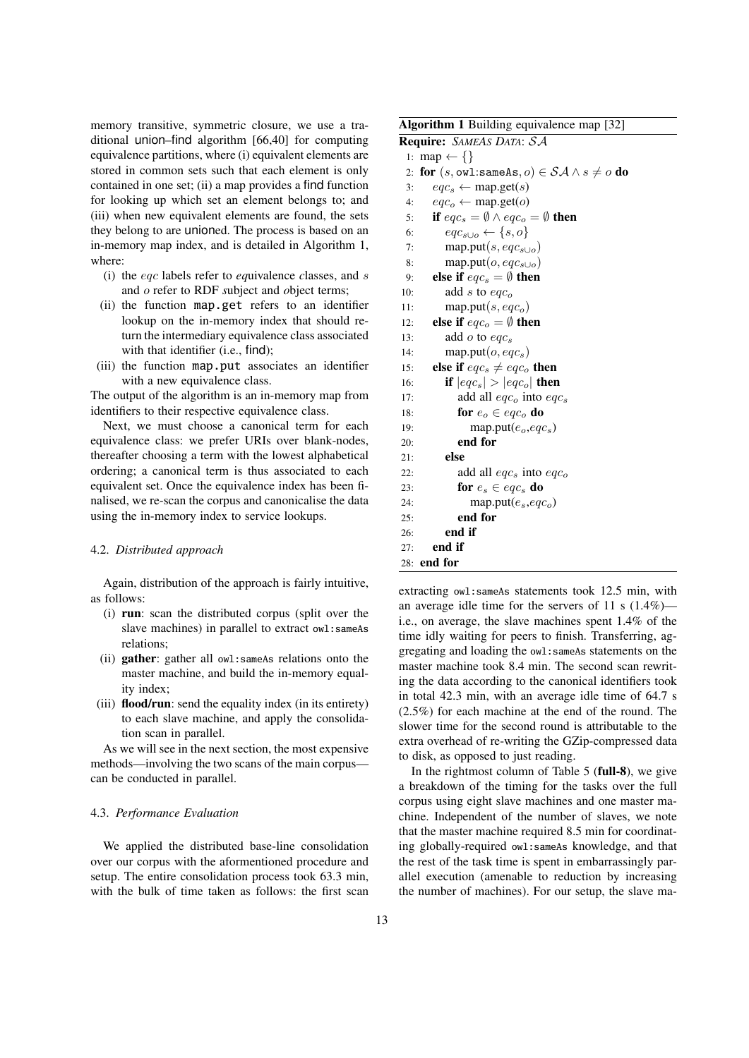memory transitive, symmetric closure, we use a traditional union–find algorithm [66,40] for computing equivalence partitions, where (i) equivalent elements are stored in common sets such that each element is only contained in one set; (ii) a map provides a find function for looking up which set an element belongs to; and (iii) when new equivalent elements are found, the sets they belong to are unioned. The process is based on an in-memory map index, and is detailed in Algorithm 1, where:

(i) the $eqc$ labels refer to *eq*uivalence *c*lasses, and $s$ and $o$ refer to RDF *s*ubject and *o*bject terms;
(ii) the function `map.get` refers to an identifier lookup on the in-memory index that should return the intermediary equivalence class associated with that identifier (i.e., find);
(iii) the function `map.put` associates an identifier with a new equivalence class.

The output of the algorithm is an in-memory map from identifiers to their respective equivalence class.

Next, we must choose a canonical term for each equivalence class: we prefer URIs over blank-nodes, thereafter choosing a term with the lowest alphabetical ordering; a canonical term is thus associated to each equivalent set. Once the equivalence index has been finalised, we re-scan the corpus and canonicalise the data using the in-memory index to service lookups.

**Algorithm 1** Building equivalence map [32]

**Require:** *SAMEAS DATA*: $\mathcal{SA}$

```
1:  map ← {}
2:  for (s, owl:sameAs, o) ∈ SA ∧ s ≠ o do
3:      eqc_s ← map.get(s)
4:      eqc_o ← map.get(o)
5:      if eqc_s = ∅ ∧ eqc_o = ∅ then
6:          eqc_{s∪o} ← {s, o}
7:          map.put(s, eqc_{s∪o})
8:          map.put(o, eqc_{s∪o})
9:      else if eqc_s = ∅ then
10:         add s to eqc_o
11:         map.put(s, eqc_o)
12:     else if eqc_o = ∅ then
13:         add o to eqc_s
14:         map.put(o, eqc_s)
15:     else if eqc_s ≠ eqc_o then
16:         if |eqc_s| > |eqc_o| then
17:             add all eqc_o into eqc_s
18:             for e_o ∈ eqc_o do
19:                 map.put(e_o, eqc_s)
20:             end for
21:         else
22:             add all eqc_s into eqc_o
23:             for e_s ∈ eqc_s do
24:                 map.put(e_s, eqc_o)
25:             end for
26:         end if
27:     end if
28: end for
```

### 4.2. *Distributed approach*

Again, distribution of the approach is fairly intuitive, as follows:

(i) **run**: scan the distributed corpus (split over the slave machines) in parallel to extract `owl:sameAs` relations;
(ii) **gather**: gather all `owl:sameAs` relations onto the master machine, and build the in-memory equality index;
(iii) **flood/run**: send the equality index (in its entirety) to each slave machine, and apply the consolidation scan in parallel.

As we will see in the next section, the most expensive methods—involving the two scans of the main corpus—can be conducted in parallel.

### 4.3. *Performance Evaluation*

We applied the distributed base-line consolidation over our corpus with the aforementioned procedure and setup. The entire consolidation process took 63.3 min, with the bulk of time taken as follows: the first scan extracting `owl:sameAs` statements took 12.5 min, with an average idle time for the servers of 11 s (1.4%)—i.e., on average, the slave machines spent 1.4% of the time idly waiting for peers to finish. Transferring, aggregating and loading the `owl:sameAs` statements on the master machine took 8.4 min. The second scan rewriting the data according to the canonical identifiers took in total 42.3 min, with an average idle time of 64.7 s (2.5%) for each machine at the end of the round. The slower time for the second round is attributable to the extra overhead of re-writing the GZip-compressed data to disk, as opposed to just reading.

In the rightmost column of Table 5 (**full-8**), we give a breakdown of the timing for the tasks over the full corpus using eight slave machines and one master machine. Independent of the number of slaves, we note that the master machine required 8.5 min for coordinating globally-required `owl:sameAs` knowledge, and that the rest of the task time is spent in embarrassingly parallel execution (amenable to reduction by increasing the number of machines). For our setup, the slave ma-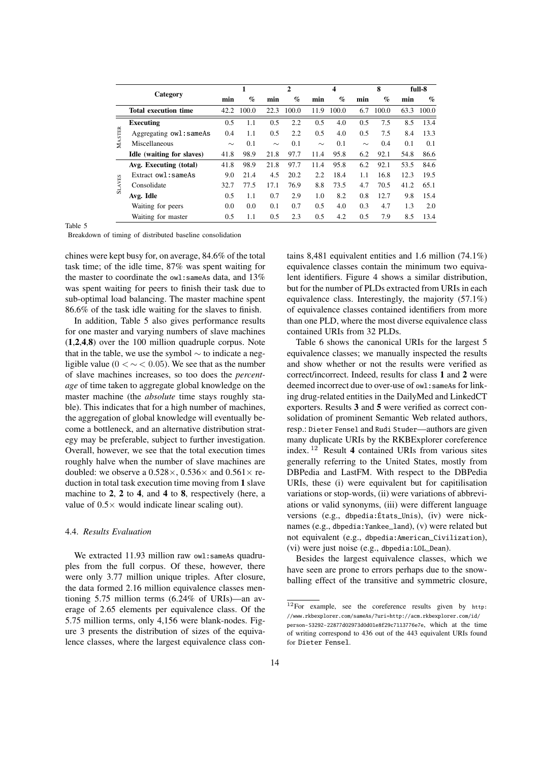| | Category | 1 | | 2 | | 4 | | 8 | | full-8 | |
|---|---|---|---|---|---|---|---|---|---|---|---|
| | | min | % | min | % | min | % | min | % | min | % |
| | **Total execution time** | 42.2 | 100.0 | 22.3 | 100.0 | 11.9 | 100.0 | 6.7 | 100.0 | 63.3 | 100.0 |
| MASTER | **Executing** | 0.5 | 1.1 | 0.5 | 2.2 | 0.5 | 4.0 | 0.5 | 7.5 | 8.5 | 13.4 |
| | Aggregating `owl:sameAs` | 0.4 | 1.1 | 0.5 | 2.2 | 0.5 | 4.0 | 0.5 | 7.5 | 8.4 | 13.3 |
| | Miscellaneous | $\sim$ | 0.1 | $\sim$ | 0.1 | $\sim$ | 0.1 | $\sim$ | 0.4 | 0.1 | 0.1 |
| | **Idle (waiting for slaves)** | 41.8 | 98.9 | 21.8 | 97.7 | 11.4 | 95.8 | 6.2 | 92.1 | 54.8 | 86.6 |
| SLAVES | **Avg. Executing (total)** | 41.8 | 98.9 | 21.8 | 97.7 | 11.4 | 95.8 | 6.2 | 92.1 | 53.5 | 84.6 |
| | Extract `owl:sameAs` | 9.0 | 21.4 | 4.5 | 20.2 | 2.2 | 18.4 | 1.1 | 16.8 | 12.3 | 19.5 |
| | Consolidate | 32.7 | 77.5 | 17.1 | 76.9 | 8.8 | 73.5 | 4.7 | 70.5 | 41.2 | 65.1 |
| | **Avg. Idle** | 0.5 | 1.1 | 0.7 | 2.9 | 1.0 | 8.2 | 0.8 | 12.7 | 9.8 | 15.4 |
| | Waiting for peers | 0.0 | 0.0 | 0.1 | 0.7 | 0.5 | 4.0 | 0.3 | 4.7 | 1.3 | 2.0 |
| | Waiting for master | 0.5 | 1.1 | 0.5 | 2.3 | 0.5 | 4.2 | 0.5 | 7.9 | 8.5 | 13.4 |

Table 5

Breakdown of timing of distributed baseline consolidation

chines were kept busy for, on average, 84.6% of the total task time; of the idle time, 87% was spent waiting for the master to coordinate the `owl:sameAs` data, and 13% was spent waiting for peers to finish their task due to sub-optimal load balancing. The master machine spent 86.6% of the task idle waiting for the slaves to finish.

In addition, Table 5 also gives performance results for one master and varying numbers of slave machines (**1**,**2**,**4**,**8**) over the 100 million quadruple corpus. Note that in the table, we use the symbol $\sim$ to indicate a negligible value ($0 < \sim < 0.05$). We see that as the number of slave machines increases, so too does the *percentage* of time taken to aggregate global knowledge on the master machine (the *absolute* time stays roughly stable). This indicates that for a high number of machines, the aggregation of global knowledge will eventually become a bottleneck, and an alternative distribution strategy may be preferable, subject to further investigation. Overall, however, we see that the total execution times roughly halve when the number of slave machines are doubled: we observe a $0.528\times$, $0.536\times$ and $0.561\times$ reduction in total task execution time moving from **1** slave machine to **2**, **2** to **4**, and **4** to **8**, respectively (here, a value of $0.5\times$ would indicate linear scaling out).

### 4.4. *Results Evaluation*

We extracted 11.93 million raw `owl:sameAs` quadruples from the full corpus. Of these, however, there were only 3.77 million unique triples. After closure, the data formed 2.16 million equivalence classes mentioning 5.75 million terms (6.24% of URIs)—an average of 2.65 elements per equivalence class. Of the 5.75 million terms, only 4,156 were blank-nodes. Figure 3 presents the distribution of sizes of the equivalence classes, where the largest equivalence class contains 8,481 equivalent entities and 1.6 million (74.1%) equivalence classes contain the minimum two equivalent identifiers. Figure 4 shows a similar distribution, but for the number of PLDs extracted from URIs in each equivalence class. Interestingly, the majority (57.1%) of equivalence classes contained identifiers from more than one PLD, where the most diverse equivalence class contained URIs from 32 PLDs.

Table 6 shows the canonical URIs for the largest 5 equivalence classes; we manually inspected the results and show whether or not the results were verified as correct/incorrect. Indeed, results for class **1** and **2** were deemed incorrect due to over-use of `owl:sameAs` for linking drug-related entities in the DailyMed and LinkedCT exporters. Results **3** and **5** were verified as correct consolidation of prominent Semantic Web related authors, resp.: `Dieter Fensel` and `Rudi Studer`—authors are given many duplicate URIs by the RKBExplorer coreference index.[12] Result **4** contained URIs from various sites generally referring to the United States, mostly from DBPedia and LastFM. With respect to the DBPedia URIs, these (i) were equivalent but for capitilisation variations or stop-words, (ii) were variations of abbreviations or valid synonyms, (iii) were different language versions (e.g., `dbpedia:États_Unis`), (iv) were nicknames (e.g., `dbpedia:Yankee_land`), (v) were related but not equivalent (e.g., `dbpedia:American_Civilization`), (vi) were just noise (e.g., `dbpedia:LOL_Dean`).

Besides the largest equivalence classes, which we have seen are prone to errors perhaps due to the snowballing effect of the transitive and symmetric closure,

[12] For example, see the coreference results given by `http://www.rkbexplorer.com/sameAs/?uri=http://acm.rkbexplorer.com/id/person-53292-22877d02973d0d01e8f29c7113776e7e`, which at the time of writing correspond to 436 out of the 443 equivalent URIs found for `Dieter Fensel`.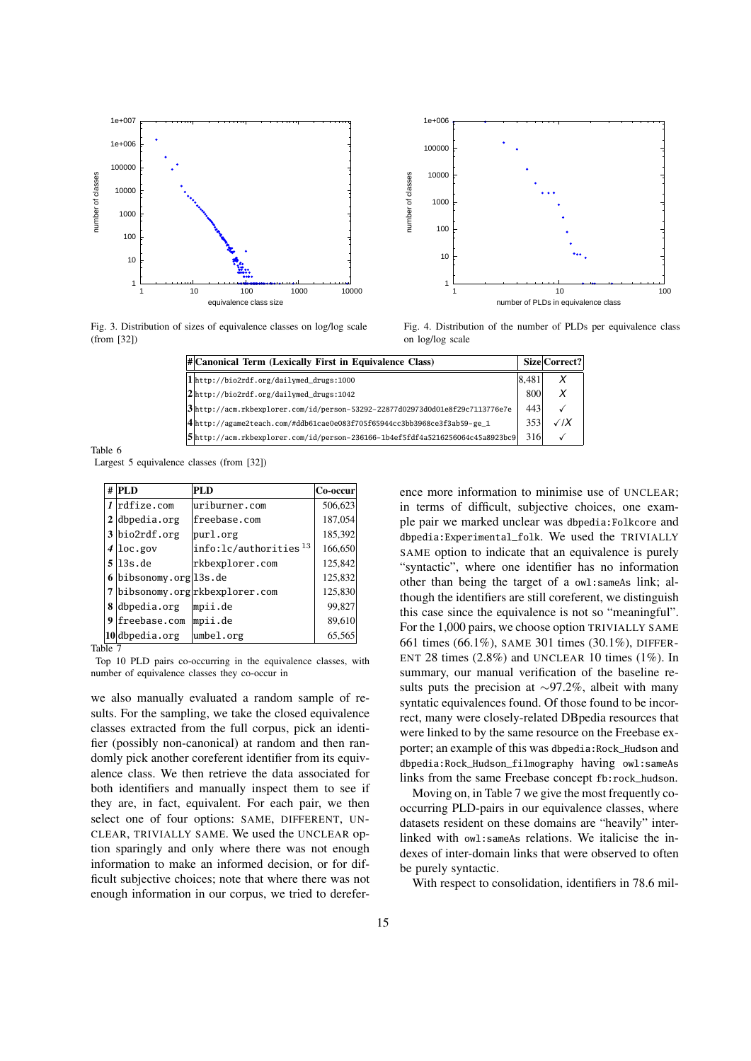Fig. 3. Distribution of sizes of equivalence classes on log/log scale (from [32])

Fig. 4. Distribution of the number of PLDs per equivalence class on log/log scale

| # | Canonical Term (Lexically First in Equivalence Class) | Size | Correct? |
|---|---|---|---|
| 1 | `http://bio2rdf.org/dailymed_drugs:1000` | 8,481 | ✗ |
| 2 | `http://bio2rdf.org/dailymed_drugs:1042` | 800 | ✗ |
| 3 | `http://acm.rkbexplorer.com/id/person-53292-22877d02973d0d01e8f29c7113776e7e` | 443 | ✓ |
| 4 | `http://agame2teach.com/#ddb61cae0e083f705f65944cc3bb3968ce3f3ab59-ge_1` | 353 | ✓/✗ |
| 5 | `http://acm.rkbexplorer.com/id/person-236166-1b4ef5fdf4a5216256064c45a8923bc9` | 316 | ✓ |

Table 6
Largest 5 equivalence classes (from [32])

| # | PLD | PLD | Co-occur |
|---|---|---|---|
| *1* | `rdfize.com` | `uriburner.com` | 506,623 |
| 2 | `dbpedia.org` | `freebase.com` | 187,054 |
| 3 | `bio2rdf.org` | `purl.org` | 185,392 |
| *4* | `loc.gov` | `info:lc/authorities`[13] | 166,650 |
| *5* | `l3s.de` | `rkbexplorer.com` | 125,842 |
| 6 | `bibsonomy.org` | `l3s.de` | 125,832 |
| 7 | `bibsonomy.org` | `rkbexplorer.com` | 125,830 |
| 8 | `dbpedia.org` | `mpii.de` | 99,827 |
| 9 | `freebase.com` | `mpii.de` | 89,610 |
| *10* | `dbpedia.org` | `umbel.org` | 65,565 |

Table 7
Top 10 PLD pairs co-occurring in the equivalence classes, with number of equivalence classes they co-occur in

we also manually evaluated a random sample of results. For the sampling, we take the closed equivalence classes extracted from the full corpus, pick an identifier (possibly non-canonical) at random and then randomly pick another coreferent identifier from its equivalence class. We then retrieve the data associated for both identifiers and manually inspect them to see if they are, in fact, equivalent. For each pair, we then select one of four options: SAME, DIFFERENT, UNCLEAR, TRIVIALLY SAME. We used the UNCLEAR option sparingly and only where there was not enough information to make an informed decision, or for difficult subjective choices; note that where there was not enough information in our corpus, we tried to dereference more information to minimise use of UNCLEAR; in terms of difficult, subjective choices, one example pair we marked unclear was `dbpedia:Folkcore` and `dbpedia:Experimental_folk`. We used the TRIVIALLY SAME option to indicate that an equivalence is purely "syntactic", where one identifier has no information other than being the target of a `owl:sameAs` link; although the identifiers are still coreferent, we distinguish this case since the equivalence is not so "meaningful". For the 1,000 pairs, we choose option TRIVIALLY SAME 661 times (66.1%), SAME 301 times (30.1%), DIFFERENT 28 times (2.8%) and UNCLEAR 10 times (1%). In summary, our manual verification of the baseline results puts the precision at $\sim$97.2%, albeit with many syntatic equivalences found. Of those found to be incorrect, many were closely-related DBpedia resources that were linked to by the same resource on the Freebase exporter; an example of this was `dbpedia:Rock_Hudson` and `dbpedia:Rock_Hudson_filmography` having `owl:sameAs` links from the same Freebase concept `fb:rock_hudson`.

Moving on, in Table 7 we give the most frequently co-occurring PLD-pairs in our equivalence classes, where datasets resident on these domains are "heavily" inter-linked with `owl:sameAs` relations. We italicise the indexes of inter-domain links that were observed to often be purely syntactic.

With respect to consolidation, identifiers in 78.6 mil-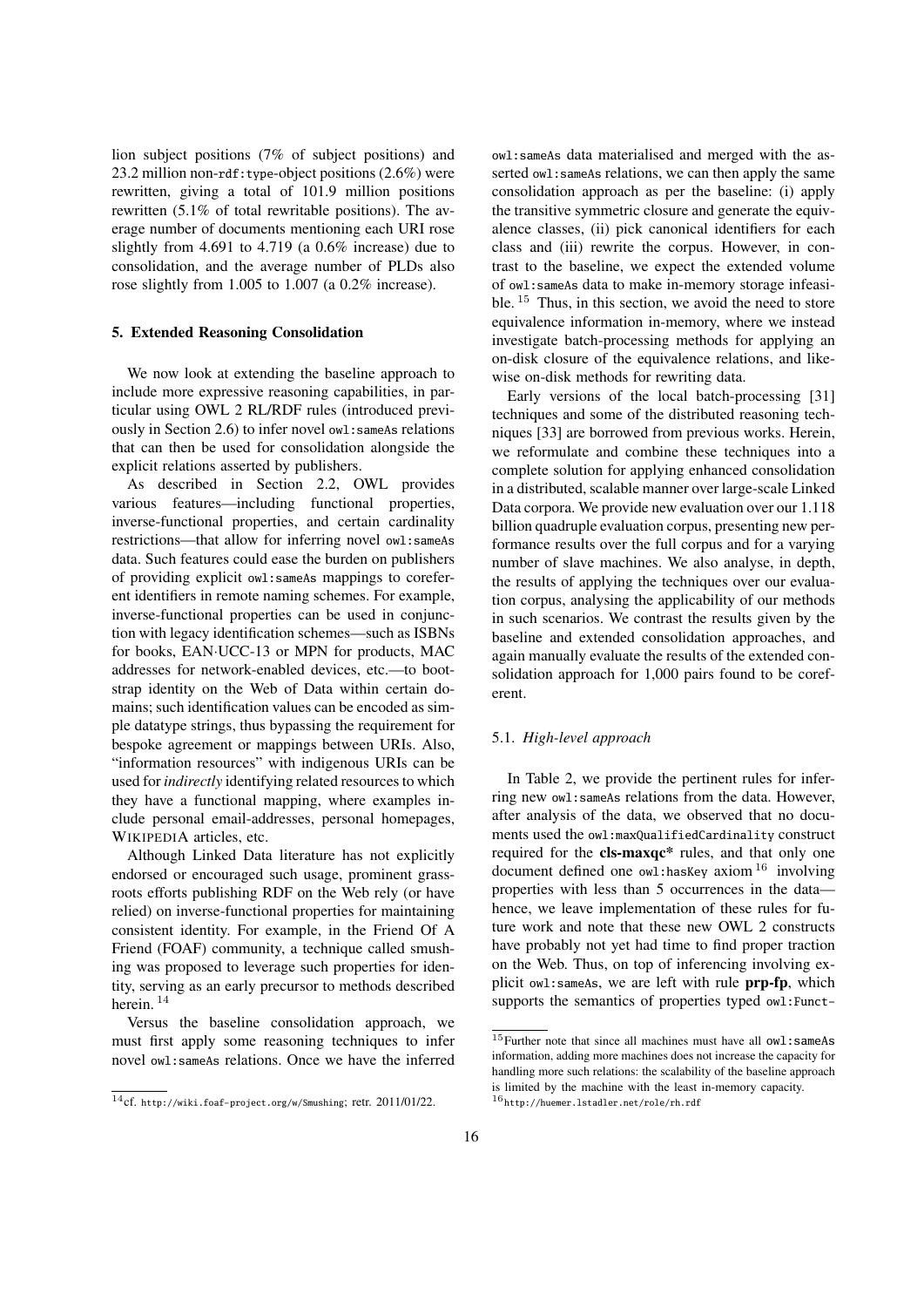lion subject positions (7% of subject positions) and 23.2 million non-rdf:type-object positions (2.6%) were rewritten, giving a total of 101.9 million positions rewritten (5.1% of total rewritable positions). The average number of documents mentioning each URI rose slightly from 4.691 to 4.719 (a 0.6% increase) due to consolidation, and the average number of PLDs also rose slightly from 1.005 to 1.007 (a 0.2% increase).

## 5. Extended Reasoning Consolidation

We now look at extending the baseline approach to include more expressive reasoning capabilities, in particular using OWL 2 RL/RDF rules (introduced previously in Section 2.6) to infer novel owl:sameAs relations that can then be used for consolidation alongside the explicit relations asserted by publishers.

As described in Section 2.2, OWL provides various features—including functional properties, inverse-functional properties, and certain cardinality restrictions—that allow for inferring novel owl:sameAs data. Such features could ease the burden on publishers of providing explicit owl:sameAs mappings to coreferent identifiers in remote naming schemes. For example, inverse-functional properties can be used in conjunction with legacy identification schemes—such as ISBNs for books, EAN·UCC-13 or MPN for products, MAC addresses for network-enabled devices, etc.—to bootstrap identity on the Web of Data within certain domains; such identification values can be encoded as simple datatype strings, thus bypassing the requirement for bespoke agreement or mappings between URIs. Also, "information resources" with indigenous URIs can be used for *indirectly* identifying related resources to which they have a functional mapping, where examples include personal email-addresses, personal homepages, WIKIPEDIA articles, etc.

Although Linked Data literature has not explicitly endorsed or encouraged such usage, prominent grass-roots efforts publishing RDF on the Web rely (or have relied) on inverse-functional properties for maintaining consistent identity. For example, in the Friend Of A Friend (FOAF) community, a technique called smushing was proposed to leverage such properties for identity, serving as an early precursor to methods described herein. [14]

Versus the baseline consolidation approach, we must first apply some reasoning techniques to infer novel owl:sameAs relations. Once we have the inferred owl:sameAs data materialised and merged with the asserted owl:sameAs relations, we can then apply the same consolidation approach as per the baseline: (i) apply the transitive symmetric closure and generate the equivalence classes, (ii) pick canonical identifiers for each class and (iii) rewrite the corpus. However, in contrast to the baseline, we expect the extended volume of owl:sameAs data to make in-memory storage infeasible. [15] Thus, in this section, we avoid the need to store equivalence information in-memory, where we instead investigate batch-processing methods for applying an on-disk closure of the equivalence relations, and likewise on-disk methods for rewriting data.

Early versions of the local batch-processing [31] techniques and some of the distributed reasoning techniques [33] are borrowed from previous works. Herein, we reformulate and combine these techniques into a complete solution for applying enhanced consolidation in a distributed, scalable manner over large-scale Linked Data corpora. We provide new evaluation over our 1.118 billion quadruple evaluation corpus, presenting new performance results over the full corpus and for a varying number of slave machines. We also analyse, in depth, the results of applying the techniques over our evaluation corpus, analysing the applicability of our methods in such scenarios. We contrast the results given by the baseline and extended consolidation approaches, and again manually evaluate the results of the extended consolidation approach for 1,000 pairs found to be coreferent.

### 5.1. *High-level approach*

In Table 2, we provide the pertinent rules for inferring new owl:sameAs relations from the data. However, after analysis of the data, we observed that no documents used the owl:maxQualifiedCardinality construct required for the **cls-maxqc*** rules, and that only one document defined one owl:hasKey axiom [16] involving properties with less than 5 occurrences in the data—hence, we leave implementation of these rules for future work and note that these new OWL 2 constructs have probably not yet had time to find proper traction on the Web. Thus, on top of inferencing involving explicit owl:sameAs, we are left with rule **prp-fp**, which supports the semantics of properties typed owl:Funct-

---

[14] cf. http://wiki.foaf-project.org/w/Smushing; retr. 2011/01/22.

[15] Further note that since all machines must have all owl:sameAs information, adding more machines does not increase the capacity for handling more such relations: the scalability of the baseline approach is limited by the machine with the least in-memory capacity.

[16] http://huemer.lstadler.net/role/rh.rdf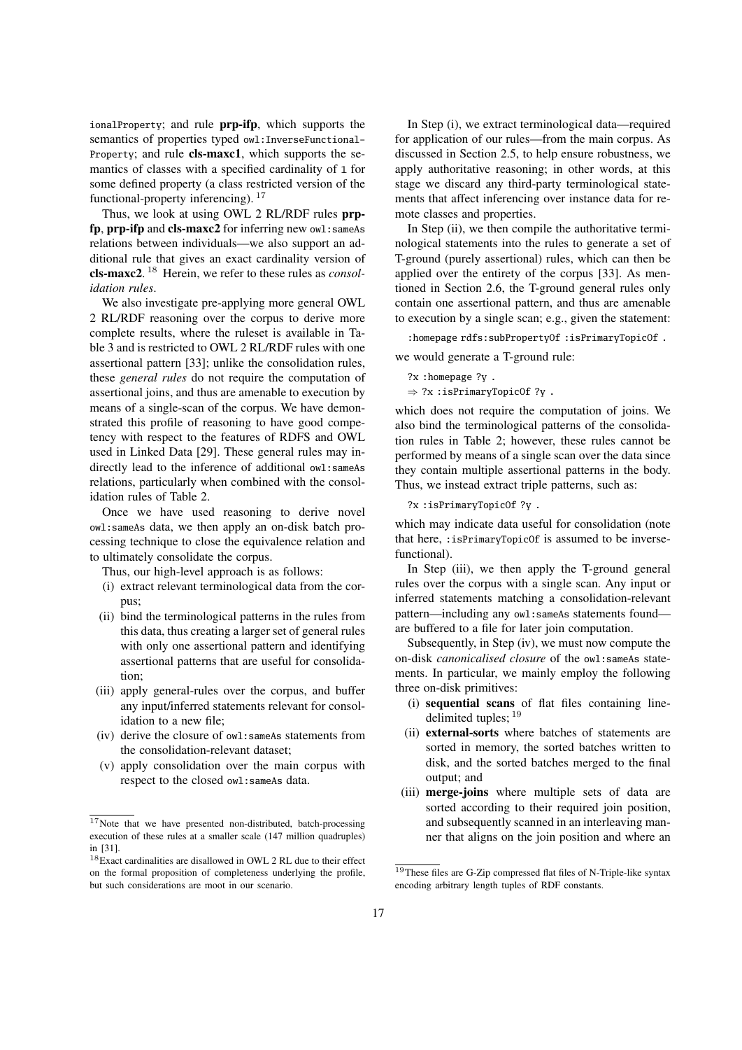ionalProperty; and rule **prp-ifp**, which supports the semantics of properties typed owl:InverseFunctional-Property; and rule **cls-maxc1**, which supports the semantics of classes with a specified cardinality of 1 for some defined property (a class restricted version of the functional-property inferencing). [17]

Thus, we look at using OWL 2 RL/RDF rules **prp-fp**, **prp-ifp** and **cls-maxc2** for inferring new owl:sameAs relations between individuals—we also support an additional rule that gives an exact cardinality version of **cls-maxc2**. [18] Herein, we refer to these rules as *consolidation rules*.

We also investigate pre-applying more general OWL 2 RL/RDF reasoning over the corpus to derive more complete results, where the ruleset is available in Table 3 and is restricted to OWL 2 RL/RDF rules with one assertional pattern [33]; unlike the consolidation rules, these *general rules* do not require the computation of assertional joins, and thus are amenable to execution by means of a single-scan of the corpus. We have demonstrated this profile of reasoning to have good competency with respect to the features of RDFS and OWL used in Linked Data [29]. These general rules may indirectly lead to the inference of additional owl:sameAs relations, particularly when combined with the consolidation rules of Table 2.

Once we have used reasoning to derive novel owl:sameAs data, we then apply an on-disk batch processing technique to close the equivalence relation and to ultimately consolidate the corpus.

Thus, our high-level approach is as follows:

(i) extract relevant terminological data from the corpus;
(ii) bind the terminological patterns in the rules from this data, thus creating a larger set of general rules with only one assertional pattern and identifying assertional patterns that are useful for consolidation;
(iii) apply general-rules over the corpus, and buffer any input/inferred statements relevant for consolidation to a new file;
(iv) derive the closure of owl:sameAs statements from the consolidation-relevant dataset;
(v) apply consolidation over the main corpus with respect to the closed owl:sameAs data.

In Step (i), we extract terminological data—required for application of our rules—from the main corpus. As discussed in Section 2.5, to help ensure robustness, we apply authoritative reasoning; in other words, at this stage we discard any third-party terminological statements that affect inferencing over instance data for remote classes and properties.

In Step (ii), we then compile the authoritative terminological statements into the rules to generate a set of T-ground (purely assertional) rules, which can then be applied over the entirety of the corpus [33]. As mentioned in Section 2.6, the T-ground general rules only contain one assertional pattern, and thus are amenable to execution by a single scan; e.g., given the statement:

```
:homepage rdfs:subPropertyOf :isPrimaryTopicOf .
```

we would generate a T-ground rule:

```
?x :homepage ?y .
⇒ ?x :isPrimaryTopicOf ?y .
```

which does not require the computation of joins. We also bind the terminological patterns of the consolidation rules in Table 2; however, these rules cannot be performed by means of a single scan over the data since they contain multiple assertional patterns in the body. Thus, we instead extract triple patterns, such as:

```
?x :isPrimaryTopicOf ?y .
```

which may indicate data useful for consolidation (note that here, :isPrimaryTopicOf is assumed to be inverse-functional).

In Step (iii), we then apply the T-ground general rules over the corpus with a single scan. Any input or inferred statements matching a consolidation-relevant pattern—including any owl:sameAs statements found—are buffered to a file for later join computation.

Subsequently, in Step (iv), we must now compute the on-disk *canonicalised closure* of the owl:sameAs statements. In particular, we mainly employ the following three on-disk primitives:

(i) **sequential scans** of flat files containing line-delimited tuples; [19]
(ii) **external-sorts** where batches of statements are sorted in memory, the sorted batches written to disk, and the sorted batches merged to the final output; and
(iii) **merge-joins** where multiple sets of data are sorted according to their required join position, and subsequently scanned in an interleaving manner that aligns on the join position and where an

[17] Note that we have presented non-distributed, batch-processing execution of these rules at a smaller scale (147 million quadruples) in [31].

[18] Exact cardinalities are disallowed in OWL 2 RL due to their effect on the formal proposition of completeness underlying the profile, but such considerations are moot in our scenario.

[19] These files are G-Zip compressed flat files of N-Triple-like syntax encoding arbitrary length tuples of RDF constants.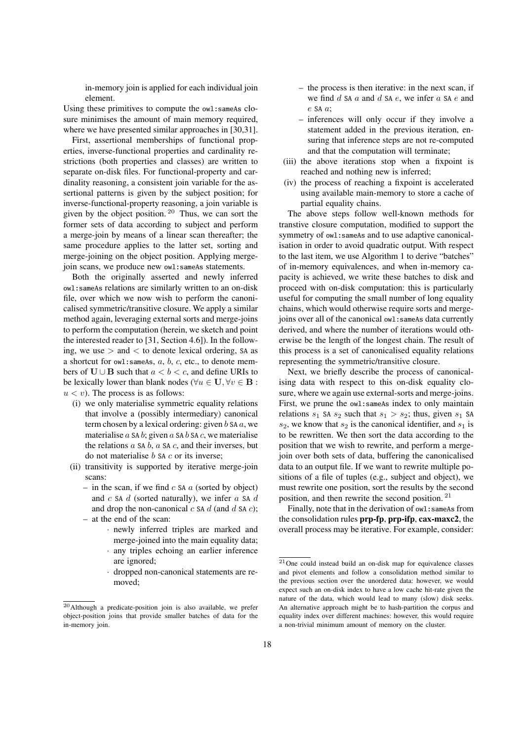in-memory join is applied for each individual join element.

Using these primitives to compute the owl:sameAs closure minimises the amount of main memory required, where we have presented similar approaches in [30,31].

First, assertional memberships of functional properties, inverse-functional properties and cardinality restrictions (both properties and classes) are written to separate on-disk files. For functional-property and cardinality reasoning, a consistent join variable for the assertional patterns is given by the subject position; for inverse-functional-property reasoning, a join variable is given by the object position. [20] Thus, we can sort the former sets of data according to subject and perform a merge-join by means of a linear scan thereafter; the same procedure applies to the latter set, sorting and merge-joining on the object position. Applying merge-join scans, we produce new owl:sameAs statements.

Both the originally asserted and newly inferred owl:sameAs relations are similarly written to an on-disk file, over which we now wish to perform the canonicalised symmetric/transitive closure. We apply a similar method again, leveraging external sorts and merge-joins to perform the computation (herein, we sketch and point the interested reader to [31, Section 4.6]). In the following, we use $>$ and $<$ to denote lexical ordering, SA as a shortcut for owl:sameAs, $a$, $b$, $c$, etc., to denote members of $\mathbf{U} \cup \mathbf{B}$ such that $a < b < c$, and define URIs to be lexically lower than blank nodes ($\forall u \in \mathbf{U}, \forall v \in \mathbf{B} : u < v$). The process is as follows:

(i) we only materialise symmetric equality relations that involve a (possibly intermediary) canonical term chosen by a lexical ordering: given $b$ SA $a$, we materialise $a$ SA $b$; given $a$ SA $b$ SA $c$, we materialise the relations $a$ SA $b$, $a$ SA $c$, and their inverses, but do not materialise $b$ SA $c$ or its inverse;

(ii) transitivity is supported by iterative merge-join scans:
  - in the scan, if we find $c$ SA $a$ (sorted by object) and $c$ SA $d$ (sorted naturally), we infer $a$ SA $d$ and drop the non-canonical $c$ SA $d$ (and $d$ SA $c$);
  - at the end of the scan:
    - newly inferred triples are marked and merge-joined into the main equality data;
    - any triples echoing an earlier inference are ignored;
    - dropped non-canonical statements are removed;
  - the process is then iterative: in the next scan, if we find $d$ SA $a$ and $d$ SA $e$, we infer $a$ SA $e$ and $e$ SA $a$;
  - inferences will only occur if they involve a statement added in the previous iteration, ensuring that inference steps are not re-computed and that the computation will terminate;

(iii) the above iterations stop when a fixpoint is reached and nothing new is inferred;

(iv) the process of reaching a fixpoint is accelerated using available main-memory to store a cache of partial equality chains.

The above steps follow well-known methods for transtive closure computation, modified to support the symmetry of owl:sameAs and to use adaptive canonicalisation in order to avoid quadratic output. With respect to the last item, we use Algorithm 1 to derive "batches" of in-memory equivalences, and when in-memory capacity is achieved, we write these batches to disk and proceed with on-disk computation: this is particularly useful for computing the small number of long equality chains, which would otherwise require sorts and merge-joins over all of the canonical owl:sameAs data currently derived, and where the number of iterations would otherwise be the length of the longest chain. The result of this process is a set of canonicalised equality relations representing the symmetric/transitive closure.

Next, we briefly describe the process of canonicalising data with respect to this on-disk equality closure, where we again use external-sorts and merge-joins. First, we prune the owl:sameAs index to only maintain relations $s_1$ SA $s_2$ such that $s_1 > s_2$; thus, given $s_1$ SA $s_2$, we know that $s_2$ is the canonical identifier, and $s_1$ is to be rewritten. We then sort the data according to the position that we wish to rewrite, and perform a merge-join over both sets of data, buffering the canonicalised data to an output file. If we want to rewrite multiple positions of a file of tuples (e.g., subject and object), we must rewrite one position, sort the results by the second position, and then rewrite the second position. [21]

Finally, note that in the derivation of owl:sameAs from the consolidation rules **prp-fp**, **prp-ifp**, **cax-maxc2**, the overall process may be iterative. For example, consider:

[20] Although a predicate-position join is also available, we prefer object-position joins that provide smaller batches of data for the in-memory join.

[21] One could instead build an on-disk map for equivalence classes and pivot elements and follow a consolidation method similar to the previous section over the unordered data: however, we would expect such an on-disk index to have a low cache hit-rate given the nature of the data, which would lead to many (slow) disk seeks. An alternative approach might be to hash-partition the corpus and equality index over different machines: however, this would require a non-trivial minimum amount of memory on the cluster.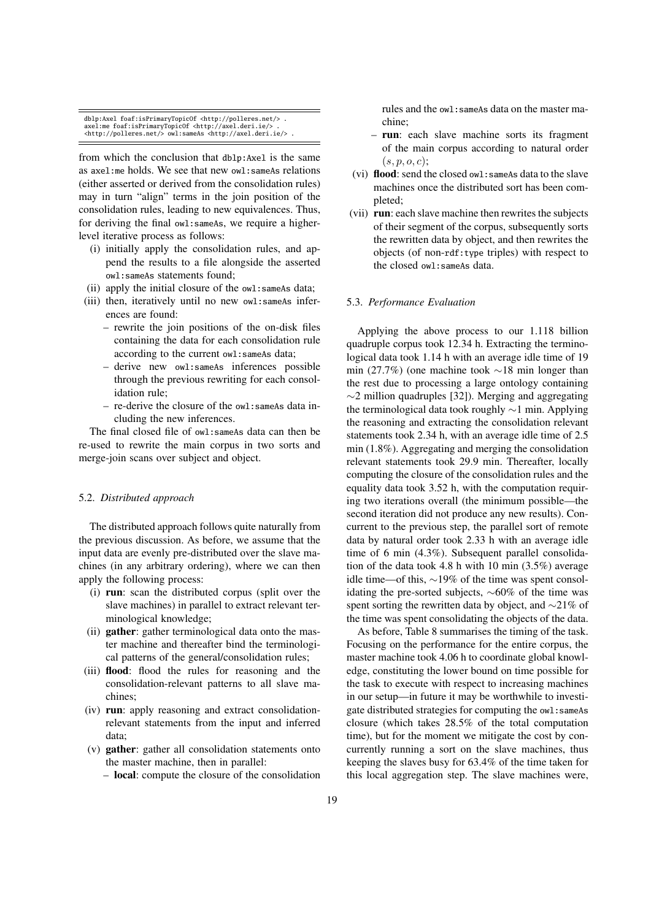```
dblp:Axel foaf:isPrimaryTopicOf <http://polleres.net/> .
axel:me foaf:isPrimaryTopicOf <http://axel.deri.ie/> .
<http://polleres.net/> owl:sameAs <http://axel.deri.ie/> .
```

from which the conclusion that `dblp:Axel` is the same as `axel:me` holds. We see that new `owl:sameAs` relations (either asserted or derived from the consolidation rules) may in turn "align" terms in the join position of the consolidation rules, leading to new equivalences. Thus, for deriving the final `owl:sameAs`, we require a higher-level iterative process as follows:

(i) initially apply the consolidation rules, and append the results to a file alongside the asserted `owl:sameAs` statements found;
(ii) apply the initial closure of the `owl:sameAs` data;
(iii) then, iteratively until no new `owl:sameAs` inferences are found:
  - rewrite the join positions of the on-disk files containing the data for each consolidation rule according to the current `owl:sameAs` data;
  - derive new `owl:sameAs` inferences possible through the previous rewriting for each consolidation rule;
  - re-derive the closure of the `owl:sameAs` data including the new inferences.

The final closed file of `owl:sameAs` data can then be re-used to rewrite the main corpus in two sorts and merge-join scans over subject and object.

### 5.2. *Distributed approach*

The distributed approach follows quite naturally from the previous discussion. As before, we assume that the input data are evenly pre-distributed over the slave machines (in any arbitrary ordering), where we can then apply the following process:

(i) **run**: scan the distributed corpus (split over the slave machines) in parallel to extract relevant terminological knowledge;
(ii) **gather**: gather terminological data onto the master machine and thereafter bind the terminological patterns of the general/consolidation rules;
(iii) **flood**: flood the rules for reasoning and the consolidation-relevant patterns to all slave machines;
(iv) **run**: apply reasoning and extract consolidation-relevant statements from the input and inferred data;
(v) **gather**: gather all consolidation statements onto the master machine, then in parallel:
  - **local**: compute the closure of the consolidation rules and the `owl:sameAs` data on the master machine;
  - **run**: each slave machine sorts its fragment of the main corpus according to natural order $(s, p, o, c)$;
(vi) **flood**: send the closed `owl:sameAs` data to the slave machines once the distributed sort has been completed;
(vii) **run**: each slave machine then rewrites the subjects of their segment of the corpus, subsequently sorts the rewritten data by object, and then rewrites the objects (of non-`rdf:type` triples) with respect to the closed `owl:sameAs` data.

### 5.3. *Performance Evaluation*

Applying the above process to our 1.118 billion quadruple corpus took 12.34 h. Extracting the terminological data took 1.14 h with an average idle time of 19 min (27.7%) (one machine took ∼18 min longer than the rest due to processing a large ontology containing ∼2 million quadruples [32]). Merging and aggregating the terminological data took roughly ∼1 min. Applying the reasoning and extracting the consolidation relevant statements took 2.34 h, with an average idle time of 2.5 min (1.8%). Aggregating and merging the consolidation relevant statements took 29.9 min. Thereafter, locally computing the closure of the consolidation rules and the equality data took 3.52 h, with the computation requiring two iterations overall (the minimum possible—the second iteration did not produce any new results). Concurrent to the previous step, the parallel sort of remote data by natural order took 2.33 h with an average idle time of 6 min (4.3%). Subsequent parallel consolidation of the data took 4.8 h with 10 min (3.5%) average idle time—of this, ∼19% of the time was spent consolidating the pre-sorted subjects, ∼60% of the time was spent sorting the rewritten data by object, and ∼21% of the time was spent consolidating the objects of the data.

As before, Table 8 summarises the timing of the task. Focusing on the performance for the entire corpus, the master machine took 4.06 h to coordinate global knowledge, constituting the lower bound on time possible for the task to execute with respect to increasing machines in our setup—in future it may be worthwhile to investigate distributed strategies for computing the `owl:sameAs` closure (which takes 28.5% of the total computation time), but for the moment we mitigate the cost by concurrently running a sort on the slave machines, thus keeping the slaves busy for 63.4% of the time taken for this local aggregation step. The slave machines were,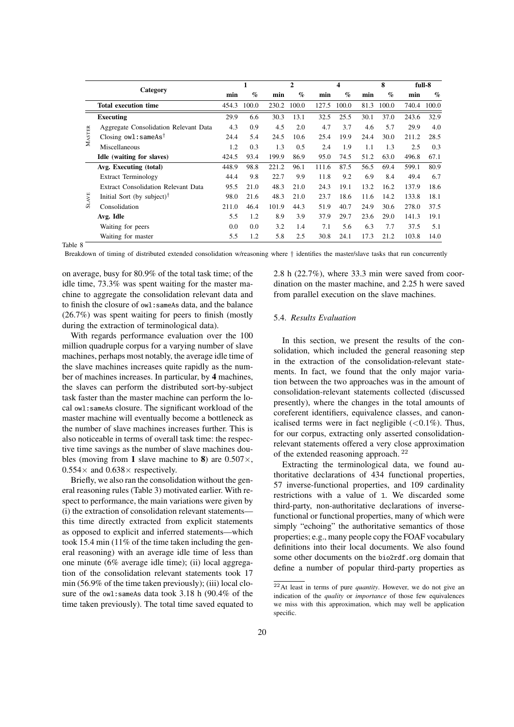| | Category | 1 | | 2 | | 4 | | 8 | | full-8 | |
|---|---|---|---|---|---|---|---|---|---|---|---|
| | | min | % | min | % | min | % | min | % | min | % |
| | **Total execution time** | 454.3 | 100.0 | 230.2 | 100.0 | 127.5 | 100.0 | 81.3 | 100.0 | 740.4 | 100.0 |
| MASTER | **Executing** | 29.9 | 6.6 | 30.3 | 13.1 | 32.5 | 25.5 | 30.1 | 37.0 | 243.6 | 32.9 |
| | Aggregate Consolidation Relevant Data | 4.3 | 0.9 | 4.5 | 2.0 | 4.7 | 3.7 | 4.6 | 5.7 | 29.9 | 4.0 |
| | Closing `owl:sameAs`† | 24.4 | 5.4 | 24.5 | 10.6 | 25.4 | 19.9 | 24.4 | 30.0 | 211.2 | 28.5 |
| | Miscellaneous | 1.2 | 0.3 | 1.3 | 0.5 | 2.4 | 1.9 | 1.1 | 1.3 | 2.5 | 0.3 |
| | **Idle (waiting for slaves)** | 424.5 | 93.4 | 199.9 | 86.9 | 95.0 | 74.5 | 51.2 | 63.0 | 496.8 | 67.1 |
| SLAVE | **Avg. Executing (total)** | 448.9 | 98.8 | 221.2 | 96.1 | 111.6 | 87.5 | 56.5 | 69.4 | 599.1 | 80.9 |
| | Extract Terminology | 44.4 | 9.8 | 22.7 | 9.9 | 11.8 | 9.2 | 6.9 | 8.4 | 49.4 | 6.7 |
| | Extract Consolidation Relevant Data | 95.5 | 21.0 | 48.3 | 21.0 | 24.3 | 19.1 | 13.2 | 16.2 | 137.9 | 18.6 |
| | Initial Sort (by subject)† | 98.0 | 21.6 | 48.3 | 21.0 | 23.7 | 18.6 | 11.6 | 14.2 | 133.8 | 18.1 |
| | Consolidation | 211.0 | 46.4 | 101.9 | 44.3 | 51.9 | 40.7 | 24.9 | 30.6 | 278.0 | 37.5 |
| | **Avg. Idle** | 5.5 | 1.2 | 8.9 | 3.9 | 37.9 | 29.7 | 23.6 | 29.0 | 141.3 | 19.1 |
| | Waiting for peers | 0.0 | 0.0 | 3.2 | 1.4 | 7.1 | 5.6 | 6.3 | 7.7 | 37.5 | 5.1 |
| | Waiting for master | 5.5 | 1.2 | 5.8 | 2.5 | 30.8 | 24.1 | 17.3 | 21.2 | 103.8 | 14.0 |

Table 8

Breakdown of timing of distributed extended consolidation w/reasoning where † identifies the master/slave tasks that run concurrently

on average, busy for 80.9% of the total task time; of the idle time, 73.3% was spent waiting for the master machine to aggregate the consolidation relevant data and to finish the closure of `owl:sameAs` data, and the balance (26.7%) was spent waiting for peers to finish (mostly during the extraction of terminological data).

With regards performance evaluation over the 100 million quadruple corpus for a varying number of slave machines, perhaps most notably, the average idle time of the slave machines increases quite rapidly as the number of machines increases. In particular, by **4** machines, the slaves can perform the distributed sort-by-subject task faster than the master machine can perform the local `owl:sameAs` closure. The significant workload of the master machine will eventually become a bottleneck as the number of slave machines increases further. This is also noticeable in terms of overall task time: the respective time savings as the number of slave machines doubles (moving from **1** slave machine to **8**) are $0.507\times$, $0.554\times$ and $0.638\times$ respectively.

Briefly, we also ran the consolidation without the general reasoning rules (Table 3) motivated earlier. With respect to performance, the main variations were given by (i) the extraction of consolidation relevant statements—this time directly extracted from explicit statements as opposed to explicit and inferred statements—which took 15.4 min (11% of the time taken including the general reasoning) with an average idle time of less than one minute (6% average idle time); (ii) local aggregation of the consolidation relevant statements took 17 min (56.9% of the time taken previously); (iii) local closure of the `owl:sameAs` data took 3.18 h (90.4% of the time taken previously). The total time saved equated to 2.8 h (22.7%), where 33.3 min were saved from coordination on the master machine, and 2.25 h were saved from parallel execution on the slave machines.

### 5.4. *Results Evaluation*

In this section, we present the results of the consolidation, which included the general reasoning step in the extraction of the consolidation-relevant statements. In fact, we found that the only major variation between the two approaches was in the amount of consolidation-relevant statements collected (discussed presently), where the changes in the total amounts of coreferent identifiers, equivalence classes, and canonicalised terms were in fact negligible (<0.1%). Thus, for our corpus, extracting only asserted consolidation-relevant statements offered a very close approximation of the extended reasoning approach. [22]

Extracting the terminological data, we found authoritative declarations of 434 functional properties, 57 inverse-functional properties, and 109 cardinality restrictions with a value of `1`. We discarded some third-party, non-authoritative declarations of inverse-functional or functional properties, many of which were simply "echoing" the authoritative semantics of those properties; e.g., many people copy the FOAF vocabulary definitions into their local documents. We also found some other documents on the `bio2rdf.org` domain that define a number of popular third-party properties as

[22] At least in terms of pure *quantity*. However, we do not give an indication of the *quality* or *importance* of those few equivalences we miss with this approximation, which may well be application specific.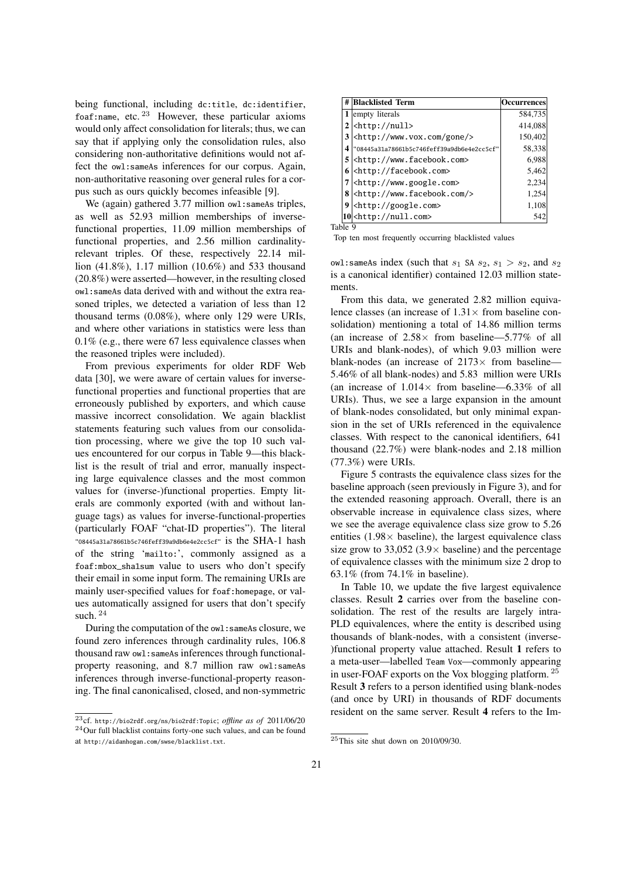being functional, including dc:title, dc:identifier, foaf:name, etc.[23] However, these particular axioms would only affect consolidation for literals; thus, we can say that if applying only the consolidation rules, also considering non-authoritative definitions would not affect the owl:sameAs inferences for our corpus. Again, non-authoritative reasoning over general rules for a corpus such as ours quickly becomes infeasible [9].

We (again) gathered 3.77 million owl:sameAs triples, as well as 52.93 million memberships of inverse-functional properties, 11.09 million memberships of functional properties, and 2.56 million cardinality-relevant triples. Of these, respectively 22.14 million (41.8%), 1.17 million (10.6%) and 533 thousand (20.8%) were asserted—however, in the resulting closed owl:sameAs data derived with and without the extra reasoned triples, we detected a variation of less than 12 thousand terms (0.08%), where only 129 were URIs, and where other variations in statistics were less than 0.1% (e.g., there were 67 less equivalence classes when the reasoned triples were included).

From previous experiments for older RDF Web data [30], we were aware of certain values for inverse-functional properties and functional properties that are erroneously published by exporters, and which cause massive incorrect consolidation. We again blacklist statements featuring such values from our consolidation processing, where we give the top 10 such values encountered for our corpus in Table 9—this blacklist is the result of trial and error, manually inspecting large equivalence classes and the most common values for (inverse-)functional properties. Empty literals are commonly exported (with and without language tags) as values for inverse-functional-properties (particularly FOAF "chat-ID properties"). The literal "08445a31a78661b5c746feff39a9db6e4e2cc5cf" is the SHA-1 hash of the string 'mailto:', commonly assigned as a foaf:mbox_sha1sum value to users who don't specify their email in some input form. The remaining URIs are mainly user-specified values for foaf:homepage, or values automatically assigned for users that don't specify such.[24]

During the computation of the owl:sameAs closure, we found zero inferences through cardinality rules, 106.8 thousand raw owl:sameAs inferences through functional-property reasoning, and 8.7 million raw owl:sameAs inferences through inverse-functional-property reasoning. The final canonicalised, closed, and non-symmetric

| # | Blacklisted Term | Occurrences |
|---|---|---|
| 1 | empty literals | 584,735 |
| 2 | <http://null> | 414,088 |
| 3 | <http://www.vox.com/gone/> | 150,402 |
| 4 | "08445a31a78661b5c746feff39a9db6e4e2cc5cf" | 58,338 |
| 5 | <http://www.facebook.com> | 6,988 |
| 6 | <http://facebook.com> | 5,462 |
| 7 | <http://www.google.com> | 2,234 |
| 8 | <http://www.facebook.com/> | 1,254 |
| 9 | <http://google.com> | 1,108 |
| 10 | <http://null.com> | 542 |

Table 9

Top ten most frequently occurring blacklisted values

owl:sameAs index (such that $s_1$ SA $s_2$, $s_1 > s_2$, and $s_2$ is a canonical identifier) contained 12.03 million statements.

From this data, we generated 2.82 million equivalence classes (an increase of 1.31× from baseline consolidation) mentioning a total of 14.86 million terms (an increase of 2.58× from baseline—5.77% of all URIs and blank-nodes), of which 9.03 million were blank-nodes (an increase of 2173× from baseline—5.46% of all blank-nodes) and 5.83 million were URIs (an increase of 1.014× from baseline—6.33% of all URIs). Thus, we see a large expansion in the amount of blank-nodes consolidated, but only minimal expansion in the set of URIs referenced in the equivalence classes. With respect to the canonical identifiers, 641 thousand (22.7%) were blank-nodes and 2.18 million (77.3%) were URIs.

Figure 5 contrasts the equivalence class sizes for the baseline approach (seen previously in Figure 3), and for the extended reasoning approach. Overall, there is an observable increase in equivalence class sizes, where we see the average equivalence class size grow to 5.26 entities (1.98× baseline), the largest equivalence class size grow to 33,052 (3.9× baseline) and the percentage of equivalence classes with the minimum size 2 drop to 63.1% (from 74.1% in baseline).

In Table 10, we update the five largest equivalence classes. Result **2** carries over from the baseline consolidation. The rest of the results are largely intra-PLD equivalences, where the entity is described using thousands of blank-nodes, with a consistent (inverse-)functional property value attached. Result **1** refers to a meta-user—labelled Team Vox—commonly appearing in user-FOAF exports on the Vox blogging platform.[25] Result **3** refers to a person identified using blank-nodes (and once by URI) in thousands of RDF documents resident on the same server. Result **4** refers to the Im-

[23] cf. http://bio2rdf.org/ns/bio2rdf:Topic; *offline as of* 2011/06/20

[24] Our full blacklist contains forty-one such values, and can be found at http://aidanhogan.com/swse/blacklist.txt.

[25] This site shut down on 2010/09/30.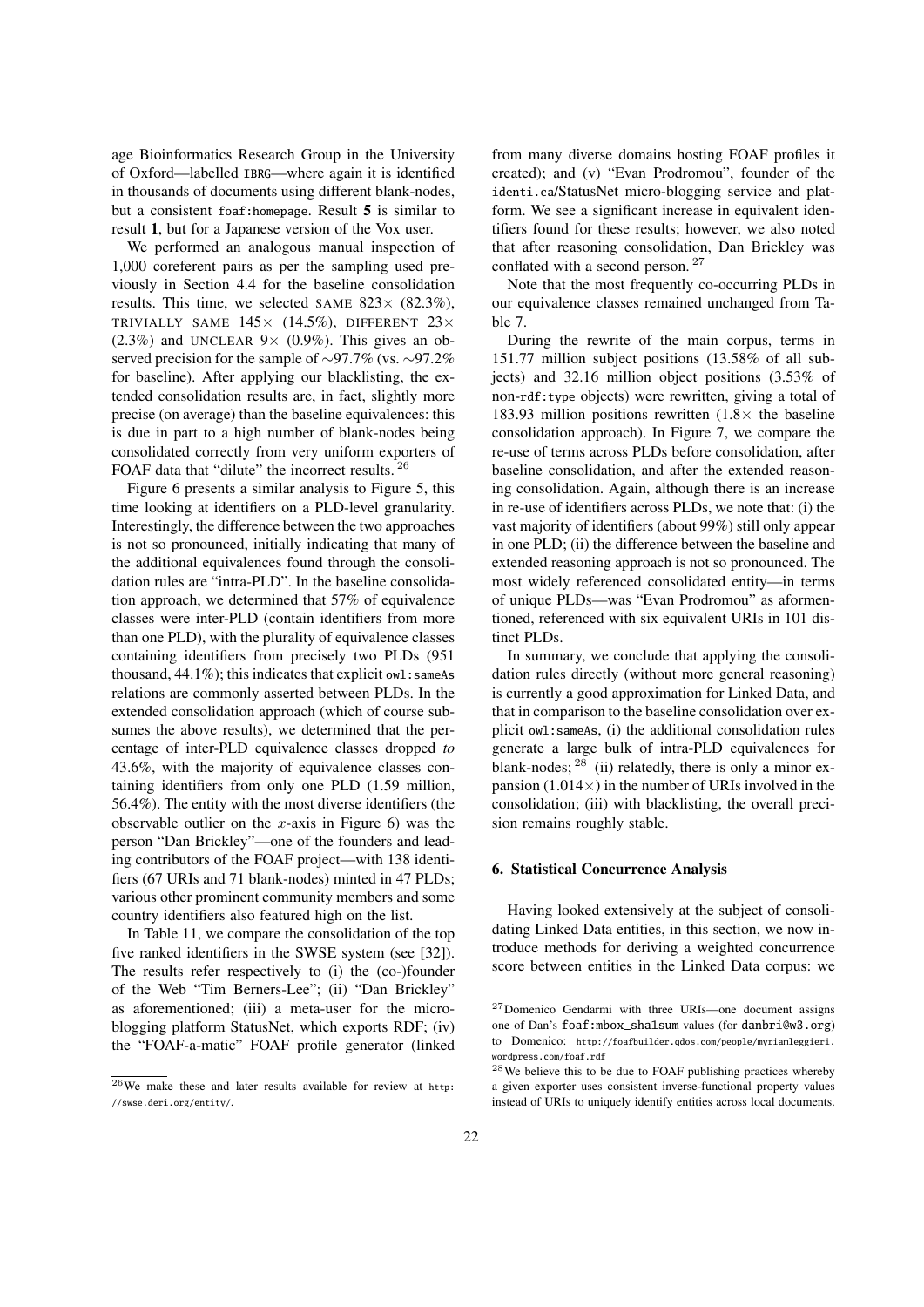age Bioinformatics Research Group in the University of Oxford—labelled `IBRG`—where again it is identified in thousands of documents using different blank-nodes, but a consistent `foaf:homepage`. Result **5** is similar to result **1**, but for a Japanese version of the Vox user.

We performed an analogous manual inspection of 1,000 coreferent pairs as per the sampling used previously in Section 4.4 for the baseline consolidation results. This time, we selected SAME 823× (82.3%), TRIVIALLY SAME 145× (14.5%), DIFFERENT 23× (2.3%) and UNCLEAR 9× (0.9%). This gives an observed precision for the sample of ∼97.7% (vs. ∼97.2% for baseline). After applying our blacklisting, the extended consolidation results are, in fact, slightly more precise (on average) than the baseline equivalences: this is due in part to a high number of blank-nodes being consolidated correctly from very uniform exporters of FOAF data that "dilute" the incorrect results. [26]

Figure 6 presents a similar analysis to Figure 5, this time looking at identifiers on a PLD-level granularity. Interestingly, the difference between the two approaches is not so pronounced, initially indicating that many of the additional equivalences found through the consolidation rules are "intra-PLD". In the baseline consolidation approach, we determined that 57% of equivalence classes were inter-PLD (contain identifiers from more than one PLD), with the plurality of equivalence classes containing identifiers from precisely two PLDs (951 thousand, 44.1%); this indicates that explicit `owl:sameAs` relations are commonly asserted between PLDs. In the extended consolidation approach (which of course subsumes the above results), we determined that the percentage of inter-PLD equivalence classes dropped *to* 43.6%, with the majority of equivalence classes containing identifiers from only one PLD (1.59 million, 56.4%). The entity with the most diverse identifiers (the observable outlier on the $x$-axis in Figure 6) was the person "Dan Brickley"—one of the founders and leading contributors of the FOAF project—with 138 identifiers (67 URIs and 71 blank-nodes) minted in 47 PLDs; various other prominent community members and some country identifiers also featured high on the list.

In Table 11, we compare the consolidation of the top five ranked identifiers in the SWSE system (see [32]). The results refer respectively to (i) the (co-)founder of the Web "Tim Berners-Lee"; (ii) "Dan Brickley" as aforementioned; (iii) a meta-user for the micro-blogging platform StatusNet, which exports RDF; (iv) the "FOAF-a-matic" FOAF profile generator (linked from many diverse domains hosting FOAF profiles it created); and (v) "Evan Prodromou", founder of the `identi.ca`/StatusNet micro-blogging service and platform. We see a significant increase in equivalent identifiers found for these results; however, we also noted that after reasoning consolidation, Dan Brickley was conflated with a second person. [27]

Note that the most frequently co-occurring PLDs in our equivalence classes remained unchanged from Table 7.

During the rewrite of the main corpus, terms in 151.77 million subject positions (13.58% of all subjects) and 32.16 million object positions (3.53% of non-`rdf:type` objects) were rewritten, giving a total of 183.93 million positions rewritten (1.8× the baseline consolidation approach). In Figure 7, we compare the re-use of terms across PLDs before consolidation, after baseline consolidation, and after the extended reasoning consolidation. Again, although there is an increase in re-use of identifiers across PLDs, we note that: (i) the vast majority of identifiers (about 99%) still only appear in one PLD; (ii) the difference between the baseline and extended reasoning approach is not so pronounced. The most widely referenced consolidated entity—in terms of unique PLDs—was "Evan Prodromou" as aforementioned, referenced with six equivalent URIs in 101 distinct PLDs.

In summary, we conclude that applying the consolidation rules directly (without more general reasoning) is currently a good approximation for Linked Data, and that in comparison to the baseline consolidation over explicit `owl:sameAs`, (i) the additional consolidation rules generate a large bulk of intra-PLD equivalences for blank-nodes; [28] (ii) relatedly, there is only a minor expansion (1.014×) in the number of URIs involved in the consolidation; (iii) with blacklisting, the overall precision remains roughly stable.

## 6. Statistical Concurrence Analysis

Having looked extensively at the subject of consolidating Linked Data entities, in this section, we now introduce methods for deriving a weighted concurrence score between entities in the Linked Data corpus: we

---

[26] We make these and later results available for review at `http://swse.deri.org/entity/`.

[27] Domenico Gendarmi with three URIs—one document assigns one of Dan's `foaf:mbox_sha1sum` values (for `danbri@w3.org`) to Domenico: `http://foafbuilder.qdos.com/people/myriamleggieri.wordpress.com/foaf.rdf`

[28] We believe this to be due to FOAF publishing practices whereby a given exporter uses consistent inverse-functional property values instead of URIs to uniquely identify entities across local documents.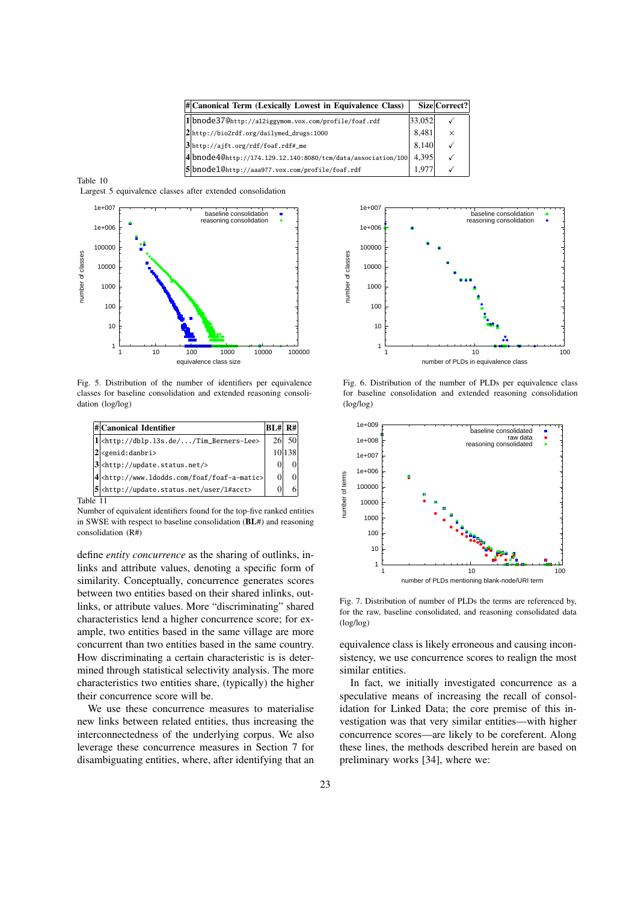| # | Canonical Term (Lexically Lowest in Equivalence Class) | Size | Correct? |
|---|---|---|---|
| 1 | bnode37@http://a12iggymom.vox.com/profile/foaf.rdf | 33,052 | ✓ |
| 2 | http://bio2rdf.org/dailymed_drugs:1000 | 8,481 | × |
| 3 | http://ajft.org/rdf/foaf.rdf#_me | 8,140 | ✓ |
| 4 | bnode4@http://174.129.12.140:8080/tcm/data/association/100 | 4,395 | ✓ |
| 5 | bnode1@http://aaa977.vox.com/profile/foaf.rdf | 1,977 | ✓ |

Table 10

Largest 5 equivalence classes after extended consolidation

Fig. 5. Distribution of the number of identifiers per equivalence classes for baseline consolidation and extended reasoning consolidation (log/log)

Fig. 6. Distribution of the number of PLDs per equivalence class for baseline consolidation and extended reasoning consolidation (log/log)

| # | Canonical Identifier | BL# | R# |
|---|---|---|---|
| 1 | <http://dblp.l3s.de/.../Tim_Berners-Lee> | 26 | 50 |
| 2 | <genid:danbri> | 10 | 138 |
| 3 | <http://update.status.net/> | 0 | 0 |
| 4 | <http://www.ldodds.com/foaf/foaf-a-matic> | 0 | 0 |
| 5 | <http://update.status.net/user/1#acct> | 0 | 6 |

Table 11

Number of equivalent identifiers found for the top-five ranked entities in SWSE with respect to baseline consolidation (**BL#**) and reasoning consolidation (R#)

Fig. 7. Distribution of number of PLDs the terms are referenced by, for the raw, baseline consolidated, and reasoning consolidated data (log/log)

define *entity concurrence* as the sharing of outlinks, inlinks and attribute values, denoting a specific form of similarity. Conceptually, concurrence generates scores between two entities based on their shared inlinks, outlinks, or attribute values. More "discriminating" shared characteristics lend a higher concurrence score; for example, two entities based in the same village are more concurrent than two entities based in the same country. How discriminating a certain characteristic is is determined through statistical selectivity analysis. The more characteristics two entities share, (typically) the higher their concurrence score will be.

We use these concurrence measures to materialise new links between related entities, thus increasing the interconnectedness of the underlying corpus. We also leverage these concurrence measures in Section 7 for disambiguating entities, where, after identifying that an equivalence class is likely erroneous and causing inconsistency, we use concurrence scores to realign the most similar entities.

In fact, we initially investigated concurrence as a speculative means of increasing the recall of consolidation for Linked Data; the core premise of this investigation was that very similar entities—with higher concurrence scores—are likely to be coreferent. Along these lines, the methods described herein are based on preliminary works [34], where we: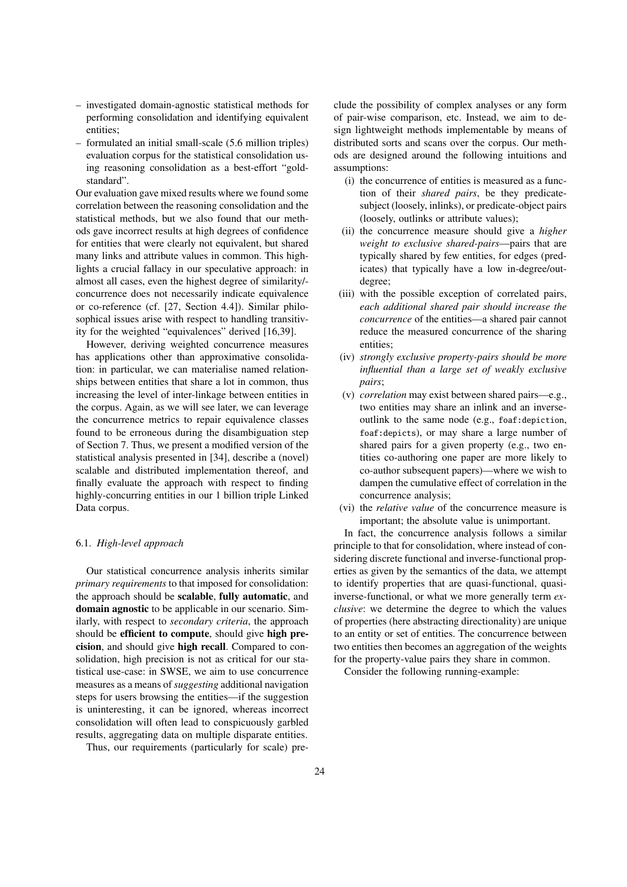– investigated domain-agnostic statistical methods for performing consolidation and identifying equivalent entities;
– formulated an initial small-scale (5.6 million triples) evaluation corpus for the statistical consolidation using reasoning consolidation as a best-effort "gold-standard".

Our evaluation gave mixed results where we found some correlation between the reasoning consolidation and the statistical methods, but we also found that our methods gave incorrect results at high degrees of confidence for entities that were clearly not equivalent, but shared many links and attribute values in common. This highlights a crucial fallacy in our speculative approach: in almost all cases, even the highest degree of similarity/-concurrence does not necessarily indicate equivalence or co-reference (cf. [27, Section 4.4]). Similar philosophical issues arise with respect to handling transitivity for the weighted "equivalences" derived [16,39].

However, deriving weighted concurrence measures has applications other than approximative consolidation: in particular, we can materialise named relationships between entities that share a lot in common, thus increasing the level of inter-linkage between entities in the corpus. Again, as we will see later, we can leverage the concurrence metrics to repair equivalence classes found to be erroneous during the disambiguation step of Section 7. Thus, we present a modified version of the statistical analysis presented in [34], describe a (novel) scalable and distributed implementation thereof, and finally evaluate the approach with respect to finding highly-concurring entities in our 1 billion triple Linked Data corpus.

### 6.1. *High-level approach*

Our statistical concurrence analysis inherits similar *primary requirements* to that imposed for consolidation: the approach should be **scalable**, **fully automatic**, and **domain agnostic** to be applicable in our scenario. Similarly, with respect to *secondary criteria*, the approach should be **efficient to compute**, should give **high precision**, and should give **high recall**. Compared to consolidation, high precision is not as critical for our statistical use-case: in SWSE, we aim to use concurrence measures as a means of *suggesting* additional navigation steps for users browsing the entities—if the suggestion is uninteresting, it can be ignored, whereas incorrect consolidation will often lead to conspicuously garbled results, aggregating data on multiple disparate entities.

Thus, our requirements (particularly for scale) preclude the possibility of complex analyses or any form of pair-wise comparison, etc. Instead, we aim to design lightweight methods implementable by means of distributed sorts and scans over the corpus. Our methods are designed around the following intuitions and assumptions:

(i) the concurrence of entities is measured as a function of their *shared pairs*, be they predicate-subject (loosely, inlinks), or predicate-object pairs (loosely, outlinks or attribute values);
(ii) the concurrence measure should give a *higher weight to exclusive shared-pairs*—pairs that are typically shared by few entities, for edges (predicates) that typically have a low in-degree/out-degree;
(iii) with the possible exception of correlated pairs, *each additional shared pair should increase the concurrence* of the entities—a shared pair cannot reduce the measured concurrence of the sharing entities;
(iv) *strongly exclusive property-pairs should be more influential than a large set of weakly exclusive pairs*;
(v) *correlation* may exist between shared pairs—e.g., two entities may share an inlink and an inverse-outlink to the same node (e.g., `foaf:depiction`, `foaf:depicts`), or may share a large number of shared pairs for a given property (e.g., two entities co-authoring one paper are more likely to co-author subsequent papers)—where we wish to dampen the cumulative effect of correlation in the concurrence analysis;
(vi) the *relative value* of the concurrence measure is important; the absolute value is unimportant.

In fact, the concurrence analysis follows a similar principle to that for consolidation, where instead of considering discrete functional and inverse-functional properties as given by the semantics of the data, we attempt to identify properties that are quasi-functional, quasi-inverse-functional, or what we more generally term *exclusive*: we determine the degree to which the values of properties (here abstracting directionality) are unique to an entity or set of entities. The concurrence between two entities then becomes an aggregation of the weights for the property-value pairs they share in common.

Consider the following running-example: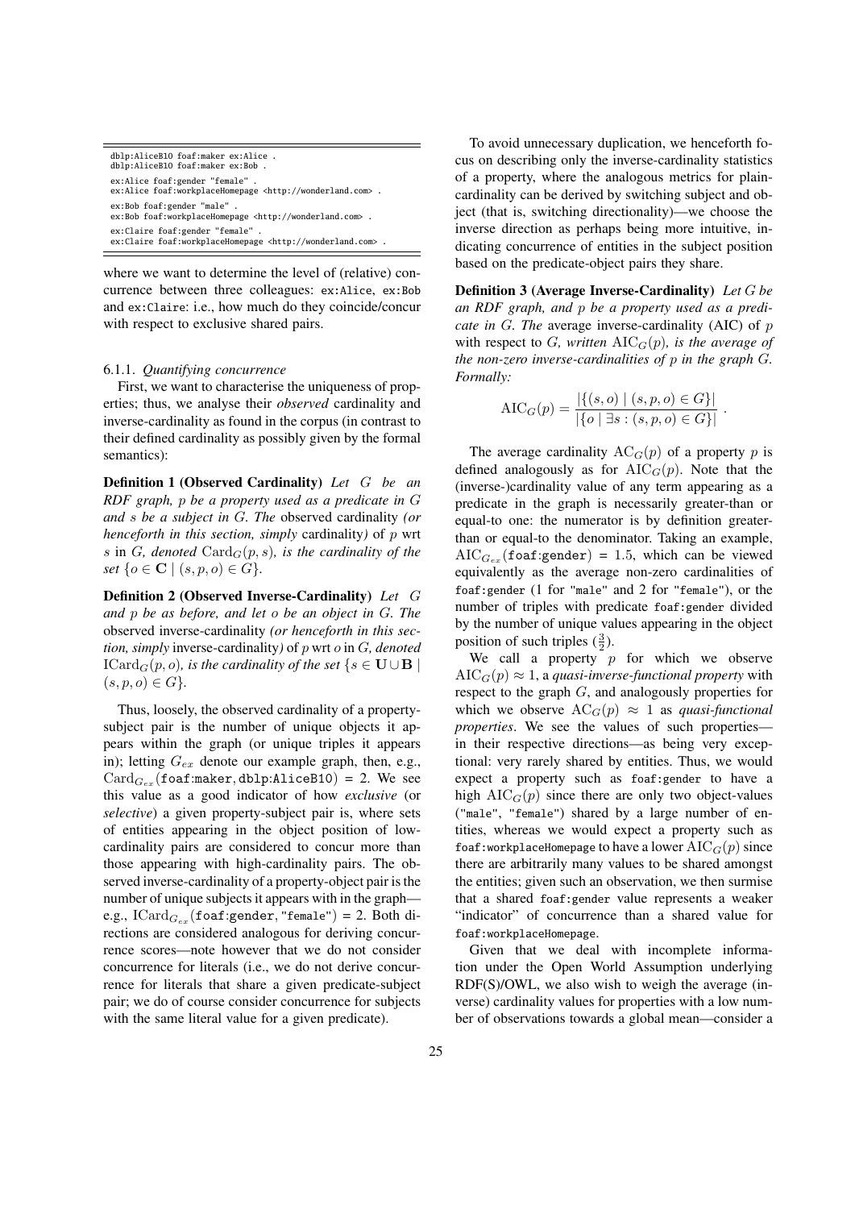```
dblp:AliceB10 foaf:maker ex:Alice .
dblp:AliceB10 foaf:maker ex:Bob .

ex:Alice foaf:gender "female" .
ex:Alice foaf:workplaceHomepage <http://wonderland.com> .

ex:Bob foaf:gender "male" .
ex:Bob foaf:workplaceHomepage <http://wonderland.com> .

ex:Claire foaf:gender "female" .
ex:Claire foaf:workplaceHomepage <http://wonderland.com> .
```

where we want to determine the level of (relative) concurrence between three colleagues: ex:Alice, ex:Bob and ex:Claire: i.e., how much do they coincide/concur with respect to exclusive shared pairs.

#### 6.1.1. *Quantifying concurrence*

First, we want to characterise the uniqueness of properties; thus, we analyse their *observed* cardinality and inverse-cardinality as found in the corpus (in contrast to their defined cardinality as possibly given by the formal semantics):

**Definition 1 (Observed Cardinality)** *Let $G$ be an RDF graph, $p$ be a property used as a predicate in $G$ and $s$ be a subject in $G$. The* observed cardinality *(or henceforth in this section, simply* cardinality*) of $p$ wrt $s$ in $G$, denoted $\mathrm{Card}_G(p, s)$, is the cardinality of the set $\{o \in \mathbf{C} \mid (s, p, o) \in G\}$.*

**Definition 2 (Observed Inverse-Cardinality)** *Let $G$ and $p$ be as before, and let $o$ be an object in $G$. The* observed inverse-cardinality *(or henceforth in this section, simply* inverse-cardinality*) of $p$ wrt $o$ in $G$, denoted $\mathrm{ICard}_G(p, o)$, is the cardinality of the set $\{s \in \mathbf{U} \cup \mathbf{B} \mid (s, p, o) \in G\}$.*

Thus, loosely, the observed cardinality of a property-subject pair is the number of unique objects it appears within the graph (or unique triples it appears in); letting $G_{ex}$ denote our example graph, then, e.g., $\mathrm{Card}_{G_{ex}}(\texttt{foaf:maker}, \texttt{dblp:AliceB10}) = 2$. We see this value as a good indicator of how *exclusive* (or *selective*) a given property-subject pair is, where sets of entities appearing in the object position of low-cardinality pairs are considered to concur more than those appearing with high-cardinality pairs. The observed inverse-cardinality of a property-object pair is the number of unique subjects it appears with in the graph—e.g., $\mathrm{ICard}_{G_{ex}}(\texttt{foaf:gender}, \texttt{"female"}) = 2$. Both directions are considered analogous for deriving concurrence scores—note however that we do not consider concurrence for literals (i.e., we do not derive concurrence for literals that share a given predicate-subject pair; we do of course consider concurrence for subjects with the same literal value for a given predicate).

To avoid unnecessary duplication, we henceforth focus on describing only the inverse-cardinality statistics of a property, where the analogous metrics for plain-cardinality can be derived by switching subject and object (that is, switching directionality)—we choose the inverse direction as perhaps being more intuitive, indicating concurrence of entities in the subject position based on the predicate-object pairs they share.

**Definition 3 (Average Inverse-Cardinality)** *Let $G$ be an RDF graph, and $p$ be a property used as a predicate in $G$. The* average inverse-cardinality (AIC) of $p$ with respect to $G$*, written $\mathrm{AIC}_G(p)$, is the average of the non-zero inverse-cardinalities of $p$ in the graph $G$. Formally:*

$$\mathrm{AIC}_G(p) = \frac{|\{(s, o) \mid (s, p, o) \in G\}|}{|\{o \mid \exists s : (s, p, o) \in G\}|} .$$

The average cardinality $\mathrm{AC}_G(p)$ of a property $p$ is defined analogously as for $\mathrm{AIC}_G(p)$. Note that the (inverse-)cardinality value of any term appearing as a predicate in the graph is necessarily greater-than or equal-to one: the numerator is by definition greater-than or equal-to the denominator. Taking an example, $\mathrm{AIC}_{G_{ex}}(\texttt{foaf:gender}) = 1.5$, which can be viewed equivalently as the average non-zero cardinalities of foaf:gender (1 for "male" and 2 for "female"), or the number of triples with predicate foaf:gender divided by the number of unique values appearing in the object position of such triples ($\frac{3}{2}$).

We call a property $p$ for which we observe $\mathrm{AIC}_G(p) \approx 1$, a *quasi-inverse-functional property* with respect to the graph $G$, and analogously properties for which we observe $\mathrm{AC}_G(p) \approx 1$ as *quasi-functional properties*. We see the values of such properties—in their respective directions—as being very exceptional: very rarely shared by entities. Thus, we would expect a property such as foaf:gender to have a high $\mathrm{AIC}_G(p)$ since there are only two object-values ("male", "female") shared by a large number of entities, whereas we would expect a property such as foaf:workplaceHomepage to have a lower $\mathrm{AIC}_G(p)$ since there are arbitrarily many values to be shared amongst the entities; given such an observation, we then surmise that a shared foaf:gender value represents a weaker "indicator" of concurrence than a shared value for foaf:workplaceHomepage.

Given that we deal with incomplete information under the Open World Assumption underlying RDF(S)/OWL, we also wish to weigh the average (inverse) cardinality values for properties with a low number of observations towards a global mean—consider a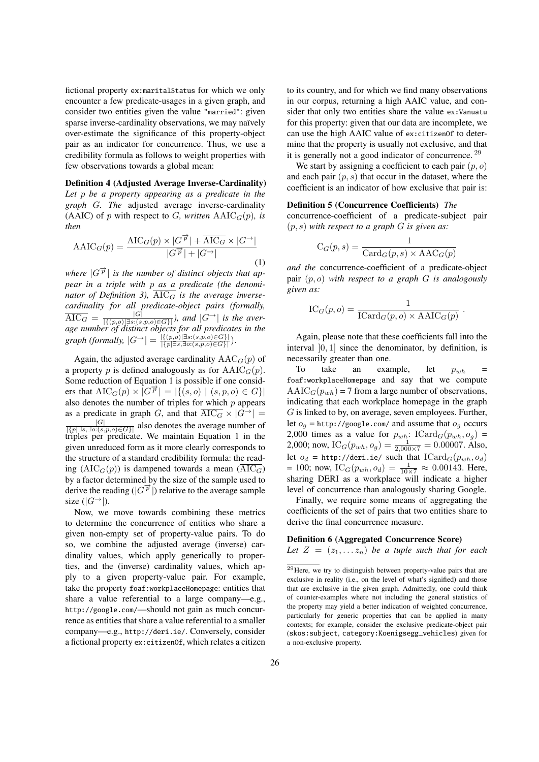fictional property ex:maritalStatus for which we only encounter a few predicate-usages in a given graph, and consider two entities given the value "married": given sparse inverse-cardinality observations, we may naïvely over-estimate the significance of this property-object pair as an indicator for concurrence. Thus, we use a credibility formula as follows to weight properties with few observations towards a global mean:

**Definition 4 (Adjusted Average Inverse-Cardinality)** *Let $p$ be a property appearing as a predicate in the graph $G$. The* adjusted average inverse-cardinality (AAIC) of $p$ with respect to $G$, *written* $\mathrm{AAIC}_G(p)$, *is then*

$$\mathrm{AAIC}_G(p) = \frac{\mathrm{AIC}_G(p) \times |G^{\overrightarrow{p}}| + \overline{\mathrm{AIC}_G} \times |G^{\rightarrow}|}{|G^{\overrightarrow{p}}| + |G^{\rightarrow}|} \tag{1}$$

*where $|G^{\overrightarrow{p}}|$ is the number of distinct objects that appear in a triple with $p$ as a predicate (the denominator of Definition 3), $\overline{\mathrm{AIC}_G}$ is the average inverse-cardinality for all predicate-object pairs (formally, $\overline{\mathrm{AIC}_G} = \frac{|G|}{|\{(p,o) | \exists s:(s,p,o) \in G\}|}$), and $|G^{\rightarrow}|$ is the average number of distinct objects for all predicates in the graph (formally, $|G^{\rightarrow}| = \frac{|\{(p,o) | \exists s:(s,p,o) \in G\}|}{|\{p | \exists s, \exists o:(s,p,o) \in G\}|}$).*

Again, the adjusted average cardinality $\mathrm{AAC}_G(p)$ of a property $p$ is defined analogously as for $\mathrm{AAIC}_G(p)$. Some reduction of Equation 1 is possible if one considers that $\mathrm{AIC}_G(p) \times |G^{\overrightarrow{p}}| = |\{(s,o) \mid (s,p,o) \in G\}|$ also denotes the number of triples for which $p$ appears as a predicate in graph $G$, and that $\overline{\mathrm{AIC}_G} \times |G^{\rightarrow}| = \frac{|G|}{|\{p | \exists s, \exists o:(s,p,o) \in G\}|}$ also denotes the average number of triples per predicate. We maintain Equation 1 in the given unreduced form as it more clearly corresponds to the structure of a standard credibility formula: the reading ($\mathrm{AIC}_G(p)$) is dampened towards a mean ($\overline{\mathrm{AIC}_G}$) by a factor determined by the size of the sample used to derive the reading ($|G^{\overrightarrow{p}}|$) relative to the average sample size ($|G^{\rightarrow}|$).

Now, we move towards combining these metrics to determine the concurrence of entities who share a given non-empty set of property-value pairs. To do so, we combine the adjusted average (inverse) cardinality values, which apply generically to properties, and the (inverse) cardinality values, which apply to a given property-value pair. For example, take the property foaf:workplaceHomepage: entities that share a value referential to a large company—e.g., http://google.com/—should not gain as much concurrence as entities that share a value referential to a smaller company—e.g., http://deri.ie/. Conversely, consider a fictional property ex:citizenOf, which relates a citizen to its country, and for which we find many observations in our corpus, returning a high AAIC value, and consider that only two entities share the value ex:Vanuatu for this property: given that our data are incomplete, we can use the high AAIC value of ex:citizenOf to determine that the property is usually not exclusive, and that it is generally not a good indicator of concurrence.[29]

We start by assigning a coefficient to each pair $(p, o)$ and each pair $(p, s)$ that occur in the dataset, where the coefficient is an indicator of how exclusive that pair is:

**Definition 5 (Concurrence Coefficients)** *The* concurrence-coefficient *of a predicate-subject pair $(p, s)$ with respect to a graph $G$ is given as:*

$$\mathrm{C}_G(p,s) = \frac{1}{\mathrm{Card}_G(p,s) \times \mathrm{AAC}_G(p)}$$

*and the* concurrence-coefficient *of a predicate-object pair $(p, o)$ with respect to a graph $G$ is analogously given as:*

$$\mathrm{IC}_G(p,o) = \frac{1}{\mathrm{ICard}_G(p,o) \times \mathrm{AAIC}_G(p)} \ .$$

Again, please note that these coefficients fall into the interval $]0, 1]$ since the denominator, by definition, is necessarily greater than one.

To take an example, let $p_{wh}$ = foaf:workplaceHomepage and say that we compute $\mathrm{AAIC}_G(p_{wh})$ = 7 from a large number of observations, indicating that each workplace homepage in the graph $G$ is linked to by, on average, seven employees. Further, let $o_g$ = http://google.com/ and assume that $o_g$ occurs 2,000 times as a value for $p_{wh}$: $\mathrm{ICard}_G(p_{wh}, o_g)$ = 2,000; now, $\mathrm{IC}_G(p_{wh}, o_g) = \frac{1}{2{,}000 \times 7} = 0.00007$. Also, let $o_d$ = http://deri.ie/ such that $\mathrm{ICard}_G(p_{wh}, o_d)$ = 100; now, $\mathrm{IC}_G(p_{wh}, o_d) = \frac{1}{10 \times 7} \approx 0.00143$. Here, sharing DERI as a workplace will indicate a higher level of concurrence than analogously sharing Google.

Finally, we require some means of aggregating the coefficients of the set of pairs that two entities share to derive the final concurrence measure.

**Definition 6 (Aggregated Concurrence Score)** *Let $Z = (z_1, \ldots z_n)$ be a tuple such that for each*

[29] Here, we try to distinguish between property-value pairs that are exclusive in reality (i.e., on the level of what's signified) and those that are exclusive in the given graph. Admittedly, one could think of counter-examples where not including the general statistics of the property may yield a better indication of weighted concurrence, particularly for generic properties that can be applied in many contexts; for example, consider the exclusive predicate-object pair (skos:subject, category:Koenigsegg_vehicles) given for a non-exclusive property.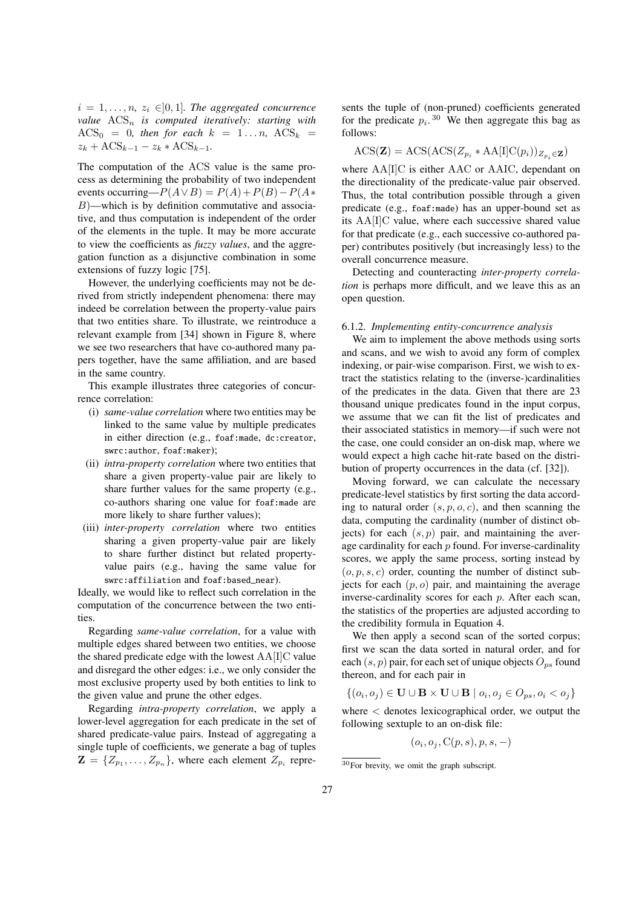$i = 1, \ldots, n,\ z_i \in ]0,1]$. *The aggregated concurrence value* $\mathrm{ACS}_n$ *is computed iteratively: starting with* $\mathrm{ACS}_0 = 0$*, then for each* $k = 1 \ldots n$*,* $\mathrm{ACS}_k = z_k + \mathrm{ACS}_{k-1} - z_k * \mathrm{ACS}_{k-1}$.

The computation of the ACS value is the same process as determining the probability of two independent events occurring—$P(A \vee B) = P(A) + P(B) - P(A * B)$—which is by definition commutative and associative, and thus computation is independent of the order of the elements in the tuple. It may be more accurate to view the coefficients as *fuzzy values*, and the aggregation function as a disjunctive combination in some extensions of fuzzy logic [75].

However, the underlying coefficients may not be derived from strictly independent phenomena: there may indeed be correlation between the property-value pairs that two entities share. To illustrate, we reintroduce a relevant example from [34] shown in Figure 8, where we see two researchers that have co-authored many papers together, have the same affiliation, and are based in the same country.

This example illustrates three categories of concurrence correlation:

(i) *same-value correlation* where two entities may be linked to the same value by multiple predicates in either direction (e.g., `foaf:made`, `dc:creator`, `swrc:author`, `foaf:maker`);
(ii) *intra-property correlation* where two entities that share a given property-value pair are likely to share further values for the same property (e.g., co-authors sharing one value for `foaf:made` are more likely to share further values);
(iii) *inter-property correlation* where two entities sharing a given property-value pair are likely to share further distinct but related property-value pairs (e.g., having the same value for `swrc:affiliation` and `foaf:based_near`).

Ideally, we would like to reflect such correlation in the computation of the concurrence between the two entities.

Regarding *same-value correlation*, for a value with multiple edges shared between two entities, we choose the shared predicate edge with the lowest AA[I]C value and disregard the other edges: i.e., we only consider the most exclusive property used by both entities to link to the given value and prune the other edges.

Regarding *intra-property correlation*, we apply a lower-level aggregation for each predicate in the set of shared predicate-value pairs. Instead of aggregating a single tuple of coefficients, we generate a bag of tuples $\mathbf{Z} = \{Z_{p_1}, \ldots, Z_{p_n}\}$, where each element $Z_{p_i}$ represents the tuple of (non-pruned) coefficients generated for the predicate $p_i$.[30] We then aggregate this bag as follows:

$$\mathrm{ACS}(\mathbf{Z}) = \mathrm{ACS}(\mathrm{ACS}(Z_{p_i} * \mathrm{AA[I]C}(p_i))_{Z_{p_i} \in \mathbf{Z}})$$

where AA[I]C is either AAC or AAIC, dependant on the directionality of the predicate-value pair observed. Thus, the total contribution possible through a given predicate (e.g., `foaf:made`) has an upper-bound set as its AA[I]C value, where each successive shared value for that predicate (e.g., each successive co-authored paper) contributes positively (but increasingly less) to the overall concurrence measure.

Detecting and counteracting *inter-property correlation* is perhaps more difficult, and we leave this as an open question.

#### 6.1.2. *Implementing entity-concurrence analysis*

We aim to implement the above methods using sorts and scans, and we wish to avoid any form of complex indexing, or pair-wise comparison. First, we wish to extract the statistics relating to the (inverse-)cardinalities of the predicates in the data. Given that there are 23 thousand unique predicates found in the input corpus, we assume that we can fit the list of predicates and their associated statistics in memory—if such were not the case, one could consider an on-disk map, where we would expect a high cache hit-rate based on the distribution of property occurrences in the data (cf. [32]).

Moving forward, we can calculate the necessary predicate-level statistics by first sorting the data according to natural order $(s, p, o, c)$, and then scanning the data, computing the cardinality (number of distinct objects) for each $(s, p)$ pair, and maintaining the average cardinality for each $p$ found. For inverse-cardinality scores, we apply the same process, sorting instead by $(o, p, s, c)$ order, counting the number of distinct subjects for each $(p, o)$ pair, and maintaining the average inverse-cardinality scores for each $p$. After each scan, the statistics of the properties are adjusted according to the credibility formula in Equation 4.

We then apply a second scan of the sorted corpus; first we scan the data sorted in natural order, and for each $(s, p)$ pair, for each set of unique objects $O_{ps}$ found thereon, and for each pair in

$$\{(o_i, o_j) \in \mathbf{U} \cup \mathbf{B} \times \mathbf{U} \cup \mathbf{B} \mid o_i, o_j \in O_{ps}, o_i < o_j\}$$

where $<$ denotes lexicographical order, we output the following sextuple to an on-disk file:

$$(o_i, o_j, \mathrm{C}(p, s), p, s, -)$$

[30] For brevity, we omit the graph subscript.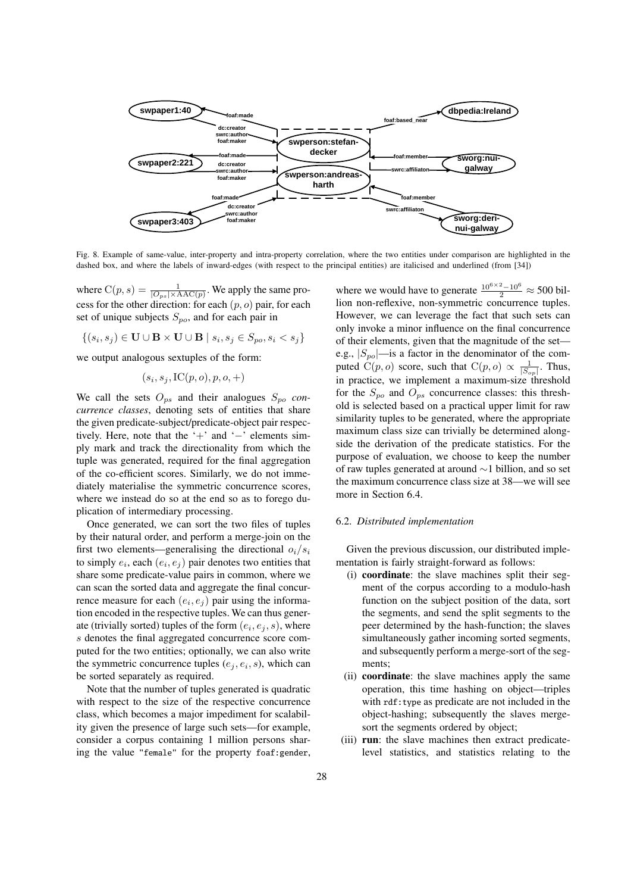Fig. 8. Example of same-value, inter-property and intra-property correlation, where the two entities under comparison are highlighted in the dashed box, and where the labels of inward-edges (with respect to the principal entities) are italicised and underlined (from [34])

where $\mathrm{C}(p,s) = \frac{1}{|O_{ps}| \times \mathrm{AAC}(p)}$. We apply the same process for the other direction: for each $(p, o)$ pair, for each set of unique subjects $S_{po}$, and for each pair in

$$\{(s_i, s_j) \in \mathbf{U} \cup \mathbf{B} \times \mathbf{U} \cup \mathbf{B} \mid s_i, s_j \in S_{po}, s_i < s_j\}$$

we output analogous sextuples of the form:

$$(s_i, s_j, \mathrm{IC}(p,o), p, o, +)$$

We call the sets $O_{ps}$ and their analogues $S_{po}$ *concurrence classes*, denoting sets of entities that share the given predicate-subject/predicate-object pair respectively. Here, note that the '$+$' and '$-$' elements simply mark and track the directionality from which the tuple was generated, required for the final aggregation of the co-efficient scores. Similarly, we do not immediately materialise the symmetric concurrence scores, where we instead do so at the end so as to forego duplication of intermediary processing.

Once generated, we can sort the two files of tuples by their natural order, and perform a merge-join on the first two elements—generalising the directional $o_i/s_i$ to simply $e_i$, each $(e_i, e_j)$ pair denotes two entities that share some predicate-value pairs in common, where we can scan the sorted data and aggregate the final concurrence measure for each $(e_i, e_j)$ pair using the information encoded in the respective tuples. We can thus generate (trivially sorted) tuples of the form $(e_i, e_j, s)$, where $s$ denotes the final aggregated concurrence score computed for the two entities; optionally, we can also write the symmetric concurrence tuples $(e_j, e_i, s)$, which can be sorted separately as required.

Note that the number of tuples generated is quadratic with respect to the size of the respective concurrence class, which becomes a major impediment for scalability given the presence of large such sets—for example, consider a corpus containing 1 million persons sharing the value "female" for the property foaf:gender, where we would have to generate $\frac{10^{6\times2}-10^6}{2} \approx 500$ billion non-reflexive, non-symmetric concurrence tuples. However, we can leverage the fact that such sets can only invoke a minor influence on the final concurrence of their elements, given that the magnitude of the set—e.g., $|S_{po}|$—is a factor in the denominator of the computed $\mathrm{C}(p,o)$ score, such that $\mathrm{C}(p,o) \propto \frac{1}{|S_{op}|}$. Thus, in practice, we implement a maximum-size threshold for the $S_{po}$ and $O_{ps}$ concurrence classes: this threshold is selected based on a practical upper limit for raw similarity tuples to be generated, where the appropriate maximum class size can trivially be determined alongside the derivation of the predicate statistics. For the purpose of evaluation, we choose to keep the number of raw tuples generated at around $\sim$1 billion, and so set the maximum concurrence class size at 38—we will see more in Section 6.4.

### 6.2. *Distributed implementation*

Given the previous discussion, our distributed implementation is fairly straight-forward as follows:

(i) **coordinate**: the slave machines split their segment of the corpus according to a modulo-hash function on the subject position of the data, sort the segments, and send the split segments to the peer determined by the hash-function; the slaves simultaneously gather incoming sorted segments, and subsequently perform a merge-sort of the segments;

(ii) **coordinate**: the slave machines apply the same operation, this time hashing on object—triples with rdf:type as predicate are not included in the object-hashing; subsequently the slaves merge-sort the segments ordered by object;

(iii) **run**: the slave machines then extract predicate-level statistics, and statistics relating to the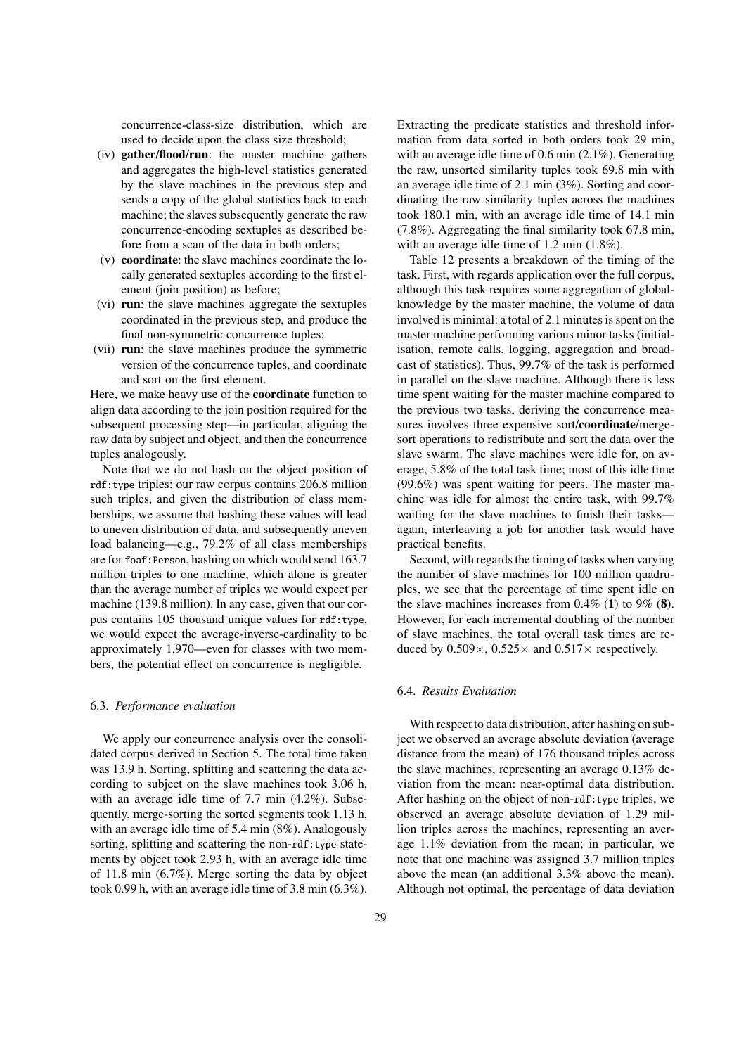concurrence-class-size distribution, which are used to decide upon the class size threshold;

(iv) **gather/flood/run**: the master machine gathers and aggregates the high-level statistics generated by the slave machines in the previous step and sends a copy of the global statistics back to each machine; the slaves subsequently generate the raw concurrence-encoding sextuples as described before from a scan of the data in both orders;

(v) **coordinate**: the slave machines coordinate the locally generated sextuples according to the first element (join position) as before;

(vi) **run**: the slave machines aggregate the sextuples coordinated in the previous step, and produce the final non-symmetric concurrence tuples;

(vii) **run**: the slave machines produce the symmetric version of the concurrence tuples, and coordinate and sort on the first element.

Here, we make heavy use of the **coordinate** function to align data according to the join position required for the subsequent processing step—in particular, aligning the raw data by subject and object, and then the concurrence tuples analogously.

Note that we do not hash on the object position of `rdf:type` triples: our raw corpus contains 206.8 million such triples, and given the distribution of class memberships, we assume that hashing these values will lead to uneven distribution of data, and subsequently uneven load balancing—e.g., 79.2% of all class memberships are for `foaf:Person`, hashing on which would send 163.7 million triples to one machine, which alone is greater than the average number of triples we would expect per machine (139.8 million). In any case, given that our corpus contains 105 thousand unique values for `rdf:type`, we would expect the average-inverse-cardinality to be approximately 1,970—even for classes with two members, the potential effect on concurrence is negligible.

### 6.3. *Performance evaluation*

We apply our concurrence analysis over the consolidated corpus derived in Section 5. The total time taken was 13.9 h. Sorting, splitting and scattering the data according to subject on the slave machines took 3.06 h, with an average idle time of 7.7 min (4.2%). Subsequently, merge-sorting the sorted segments took 1.13 h, with an average idle time of 5.4 min (8%). Analogously sorting, splitting and scattering the non-`rdf:type` statements by object took 2.93 h, with an average idle time of 11.8 min (6.7%). Merge sorting the data by object took 0.99 h, with an average idle time of 3.8 min (6.3%). Extracting the predicate statistics and threshold information from data sorted in both orders took 29 min, with an average idle time of 0.6 min (2.1%). Generating the raw, unsorted similarity tuples took 69.8 min with an average idle time of 2.1 min (3%). Sorting and coordinating the raw similarity tuples across the machines took 180.1 min, with an average idle time of 14.1 min (7.8%). Aggregating the final similarity took 67.8 min, with an average idle time of 1.2 min (1.8%).

Table 12 presents a breakdown of the timing of the task. First, with regards application over the full corpus, although this task requires some aggregation of global-knowledge by the master machine, the volume of data involved is minimal: a total of 2.1 minutes is spent on the master machine performing various minor tasks (initialisation, remote calls, logging, aggregation and broadcast of statistics). Thus, 99.7% of the task is performed in parallel on the slave machine. Although there is less time spent waiting for the master machine compared to the previous two tasks, deriving the concurrence measures involves three expensive sort/**coordinate**/merge-sort operations to redistribute and sort the data over the slave swarm. The slave machines were idle for, on average, 5.8% of the total task time; most of this idle time (99.6%) was spent waiting for peers. The master machine was idle for almost the entire task, with 99.7% waiting for the slave machines to finish their tasks—again, interleaving a job for another task would have practical benefits.

Second, with regards the timing of tasks when varying the number of slave machines for 100 million quadruples, we see that the percentage of time spent idle on the slave machines increases from 0.4% (**1**) to 9% (**8**). However, for each incremental doubling of the number of slave machines, the total overall task times are reduced by $0.509\times$, $0.525\times$ and $0.517\times$ respectively.

### 6.4. *Results Evaluation*

With respect to data distribution, after hashing on subject we observed an average absolute deviation (average distance from the mean) of 176 thousand triples across the slave machines, representing an average 0.13% deviation from the mean: near-optimal data distribution. After hashing on the object of non-`rdf:type` triples, we observed an average absolute deviation of 1.29 million triples across the machines, representing an average 1.1% deviation from the mean; in particular, we note that one machine was assigned 3.7 million triples above the mean (an additional 3.3% above the mean). Although not optimal, the percentage of data deviation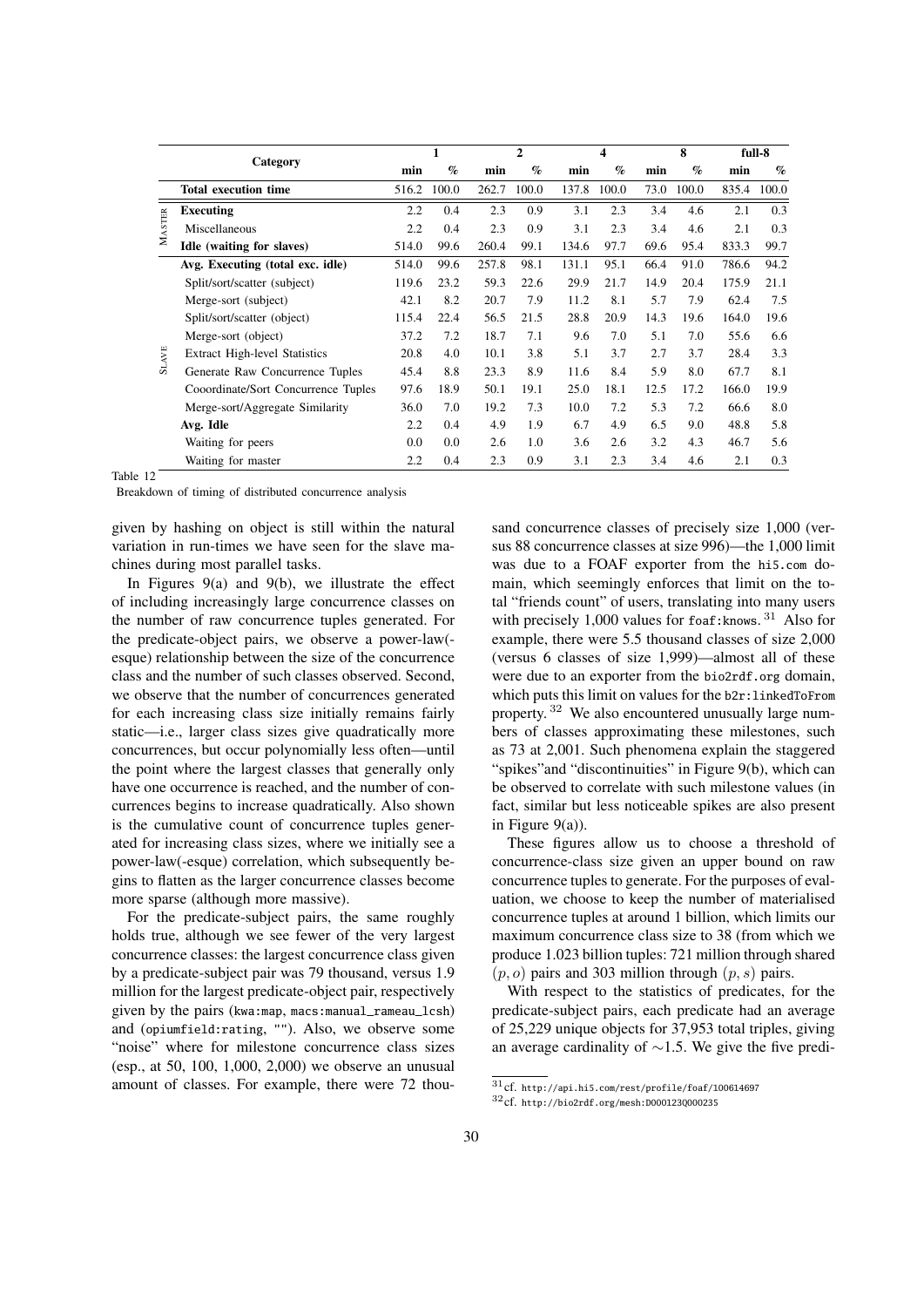| | Category | 1 | | 2 | | 4 | | 8 | | full-8 | |
|---|---|---|---|---|---|---|---|---|---|---|---|
| | | min | % | min | % | min | % | min | % | min | % |
| | **Total execution time** | 516.2 | 100.0 | 262.7 | 100.0 | 137.8 | 100.0 | 73.0 | 100.0 | 835.4 | 100.0 |
| MASTER | **Executing** | 2.2 | 0.4 | 2.3 | 0.9 | 3.1 | 2.3 | 3.4 | 4.6 | 2.1 | 0.3 |
| | Miscellaneous | 2.2 | 0.4 | 2.3 | 0.9 | 3.1 | 2.3 | 3.4 | 4.6 | 2.1 | 0.3 |
| | **Idle (waiting for slaves)** | 514.0 | 99.6 | 260.4 | 99.1 | 134.6 | 97.7 | 69.6 | 95.4 | 833.3 | 99.7 |
| SLAVE | **Avg. Executing (total exc. idle)** | 514.0 | 99.6 | 257.8 | 98.1 | 131.1 | 95.1 | 66.4 | 91.0 | 786.6 | 94.2 |
| | Split/sort/scatter (subject) | 119.6 | 23.2 | 59.3 | 22.6 | 29.9 | 21.7 | 14.9 | 20.4 | 175.9 | 21.1 |
| | Merge-sort (subject) | 42.1 | 8.2 | 20.7 | 7.9 | 11.2 | 8.1 | 5.7 | 7.9 | 62.4 | 7.5 |
| | Split/sort/scatter (object) | 115.4 | 22.4 | 56.5 | 21.5 | 28.8 | 20.9 | 14.3 | 19.6 | 164.0 | 19.6 |
| | Merge-sort (object) | 37.2 | 7.2 | 18.7 | 7.1 | 9.6 | 7.0 | 5.1 | 7.0 | 55.6 | 6.6 |
| | Extract High-level Statistics | 20.8 | 4.0 | 10.1 | 3.8 | 5.1 | 3.7 | 2.7 | 3.7 | 28.4 | 3.3 |
| | Generate Raw Concurrence Tuples | 45.4 | 8.8 | 23.3 | 8.9 | 11.6 | 8.4 | 5.9 | 8.0 | 67.7 | 8.1 |
| | Cooordinate/Sort Concurrence Tuples | 97.6 | 18.9 | 50.1 | 19.1 | 25.0 | 18.1 | 12.5 | 17.2 | 166.0 | 19.9 |
| | Merge-sort/Aggregate Similarity | 36.0 | 7.0 | 19.2 | 7.3 | 10.0 | 7.2 | 5.3 | 7.2 | 66.6 | 8.0 |
| | **Avg. Idle** | 2.2 | 0.4 | 4.9 | 1.9 | 6.7 | 4.9 | 6.5 | 9.0 | 48.8 | 5.8 |
| | Waiting for peers | 0.0 | 0.0 | 2.6 | 1.0 | 3.6 | 2.6 | 3.2 | 4.3 | 46.7 | 5.6 |
| | Waiting for master | 2.2 | 0.4 | 2.3 | 0.9 | 3.1 | 2.3 | 3.4 | 4.6 | 2.1 | 0.3 |

Table 12

Breakdown of timing of distributed concurrence analysis

given by hashing on object is still within the natural variation in run-times we have seen for the slave machines during most parallel tasks.

In Figures 9(a) and 9(b), we illustrate the effect of including increasingly large concurrence classes on the number of raw concurrence tuples generated. For the predicate-object pairs, we observe a power-law(-esque) relationship between the size of the concurrence class and the number of such classes observed. Second, we observe that the number of concurrences generated for each increasing class size initially remains fairly static—i.e., larger class sizes give quadratically more concurrences, but occur polynomially less often—until the point where the largest classes that generally only have one occurrence is reached, and the number of concurrences begins to increase quadratically. Also shown is the cumulative count of concurrence tuples generated for increasing class sizes, where we initially see a power-law(-esque) correlation, which subsequently begins to flatten as the larger concurrence classes become more sparse (although more massive).

For the predicate-subject pairs, the same roughly holds true, although we see fewer of the very largest concurrence classes: the largest concurrence class given by a predicate-subject pair was 79 thousand, versus 1.9 million for the largest predicate-object pair, respectively given by the pairs (kwa:map, macs:manual_rameau_lcsh) and (opiumfield:rating, ""). Also, we observe some "noise" where for milestone concurrence class sizes (esp., at 50, 100, 1,000, 2,000) we observe an unusual amount of classes. For example, there were 72 thousand concurrence classes of precisely size 1,000 (versus 88 concurrence classes at size 996)—the 1,000 limit was due to a FOAF exporter from the hi5.com domain, which seemingly enforces that limit on the total "friends count" of users, translating into many users with precisely 1,000 values for foaf:knows.[31] Also for example, there were 5.5 thousand classes of size 2,000 (versus 6 classes of size 1,999)—almost all of these were due to an exporter from the bio2rdf.org domain, which puts this limit on values for the b2r:linkedToFrom property.[32] We also encountered unusually large numbers of classes approximating these milestones, such as 73 at 2,001. Such phenomena explain the staggered "spikes"and "discontinuities" in Figure 9(b), which can be observed to correlate with such milestone values (in fact, similar but less noticeable spikes are also present in Figure 9(a)).

These figures allow us to choose a threshold of concurrence-class size given an upper bound on raw concurrence tuples to generate. For the purposes of evaluation, we choose to keep the number of materialised concurrence tuples at around 1 billion, which limits our maximum concurrence class size to 38 (from which we produce 1.023 billion tuples: 721 million through shared $(p, o)$ pairs and 303 million through $(p, s)$ pairs.

With respect to the statistics of predicates, for the predicate-subject pairs, each predicate had an average of 25,229 unique objects for 37,953 total triples, giving an average cardinality of $\sim$1.5. We give the five predi-

[31] cf. http://api.hi5.com/rest/profile/foaf/100614697

[32] cf. http://bio2rdf.org/mesh:D000123Q000235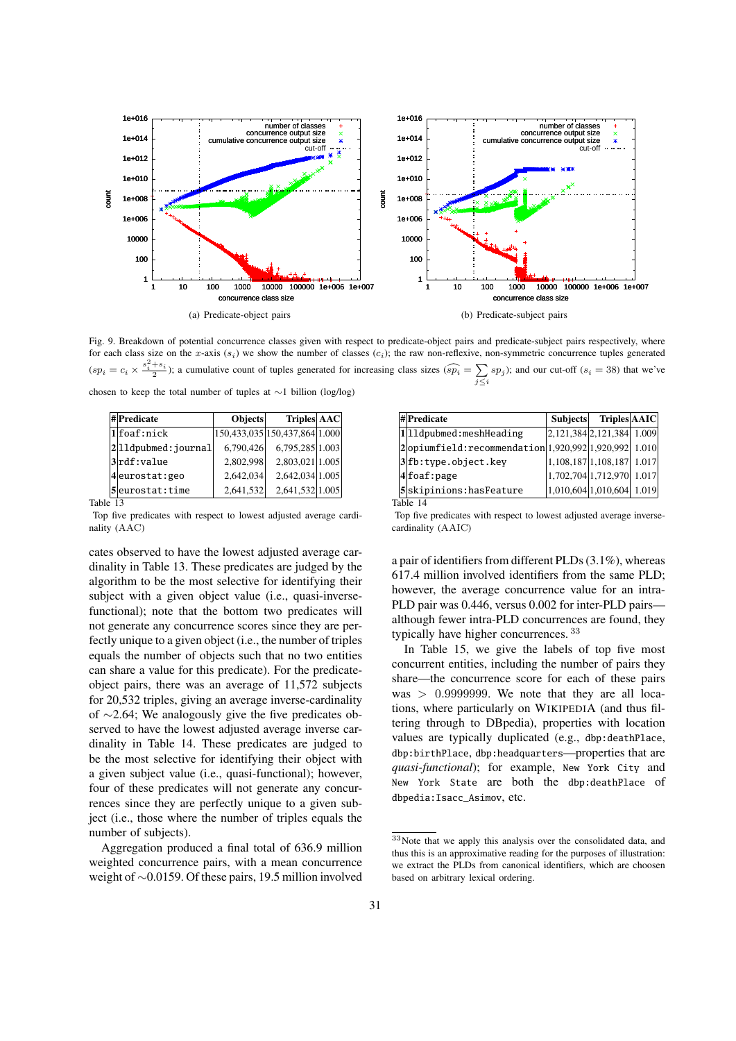(a) Predicate-object pairs

(b) Predicate-subject pairs

Fig. 9. Breakdown of potential concurrence classes given with respect to predicate-object pairs and predicate-subject pairs respectively, where for each class size on the $x$-axis ($s_i$) we show the number of classes ($c_i$); the raw non-reflexive, non-symmetric concurrence tuples generated ($sp_i = c_i \times \frac{s_i^2+s_i}{2}$); a cumulative count of tuples generated for increasing class sizes ($\widehat{sp_i} = \sum_{j \leq i} sp_j$); and our cut-off ($s_i = 38$) that we've chosen to keep the total number of tuples at ~1 billion (log/log)

| # | Predicate | Objects | Triples | AAC |
|---|---|---|---|---|
| 1 | foaf:nick | 150,433,035 | 150,437,864 | 1.000 |
| 2 | lldpubmed:journal | 6,790,426 | 6,795,285 | 1.003 |
| 3 | rdf:value | 2,802,998 | 2,803,021 | 1.005 |
| 4 | eurostat:geo | 2,642,034 | 2,642,034 | 1.005 |
| 5 | eurostat:time | 2,641,532 | 2,641,532 | 1.005 |

Table 13

Top five predicates with respect to lowest adjusted average cardinality (AAC)

| # | Predicate | Subjects | Triples | AAIC |
|---|---|---|---|---|
| 1 | lldpubmed:meshHeading | 2,121,384 | 2,121,384 | 1.009 |
| 2 | opiumfield:recommendation | 1,920,992 | 1,920,992 | 1.010 |
| 3 | fb:type.object.key | 1,108,187 | 1,108,187 | 1.017 |
| 4 | foaf:page | 1,702,704 | 1,712,970 | 1.017 |
| 5 | skipinions:hasFeature | 1,010,604 | 1,010,604 | 1.019 |

Table 14

Top five predicates with respect to lowest adjusted average inverse-cardinality (AAIC)

cates observed to have the lowest adjusted average cardinality in Table 13. These predicates are judged by the algorithm to be the most selective for identifying their subject with a given object value (i.e., quasi-inverse-functional); note that the bottom two predicates will not generate any concurrence scores since they are perfectly unique to a given object (i.e., the number of triples equals the number of objects such that no two entities can share a value for this predicate). For the predicate-object pairs, there was an average of 11,572 subjects for 20,532 triples, giving an average inverse-cardinality of ~2.64; We analogously give the five predicates observed to have the lowest adjusted average inverse cardinality in Table 14. These predicates are judged to be the most selective for identifying their object with a given subject value (i.e., quasi-functional); however, four of these predicates will not generate any concurrences since they are perfectly unique to a given subject (i.e., those where the number of triples equals the number of subjects).

Aggregation produced a final total of 636.9 million weighted concurrence pairs, with a mean concurrence weight of ~0.0159. Of these pairs, 19.5 million involved a pair of identifiers from different PLDs (3.1%), whereas 617.4 million involved identifiers from the same PLD; however, the average concurrence value for an intra-PLD pair was 0.446, versus 0.002 for inter-PLD pairs—although fewer intra-PLD concurrences are found, they typically have higher concurrences. [33]

In Table 15, we give the labels of top five most concurrent entities, including the number of pairs they share—the concurrence score for each of these pairs was $> 0.9999999$. We note that they are all locations, where particularly on WIKIPEDIA (and thus filtering through to DBpedia), properties with location values are typically duplicated (e.g., dbp:deathPlace, dbp:birthPlace, dbp:headquarters—properties that are *quasi-functional*); for example, New York City and New York State are both the dbp:deathPlace of dbpedia:Isacc_Asimov, etc.

[33] Note that we apply this analysis over the consolidated data, and thus this is an approximative reading for the purposes of illustration: we extract the PLDs from canonical identifiers, which are choosen based on arbitrary lexical ordering.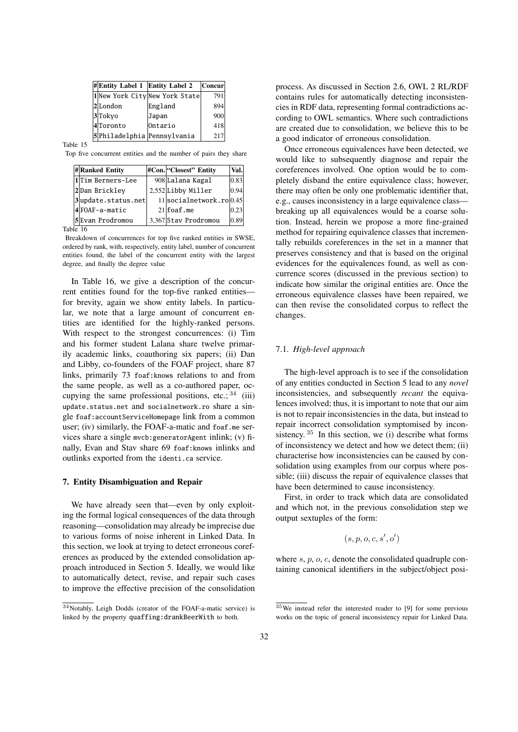| # | Entity Label 1 | Entity Label 2 | Concur |
|---|---|---|---|
| 1 | New York City | New York State | 791 |
| 2 | London | England | 894 |
| 3 | Tokyo | Japan | 900 |
| 4 | Toronto | Ontario | 418 |
| 5 | Philadelphia | Pennsylvania | 217 |

Table 15

Top five concurrent entities and the number of pairs they share

| # | Ranked Entity | #Con. | "Closest" Entity | Val. |
|---|---|---|---|---|
| 1 | Tim Berners-Lee | 908 | Lalana Kagal | 0.83 |
| 2 | Dan Brickley | 2,552 | Libby Miller | 0.94 |
| 3 | update.status.net | 11 | socialnetwork.ro | 0.45 |
| 4 | FOAF-a-matic | 21 | foaf.me | 0.23 |
| 5 | Evan Prodromou | 3,367 | Stav Prodromou | 0.89 |

Table 16

Breakdown of concurrences for top five ranked entities in SWSE, ordered by rank, with, respectively, entity label, number of concurrent entities found, the label of the concurrent entity with the largest degree, and finally the degree value

In Table 16, we give a description of the concurrent entities found for the top-five ranked entities—for brevity, again we show entity labels. In particular, we note that a large amount of concurrent entities are identified for the highly-ranked persons. With respect to the strongest concurrences: (i) Tim and his former student Lalana share twelve primarily academic links, coauthoring six papers; (ii) Dan and Libby, co-founders of the FOAF project, share 87 links, primarily 73 foaf:knows relations to and from the same people, as well as a co-authored paper, occupying the same professional positions, etc.;[34] (iii) update.status.net and socialnetwork.ro share a single foaf:accountServiceHomepage link from a common user; (iv) similarly, the FOAF-a-matic and foaf.me services share a single mvcb:generatorAgent inlink; (v) finally, Evan and Stav share 69 foaf:knows inlinks and outlinks exported from the identi.ca service.

## 7. Entity Disambiguation and Repair

We have already seen that—even by only exploiting the formal logical consequences of the data through reasoning—consolidation may already be imprecise due to various forms of noise inherent in Linked Data. In this section, we look at trying to detect erroneous coreferences as produced by the extended consolidation approach introduced in Section 5. Ideally, we would like to automatically detect, revise, and repair such cases to improve the effective precision of the consolidation process. As discussed in Section 2.6, OWL 2 RL/RDF contains rules for automatically detecting inconsistencies in RDF data, representing formal contradictions according to OWL semantics. Where such contradictions are created due to consolidation, we believe this to be a good indicator of erroneous consolidation.

Once erroneous equivalences have been detected, we would like to subsequently diagnose and repair the coreferences involved. One option would be to completely disband the entire equivalence class; however, there may often be only one problematic identifier that, e.g., causes inconsistency in a large equivalence class—breaking up all equivalences would be a coarse solution. Instead, herein we propose a more fine-grained method for repairing equivalence classes that incrementally rebuilds coreferences in the set in a manner that preserves consistency and that is based on the original evidences for the equivalences found, as well as concurrence scores (discussed in the previous section) to indicate how similar the original entities are. Once the erroneous equivalence classes have been repaired, we can then revise the consolidated corpus to reflect the changes.

### 7.1. *High-level approach*

The high-level approach is to see if the consolidation of any entities conducted in Section 5 lead to any *novel* inconsistencies, and subsequently *recant* the equivalences involved; thus, it is important to note that our aim is not to repair inconsistencies in the data, but instead to repair incorrect consolidation symptomised by inconsistency.[35] In this section, we (i) describe what forms of inconsistency we detect and how we detect them; (ii) characterise how inconsistencies can be caused by consolidation using examples from our corpus where possible; (iii) discuss the repair of equivalence classes that have been determined to cause inconsistency.

First, in order to track which data are consolidated and which not, in the previous consolidation step we output sextuples of the form:

$$(s, p, o, c, s', o')$$

where $s$, $p$, $o$, $c$, denote the consolidated quadruple containing canonical identifiers in the subject/object posi-

[34] Notably, Leigh Dodds (creator of the FOAF-a-matic service) is linked by the property quaffing:drankBeerWith to both.

[35] We instead refer the interested reader to [9] for some previous works on the topic of general inconsistency repair for Linked Data.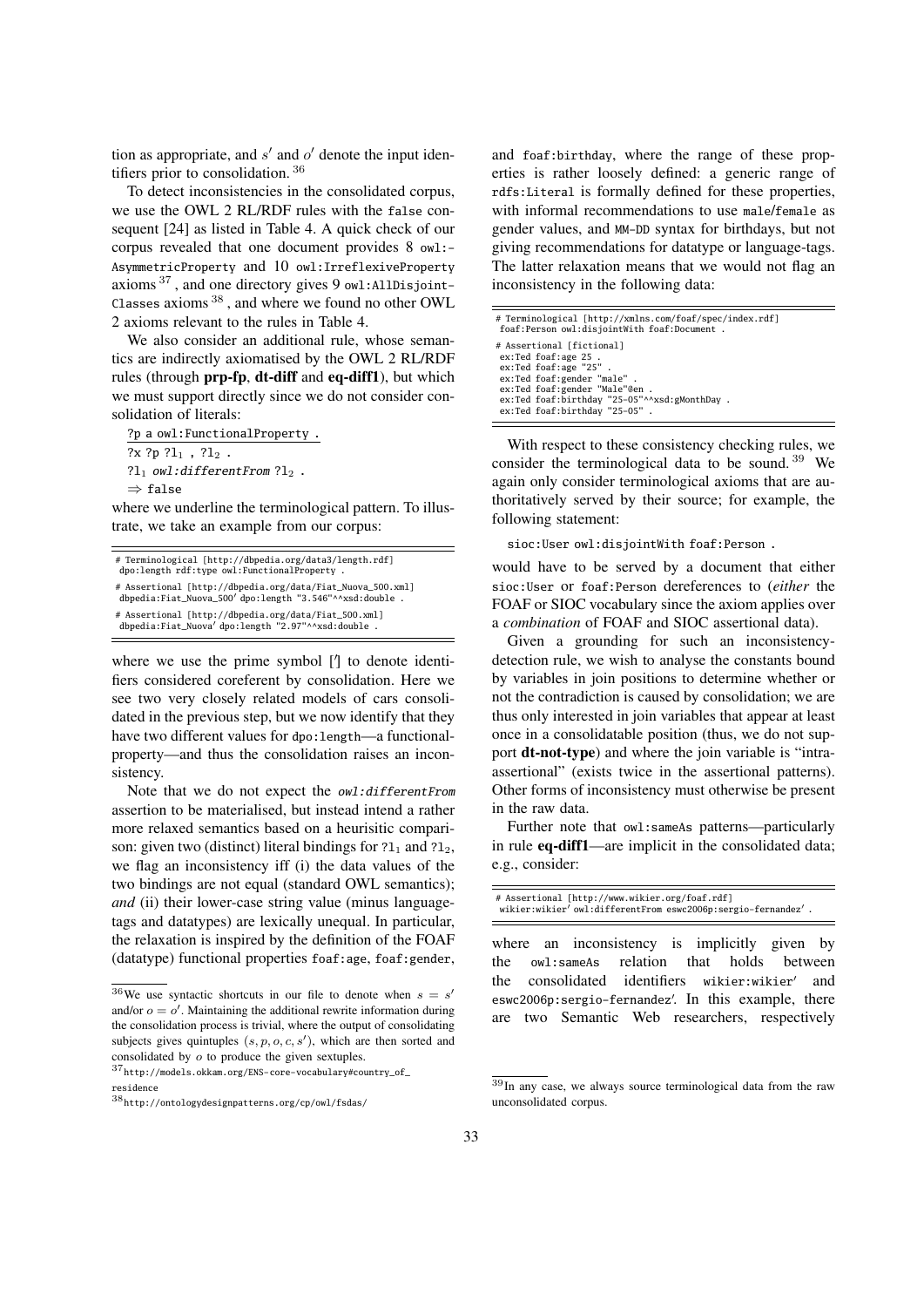tion as appropriate, and $s'$ and $o'$ denote the input identifiers prior to consolidation. [36]

To detect inconsistencies in the consolidated corpus, we use the OWL 2 RL/RDF rules with the `false` consequent [24] as listed in Table 4. A quick check of our corpus revealed that one document provides 8 `owl:AsymmetricProperty` and 10 `owl:IrreflexiveProperty` axioms [37], and one directory gives 9 `owl:AllDisjointClasses` axioms [38], and where we found no other OWL 2 axioms relevant to the rules in Table 4.

We also consider an additional rule, whose semantics are indirectly axiomatised by the OWL 2 RL/RDF rules (through **prp-fp**, **dt-diff** and **eq-diff1**), but which we must support directly since we do not consider consolidation of literals:

```
?p a owl:FunctionalProperty .
?x ?p ?l1 , ?l2 .
?l1 owl:differentFrom ?l2 .
⇒ false
```

where we underline the terminological pattern. To illustrate, we take an example from our corpus:

```
# Terminological [http://dbpedia.org/data3/length.rdf]
 dpo:length rdf:type owl:FunctionalProperty .
# Assertional [http://dbpedia.org/data/Fiat_Nuova_500.xml]
 dbpedia:Fiat_Nuova_500′ dpo:length "3.546"^^xsd:double .
# Assertional [http://dbpedia.org/data/Fiat_500.xml]
 dbpedia:Fiat_Nuova′ dpo:length "2.97"^^xsd:double .
```

where we use the prime symbol [′] to denote identifiers considered coreferent by consolidation. Here we see two very closely related models of cars consolidated in the previous step, but we now identify that they have two different values for `dpo:length`—a functional-property—and thus the consolidation raises an inconsistency.

Note that we do not expect the *owl:differentFrom* assertion to be materialised, but instead intend a rather more relaxed semantics based on a heurisitic comparison: given two (distinct) literal bindings for $?l_1$ and $?l_2$, we flag an inconsistency iff (i) the data values of the two bindings are not equal (standard OWL semantics); *and* (ii) their lower-case string value (minus language-tags and datatypes) are lexically unequal. In particular, the relaxation is inspired by the definition of the FOAF (datatype) functional properties `foaf:age`, `foaf:gender`, and `foaf:birthday`, where the range of these properties is rather loosely defined: a generic range of `rdfs:Literal` is formally defined for these properties, with informal recommendations to use `male`/`female` as gender values, and `MM-DD` syntax for birthdays, but not giving recommendations for datatype or language-tags. The latter relaxation means that we would not flag an inconsistency in the following data:

```
# Terminological [http://xmlns.com/foaf/spec/index.rdf]
 foaf:Person owl:disjointWith foaf:Document .
# Assertional [fictional]
 ex:Ted foaf:age 25 .
 ex:Ted foaf:age "25" .
 ex:Ted foaf:gender "male" .
 ex:Ted foaf:gender "Male"@en .
 ex:Ted foaf:birthday "25-05"^^xsd:gMonthDay .
 ex:Ted foaf:birthday "25-05" .
```

With respect to these consistency checking rules, we consider the terminological data to be sound. [39] We again only consider terminological axioms that are authoritatively served by their source; for example, the following statement:

`sioc:User owl:disjointWith foaf:Person .`

would have to be served by a document that either `sioc:User` or `foaf:Person` dereferences to (*either* the FOAF or SIOC vocabulary since the axiom applies over a *combination* of FOAF and SIOC assertional data).

Given a grounding for such an inconsistency-detection rule, we wish to analyse the constants bound by variables in join positions to determine whether or not the contradiction is caused by consolidation; we are thus only interested in join variables that appear at least once in a consolidatable position (thus, we do not support **dt-not-type**) and where the join variable is "intra-assertional" (exists twice in the assertional patterns). Other forms of inconsistency must otherwise be present in the raw data.

Further note that `owl:sameAs` patterns—particularly in rule **eq-diff1**—are implicit in the consolidated data; e.g., consider:

```
# Assertional [http://www.wikier.org/foaf.rdf]
 wikier:wikier′ owl:differentFrom eswc2006p:sergio-fernandez′ .
```

where an inconsistency is implicitly given by the `owl:sameAs` relation that holds between the consolidated identifiers `wikier:wikier′` and `eswc2006p:sergio-fernandez′`. In this example, there are two Semantic Web researchers, respectively

---

[36] We use syntactic shortcuts in our file to denote when $s = s'$ and/or $o = o'$. Maintaining the additional rewrite information during the consolidation process is trivial, where the output of consolidating subjects gives quintuples $(s, p, o, c, s')$, which are then sorted and consolidated by $o$ to produce the given sextuples.

[37] http://models.okkam.org/ENS-core-vocabulary#country_of_residence

[38] http://ontologydesignpatterns.org/cp/owl/fsdas/

[39] In any case, we always source terminological data from the raw unconsolidated corpus.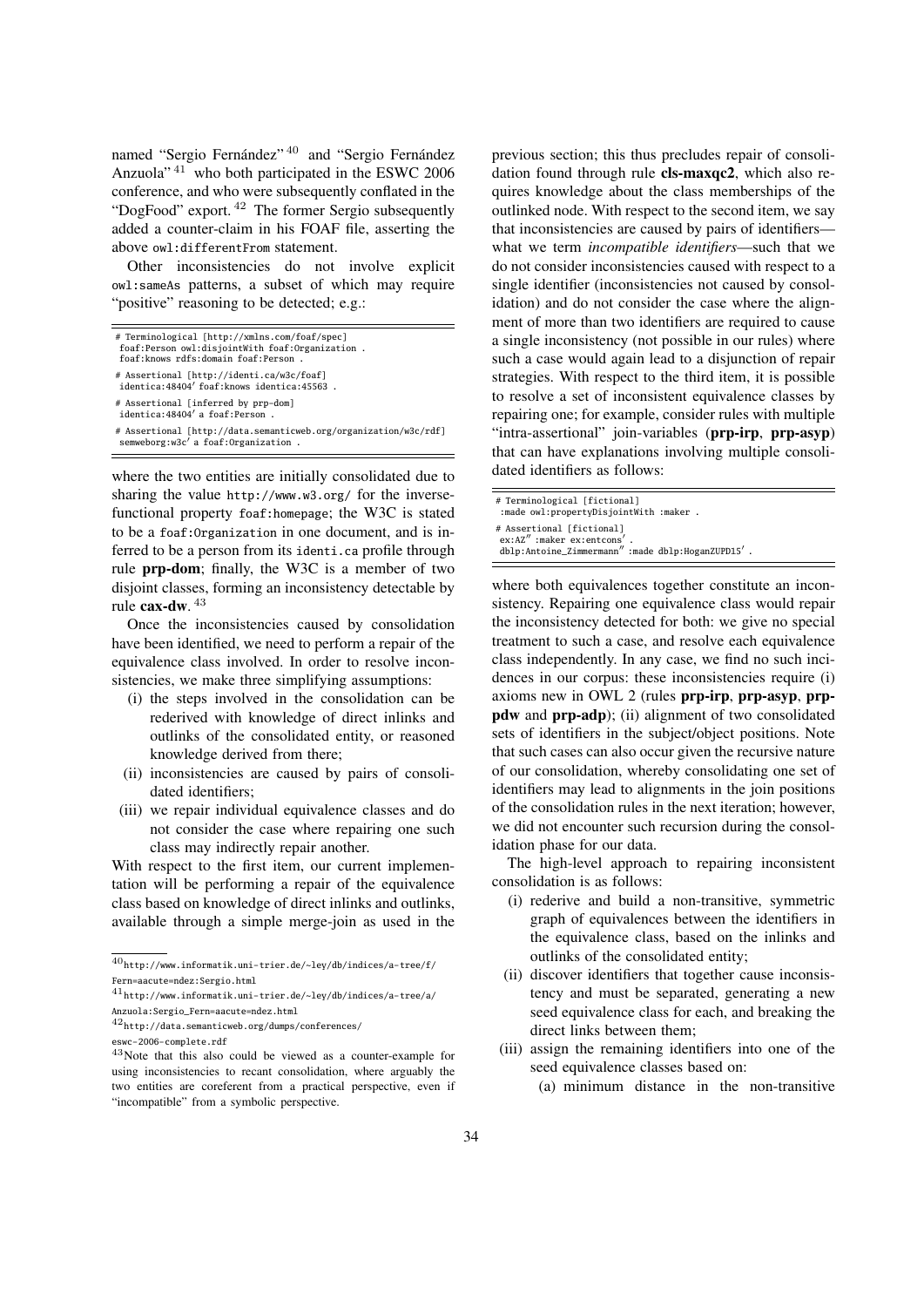named "Sergio Fernández" [40] and "Sergio Fernández Anzuola" [41] who both participated in the ESWC 2006 conference, and who were subsequently conflated in the "DogFood" export. [42] The former Sergio subsequently added a counter-claim in his FOAF file, asserting the above `owl:differentFrom` statement.

Other inconsistencies do not involve explicit `owl:sameAs` patterns, a subset of which may require "positive" reasoning to be detected; e.g.:

```
# Terminological [http://xmlns.com/foaf/spec]
 foaf:Person owl:disjointWith foaf:Organization .
 foaf:knows rdfs:domain foaf:Person .
# Assertional [http://identi.ca/w3c/foaf]
 identica:48404′ foaf:knows identica:45563 .
# Assertional [inferred by prp-dom]
 identica:48404′ a foaf:Person .
# Assertional [http://data.semanticweb.org/organization/w3c/rdf]
 semweborg:w3c′ a foaf:Organization .
```

where the two entities are initially consolidated due to sharing the value `http://www.w3.org/` for the inverse-functional property `foaf:homepage`; the W3C is stated to be a `foaf:Organization` in one document, and is inferred to be a person from its `identi.ca` profile through rule **prp-dom**; finally, the W3C is a member of two disjoint classes, forming an inconsistency detectable by rule **cax-dw**. [43]

Once the inconsistencies caused by consolidation have been identified, we need to perform a repair of the equivalence class involved. In order to resolve inconsistencies, we make three simplifying assumptions:

(i) the steps involved in the consolidation can be rederived with knowledge of direct inlinks and outlinks of the consolidated entity, or reasoned knowledge derived from there;
(ii) inconsistencies are caused by pairs of consolidated identifiers;
(iii) we repair individual equivalence classes and do not consider the case where repairing one such class may indirectly repair another.

With respect to the first item, our current implementation will be performing a repair of the equivalence class based on knowledge of direct inlinks and outlinks, available through a simple merge-join as used in the previous section; this thus precludes repair of consolidation found through rule **cls-maxqc2**, which also requires knowledge about the class memberships of the outlinked node. With respect to the second item, we say that inconsistencies are caused by pairs of identifiers—what we term *incompatible identifiers*—such that we do not consider inconsistencies caused with respect to a single identifier (inconsistencies not caused by consolidation) and do not consider the case where the alignment of more than two identifiers are required to cause a single inconsistency (not possible in our rules) where such a case would again lead to a disjunction of repair strategies. With respect to the third item, it is possible to resolve a set of inconsistent equivalence classes by repairing one; for example, consider rules with multiple "intra-assertional" join-variables (**prp-irp**, **prp-asyp**) that can have explanations involving multiple consolidated identifiers as follows:

```
# Terminological [fictional]
 :made owl:propertyDisjointWith :maker .
# Assertional [fictional]
 ex:AZ″ :maker ex:entcons′ .
 dblp:Antoine_Zimmermann″ :made dblp:HoganZUPD15′ .
```

where both equivalences together constitute an inconsistency. Repairing one equivalence class would repair the inconsistency detected for both: we give no special treatment to such a case, and resolve each equivalence class independently. In any case, we find no such incidences in our corpus: these inconsistencies require (i) axioms new in OWL 2 (rules **prp-irp**, **prp-asyp**, **prp-pdw** and **prp-adp**); (ii) alignment of two consolidated sets of identifiers in the subject/object positions. Note that such cases can also occur given the recursive nature of our consolidation, whereby consolidating one set of identifiers may lead to alignments in the join positions of the consolidation rules in the next iteration; however, we did not encounter such recursion during the consolidation phase for our data.

The high-level approach to repairing inconsistent consolidation is as follows:

(i) rederive and build a non-transitive, symmetric graph of equivalences between the identifiers in the equivalence class, based on the inlinks and outlinks of the consolidated entity;
(ii) discover identifiers that together cause inconsistency and must be separated, generating a new seed equivalence class for each, and breaking the direct links between them;
(iii) assign the remaining identifiers into one of the seed equivalence classes based on:
   (a) minimum distance in the non-transitive

[40] http://www.informatik.uni-trier.de/~ley/db/indices/a-tree/f/Fern=aacute=ndez:Sergio.html

[41] http://www.informatik.uni-trier.de/~ley/db/indices/a-tree/a/Anzuola:Sergio_Fern=aacute=ndez.html

[42] http://data.semanticweb.org/dumps/conferences/eswc-2006-complete.rdf

[43] Note that this also could be viewed as a counter-example for using inconsistencies to recant consolidation, where arguably the two entities are coreferent from a practical perspective, even if "incompatible" from a symbolic perspective.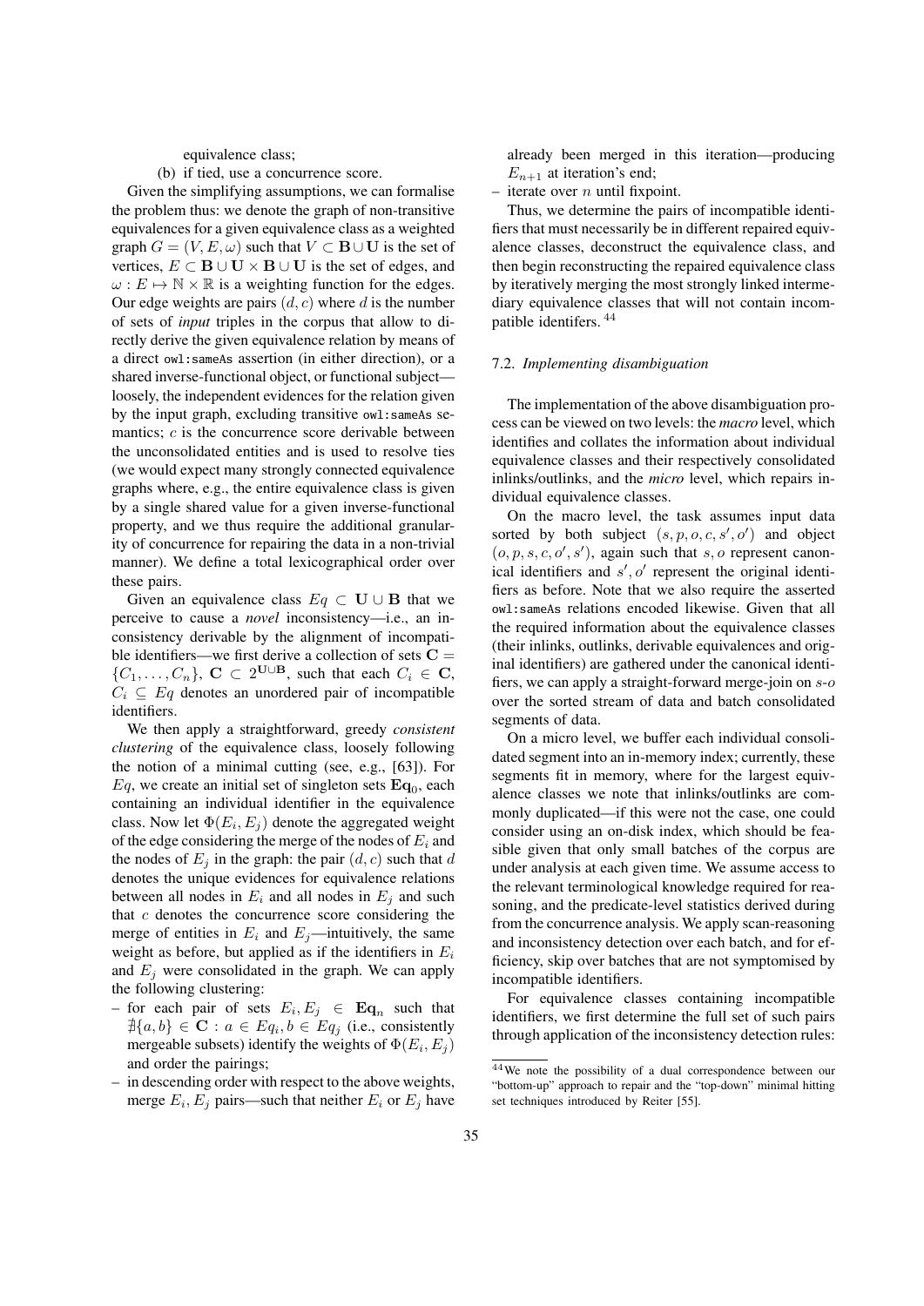equivalence class;

(b) if tied, use a concurrence score.

Given the simplifying assumptions, we can formalise the problem thus: we denote the graph of non-transitive equivalences for a given equivalence class as a weighted graph $G = (V, E, \omega)$ such that $V \subset \mathbf{B} \cup \mathbf{U}$ is the set of vertices, $E \subset \mathbf{B} \cup \mathbf{U} \times \mathbf{B} \cup \mathbf{U}$ is the set of edges, and $\omega : E \mapsto \mathbb{N} \times \mathbb{R}$ is a weighting function for the edges. Our edge weights are pairs $(d, c)$ where $d$ is the number of sets of *input* triples in the corpus that allow to directly derive the given equivalence relation by means of a direct `owl:sameAs` assertion (in either direction), or a shared inverse-functional object, or functional subject—loosely, the independent evidences for the relation given by the input graph, excluding transitive `owl:sameAs` semantics; $c$ is the concurrence score derivable between the unconsolidated entities and is used to resolve ties (we would expect many strongly connected equivalence graphs where, e.g., the entire equivalence class is given by a single shared value for a given inverse-functional property, and we thus require the additional granularity of concurrence for repairing the data in a non-trivial manner). We define a total lexicographical order over these pairs.

Given an equivalence class $Eq \subset \mathbf{U} \cup \mathbf{B}$ that we perceive to cause a *novel* inconsistency—i.e., an inconsistency derivable by the alignment of incompatible identifiers—we first derive a collection of sets $\mathbf{C} = \{C_1, \ldots, C_n\}$, $\mathbf{C} \subset 2^{\mathbf{U} \cup \mathbf{B}}$, such that each $C_i \in \mathbf{C}$, $C_i \subseteq Eq$ denotes an unordered pair of incompatible identifiers.

We then apply a straightforward, greedy *consistent clustering* of the equivalence class, loosely following the notion of a minimal cutting (see, e.g., [63]). For $Eq$, we create an initial set of singleton sets $\mathbf{Eq}_0$, each containing an individual identifier in the equivalence class. Now let $\Phi(E_i, E_j)$ denote the aggregated weight of the edge considering the merge of the nodes of $E_i$ and the nodes of $E_j$ in the graph: the pair $(d, c)$ such that $d$ denotes the unique evidences for equivalence relations between all nodes in $E_i$ and all nodes in $E_j$ and such that $c$ denotes the concurrence score considering the merge of entities in $E_i$ and $E_j$—intuitively, the same weight as before, but applied as if the identifiers in $E_i$ and $E_j$ were consolidated in the graph. We can apply the following clustering:

- for each pair of sets $E_i, E_j \in \mathbf{Eq}_n$ such that $\nexists \{a, b\} \in \mathbf{C} : a \in Eq_i, b \in Eq_j$ (i.e., consistently mergeable subsets) identify the weights of $\Phi(E_i, E_j)$ and order the pairings;
- in descending order with respect to the above weights, merge $E_i, E_j$ pairs—such that neither $E_i$ or $E_j$ have already been merged in this iteration—producing $E_{n+1}$ at iteration's end;
- iterate over $n$ until fixpoint.

Thus, we determine the pairs of incompatible identifiers that must necessarily be in different repaired equivalence classes, deconstruct the equivalence class, and then begin reconstructing the repaired equivalence class by iteratively merging the most strongly linked intermediary equivalence classes that will not contain incompatible identifers. [44]

### 7.2. *Implementing disambiguation*

The implementation of the above disambiguation process can be viewed on two levels: the *macro* level, which identifies and collates the information about individual equivalence classes and their respectively consolidated inlinks/outlinks, and the *micro* level, which repairs individual equivalence classes.

On the macro level, the task assumes input data sorted by both subject $(s, p, o, c, s', o')$ and object $(o, p, s, c, o', s')$, again such that $s, o$ represent canonical identifiers and $s', o'$ represent the original identifiers as before. Note that we also require the asserted `owl:sameAs` relations encoded likewise. Given that all the required information about the equivalence classes (their inlinks, outlinks, derivable equivalences and original identifiers) are gathered under the canonical identifiers, we can apply a straight-forward merge-join on $s$-$o$ over the sorted stream of data and batch consolidated segments of data.

On a micro level, we buffer each individual consolidated segment into an in-memory index; currently, these segments fit in memory, where for the largest equivalence classes we note that inlinks/outlinks are commonly duplicated—if this were not the case, one could consider using an on-disk index, which should be feasible given that only small batches of the corpus are under analysis at each given time. We assume access to the relevant terminological knowledge required for reasoning, and the predicate-level statistics derived during from the concurrence analysis. We apply scan-reasoning and inconsistency detection over each batch, and for efficiency, skip over batches that are not symptomised by incompatible identifiers.

For equivalence classes containing incompatible identifiers, we first determine the full set of such pairs through application of the inconsistency detection rules:

[44] We note the possibility of a dual correspondence between our "bottom-up" approach to repair and the "top-down" minimal hitting set techniques introduced by Reiter [55].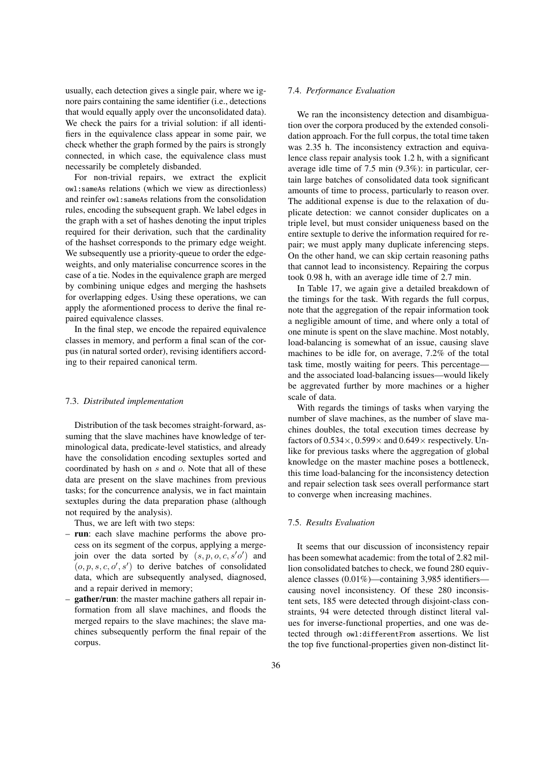usually, each detection gives a single pair, where we ignore pairs containing the same identifier (i.e., detections that would equally apply over the unconsolidated data). We check the pairs for a trivial solution: if all identifiers in the equivalence class appear in some pair, we check whether the graph formed by the pairs is strongly connected, in which case, the equivalence class must necessarily be completely disbanded.

For non-trivial repairs, we extract the explicit `owl:sameAs` relations (which we view as directionless) and reinfer `owl:sameAs` relations from the consolidation rules, encoding the subsequent graph. We label edges in the graph with a set of hashes denoting the input triples required for their derivation, such that the cardinality of the hashset corresponds to the primary edge weight. We subsequently use a priority-queue to order the edge-weights, and only materialise concurrence scores in the case of a tie. Nodes in the equivalence graph are merged by combining unique edges and merging the hashsets for overlapping edges. Using these operations, we can apply the aforementioned process to derive the final repaired equivalence classes.

In the final step, we encode the repaired equivalence classes in memory, and perform a final scan of the corpus (in natural sorted order), revising identifiers according to their repaired canonical term.

### 7.3. *Distributed implementation*

Distribution of the task becomes straight-forward, assuming that the slave machines have knowledge of terminological data, predicate-level statistics, and already have the consolidation encoding sextuples sorted and coordinated by hash on $s$ and $o$. Note that all of these data are present on the slave machines from previous tasks; for the concurrence analysis, we in fact maintain sextuples during the data preparation phase (although not required by the analysis).

Thus, we are left with two steps:

- **run**: each slave machine performs the above process on its segment of the corpus, applying a merge-join over the data sorted by $(s, p, o, c, s'o')$ and $(o, p, s, c, o', s')$ to derive batches of consolidated data, which are subsequently analysed, diagnosed, and a repair derived in memory;
- **gather/run**: the master machine gathers all repair information from all slave machines, and floods the merged repairs to the slave machines; the slave machines subsequently perform the final repair of the corpus.

### 7.4. *Performance Evaluation*

We ran the inconsistency detection and disambiguation over the corpora produced by the extended consolidation approach. For the full corpus, the total time taken was 2.35 h. The inconsistency extraction and equivalence class repair analysis took 1.2 h, with a significant average idle time of 7.5 min (9.3%): in particular, certain large batches of consolidated data took significant amounts of time to process, particularly to reason over. The additional expense is due to the relaxation of duplicate detection: we cannot consider duplicates on a triple level, but must consider uniqueness based on the entire sextuple to derive the information required for repair; we must apply many duplicate inferencing steps. On the other hand, we can skip certain reasoning paths that cannot lead to inconsistency. Repairing the corpus took 0.98 h, with an average idle time of 2.7 min.

In Table 17, we again give a detailed breakdown of the timings for the task. With regards the full corpus, note that the aggregation of the repair information took a negligible amount of time, and where only a total of one minute is spent on the slave machine. Most notably, load-balancing is somewhat of an issue, causing slave machines to be idle for, on average, 7.2% of the total task time, mostly waiting for peers. This percentage—and the associated load-balancing issues—would likely be aggrevated further by more machines or a higher scale of data.

With regards the timings of tasks when varying the number of slave machines, as the number of slave machines doubles, the total execution times decrease by factors of 0.534×, 0.599× and 0.649× respectively. Unlike for previous tasks where the aggregation of global knowledge on the master machine poses a bottleneck, this time load-balancing for the inconsistency detection and repair selection task sees overall performance start to converge when increasing machines.

### 7.5. *Results Evaluation*

It seems that our discussion of inconsistency repair has been somewhat academic: from the total of 2.82 million consolidated batches to check, we found 280 equivalence classes (0.01%)—containing 3,985 identifiers—causing novel inconsistency. Of these 280 inconsistent sets, 185 were detected through disjoint-class constraints, 94 were detected through distinct literal values for inverse-functional properties, and one was detected through `owl:differentFrom` assertions. We list the top five functional-properties given non-distinct lit-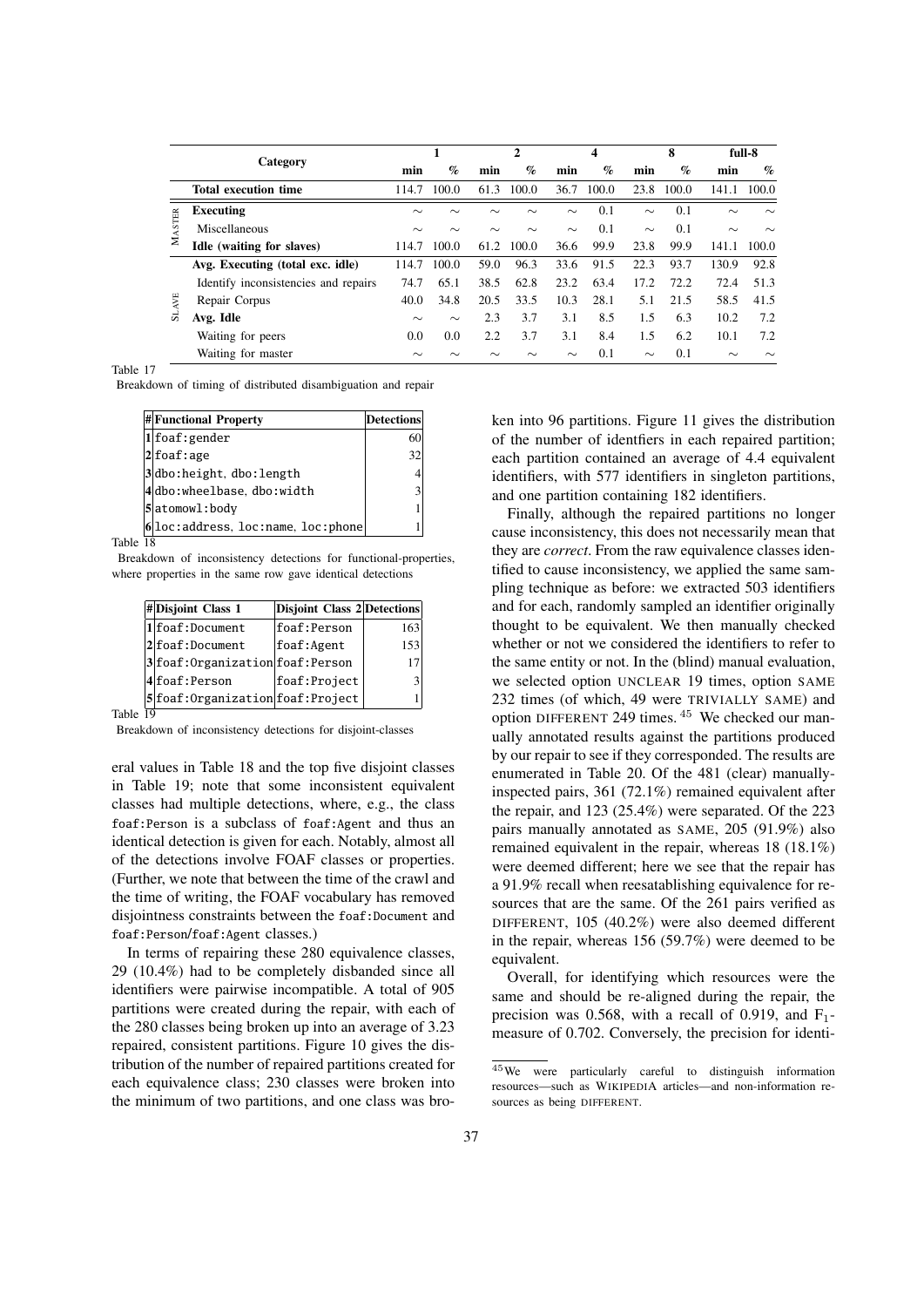| | Category | 1 | | 2 | | 4 | | 8 | | full-8 | |
|---|---|---|---|---|---|---|---|---|---|---|---|
| | | min | % | min | % | min | % | min | % | min | % |
| | **Total execution time** | 114.7 | 100.0 | 61.3 | 100.0 | 36.7 | 100.0 | 23.8 | 100.0 | 141.1 | 100.0 |
| MASTER | **Executing** | ∼ | ∼ | ∼ | ∼ | ∼ | 0.1 | ∼ | 0.1 | ∼ | ∼ |
| | Miscellaneous | ∼ | ∼ | ∼ | ∼ | ∼ | 0.1 | ∼ | 0.1 | ∼ | ∼ |
| | **Idle (waiting for slaves)** | 114.7 | 100.0 | 61.2 | 100.0 | 36.6 | 99.9 | 23.8 | 99.9 | 141.1 | 100.0 |
| SLAVE | **Avg. Executing (total exc. idle)** | 114.7 | 100.0 | 59.0 | 96.3 | 33.6 | 91.5 | 22.3 | 93.7 | 130.9 | 92.8 |
| | Identify inconsistencies and repairs | 74.7 | 65.1 | 38.5 | 62.8 | 23.2 | 63.4 | 17.2 | 72.2 | 72.4 | 51.3 |
| | Repair Corpus | 40.0 | 34.8 | 20.5 | 33.5 | 10.3 | 28.1 | 5.1 | 21.5 | 58.5 | 41.5 |
| | **Avg. Idle** | ∼ | ∼ | 2.3 | 3.7 | 3.1 | 8.5 | 1.5 | 6.3 | 10.2 | 7.2 |
| | Waiting for peers | 0.0 | 0.0 | 2.2 | 3.7 | 3.1 | 8.4 | 1.5 | 6.2 | 10.1 | 7.2 |
| | Waiting for master | ∼ | ∼ | ∼ | ∼ | ∼ | 0.1 | ∼ | 0.1 | ∼ | ∼ |

Table 17

Breakdown of timing of distributed disambiguation and repair

| # | Functional Property | Detections |
|---|---|---|
| 1 | foaf:gender | 60 |
| 2 | foaf:age | 32 |
| 3 | dbo:height, dbo:length | 4 |
| 4 | dbo:wheelbase, dbo:width | 3 |
| 5 | atomowl:body | 1 |
| 6 | loc:address, loc:name, loc:phone | 1 |

Table 18

Breakdown of inconsistency detections for functional-properties, where properties in the same row gave identical detections

| # | Disjoint Class 1 | Disjoint Class 2 | Detections |
|---|---|---|---|
| 1 | foaf:Document | foaf:Person | 163 |
| 2 | foaf:Document | foaf:Agent | 153 |
| 3 | foaf:Organization | foaf:Person | 17 |
| 4 | foaf:Person | foaf:Project | 3 |
| 5 | foaf:Organization | foaf:Project | 1 |

Table 19

Breakdown of inconsistency detections for disjoint-classes

eral values in Table 18 and the top five disjoint classes in Table 19; note that some inconsistent equivalent classes had multiple detections, where, e.g., the class foaf:Person is a subclass of foaf:Agent and thus an identical detection is given for each. Notably, almost all of the detections involve FOAF classes or properties. (Further, we note that between the time of the crawl and the time of writing, the FOAF vocabulary has removed disjointness constraints between the foaf:Document and foaf:Person/foaf:Agent classes.)

In terms of repairing these 280 equivalence classes, 29 (10.4%) had to be completely disbanded since all identifiers were pairwise incompatible. A total of 905 partitions were created during the repair, with each of the 280 classes being broken up into an average of 3.23 repaired, consistent partitions. Figure 10 gives the distribution of the number of repaired partitions created for each equivalence class; 230 classes were broken into the minimum of two partitions, and one class was broken into 96 partitions. Figure 11 gives the distribution of the number of identfiers in each repaired partition; each partition contained an average of 4.4 equivalent identifiers, with 577 identifiers in singleton partitions, and one partition containing 182 identifiers.

Finally, although the repaired partitions no longer cause inconsistency, this does not necessarily mean that they are *correct*. From the raw equivalence classes identified to cause inconsistency, we applied the same sampling technique as before: we extracted 503 identifiers and for each, randomly sampled an identifier originally thought to be equivalent. We then manually checked whether or not we considered the identifiers to refer to the same entity or not. In the (blind) manual evaluation, we selected option UNCLEAR 19 times, option SAME 232 times (of which, 49 were TRIVIALLY SAME) and option DIFFERENT 249 times.[45] We checked our manually annotated results against the partitions produced by our repair to see if they corresponded. The results are enumerated in Table 20. Of the 481 (clear) manually-inspected pairs, 361 (72.1%) remained equivalent after the repair, and 123 (25.4%) were separated. Of the 223 pairs manually annotated as SAME, 205 (91.9%) also remained equivalent in the repair, whereas 18 (18.1%) were deemed different; here we see that the repair has a 91.9% recall when reesatablishing equivalence for resources that are the same. Of the 261 pairs verified as DIFFERENT, 105 (40.2%) were also deemed different in the repair, whereas 156 (59.7%) were deemed to be equivalent.

Overall, for identifying which resources were the same and should be re-aligned during the repair, the precision was 0.568, with a recall of 0.919, and $F_1$-measure of 0.702. Conversely, the precision for identi-

[45] We were particularly careful to distinguish information resources—such as WIKIPEDIA articles—and non-information resources as being DIFFERENT.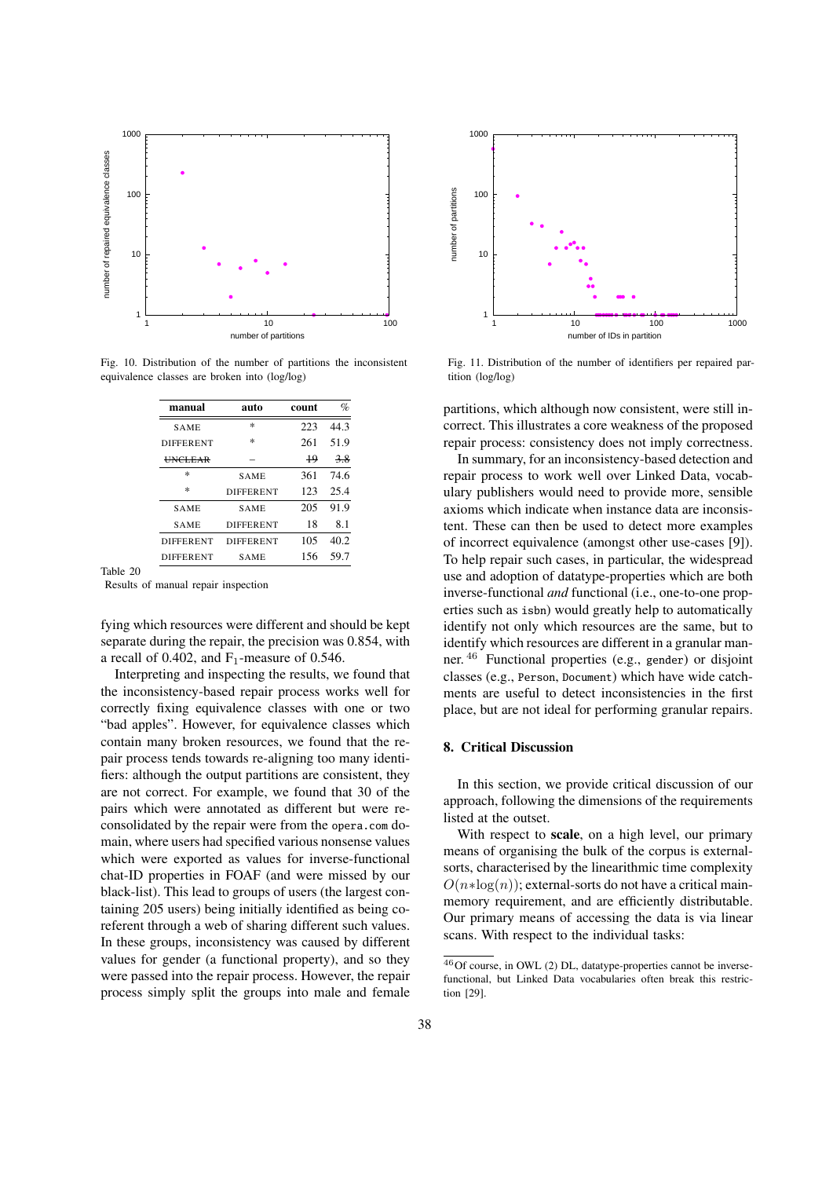Fig. 10. Distribution of the number of partitions the inconsistent equivalence classes are broken into (log/log)

Fig. 11. Distribution of the number of identifiers per repaired partition (log/log)

| manual | auto | count | % |
|---|---|---|---|
| SAME | * | 223 | 44.3 |
| DIFFERENT | * | 261 | 51.9 |
| ~~UNCLEAR~~ | – | ~~19~~ | ~~3.8~~ |
| * | SAME | 361 | 74.6 |
| * | DIFFERENT | 123 | 25.4 |
| SAME | SAME | 205 | 91.9 |
| SAME | DIFFERENT | 18 | 8.1 |
| DIFFERENT | DIFFERENT | 105 | 40.2 |
| DIFFERENT | SAME | 156 | 59.7 |

Table 20
Results of manual repair inspection

fying which resources were different and should be kept separate during the repair, the precision was 0.854, with a recall of 0.402, and $F_1$-measure of 0.546.

Interpreting and inspecting the results, we found that the inconsistency-based repair process works well for correctly fixing equivalence classes with one or two "bad apples". However, for equivalence classes which contain many broken resources, we found that the repair process tends towards re-aligning too many identifiers: although the output partitions are consistent, they are not correct. For example, we found that 30 of the pairs which were annotated as different but were re-consolidated by the repair were from the `opera.com` domain, where users had specified various nonsense values which were exported as values for inverse-functional chat-ID properties in FOAF (and were missed by our black-list). This lead to groups of users (the largest containing 205 users) being initially identified as being coreferent through a web of sharing different such values. In these groups, inconsistency was caused by different values for gender (a functional property), and so they were passed into the repair process. However, the repair process simply split the groups into male and female partitions, which although now consistent, were still incorrect. This illustrates a core weakness of the proposed repair process: consistency does not imply correctness.

In summary, for an inconsistency-based detection and repair process to work well over Linked Data, vocabulary publishers would need to provide more, sensible axioms which indicate when instance data are inconsistent. These can then be used to detect more examples of incorrect equivalence (amongst other use-cases [9]). To help repair such cases, in particular, the widespread use and adoption of datatype-properties which are both inverse-functional *and* functional (i.e., one-to-one properties such as `isbn`) would greatly help to automatically identify not only which resources are the same, but to identify which resources are different in a granular manner. [46] Functional properties (e.g., `gender`) or disjoint classes (e.g., `Person`, `Document`) which have wide catchments are useful to detect inconsistencies in the first place, but are not ideal for performing granular repairs.

## 8. Critical Discussion

In this section, we provide critical discussion of our approach, following the dimensions of the requirements listed at the outset.

With respect to **scale**, on a high level, our primary means of organising the bulk of the corpus is external-sorts, characterised by the linearithmic time complexity $O(n{*}\log(n))$; external-sorts do not have a critical main-memory requirement, and are efficiently distributable. Our primary means of accessing the data is via linear scans. With respect to the individual tasks:

[46] Of course, in OWL (2) DL, datatype-properties cannot be inverse-functional, but Linked Data vocabularies often break this restriction [29].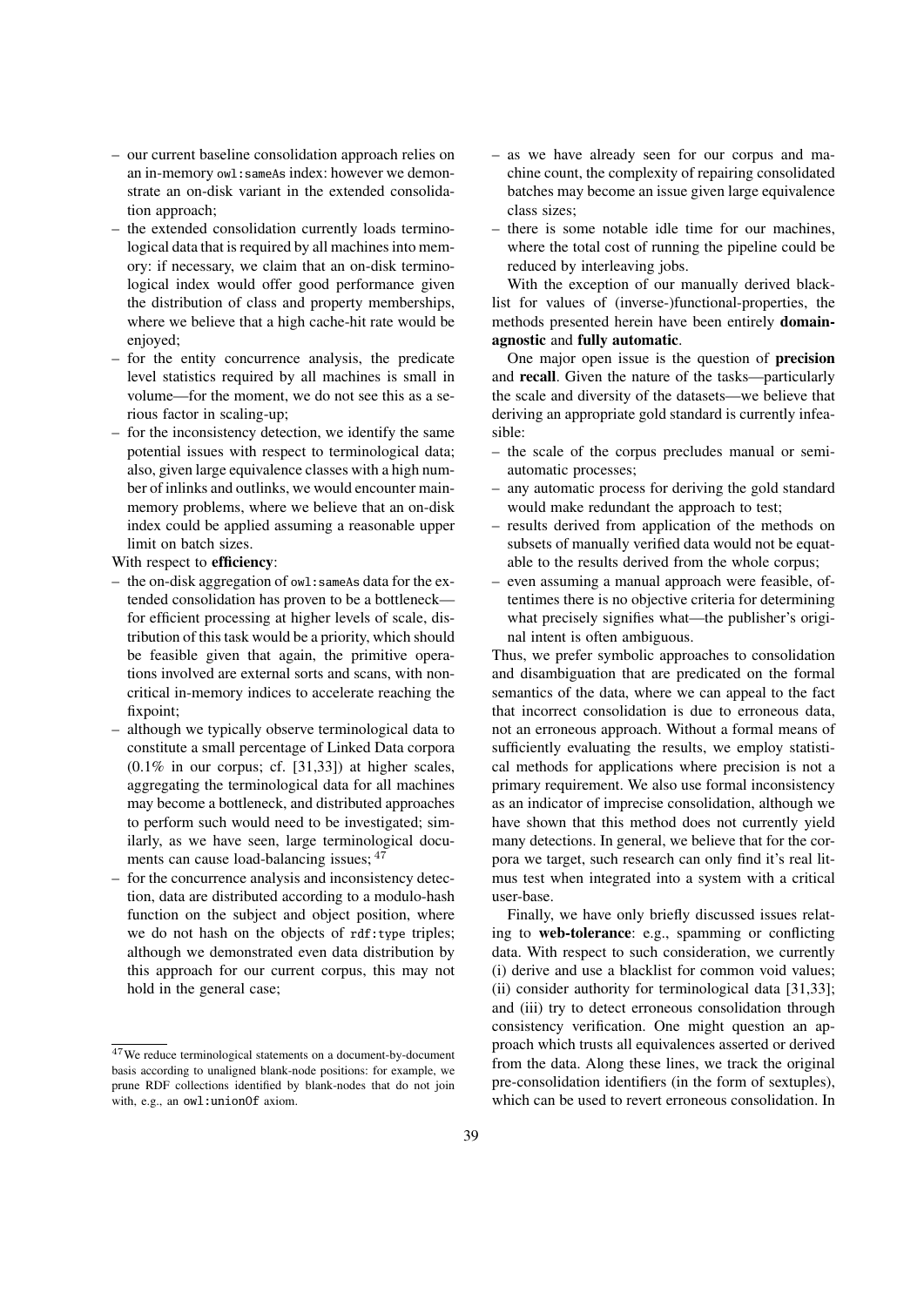– our current baseline consolidation approach relies on an in-memory `owl:sameAs` index: however we demonstrate an on-disk variant in the extended consolidation approach;
– the extended consolidation currently loads terminological data that is required by all machines into memory: if necessary, we claim that an on-disk terminological index would offer good performance given the distribution of class and property memberships, where we believe that a high cache-hit rate would be enjoyed;
– for the entity concurrence analysis, the predicate level statistics required by all machines is small in volume—for the moment, we do not see this as a serious factor in scaling-up;
– for the inconsistency detection, we identify the same potential issues with respect to terminological data; also, given large equivalence classes with a high number of inlinks and outlinks, we would encounter main-memory problems, where we believe that an on-disk index could be applied assuming a reasonable upper limit on batch sizes.

With respect to **efficiency**:

– the on-disk aggregation of `owl:sameAs` data for the extended consolidation has proven to be a bottleneck—for efficient processing at higher levels of scale, distribution of this task would be a priority, which should be feasible given that again, the primitive operations involved are external sorts and scans, with non-critical in-memory indices to accelerate reaching the fixpoint;
– although we typically observe terminological data to constitute a small percentage of Linked Data corpora (0.1% in our corpus; cf. [31,33]) at higher scales, aggregating the terminological data for all machines may become a bottleneck, and distributed approaches to perform such would need to be investigated; similarly, as we have seen, large terminological documents can cause load-balancing issues; [47]
– for the concurrence analysis and inconsistency detection, data are distributed according to a modulo-hash function on the subject and object position, where we do not hash on the objects of `rdf:type` triples; although we demonstrated even data distribution by this approach for our current corpus, this may not hold in the general case;
– as we have already seen for our corpus and machine count, the complexity of repairing consolidated batches may become an issue given large equivalence class sizes;
– there is some notable idle time for our machines, where the total cost of running the pipeline could be reduced by interleaving jobs.

With the exception of our manually derived blacklist for values of (inverse-)functional-properties, the methods presented herein have been entirely **domain-agnostic** and **fully automatic**.

One major open issue is the question of **precision** and **recall**. Given the nature of the tasks—particularly the scale and diversity of the datasets—we believe that deriving an appropriate gold standard is currently infeasible:

– the scale of the corpus precludes manual or semi-automatic processes;
– any automatic process for deriving the gold standard would make redundant the approach to test;
– results derived from application of the methods on subsets of manually verified data would not be equatable to the results derived from the whole corpus;
– even assuming a manual approach were feasible, oftentimes there is no objective criteria for determining what precisely signifies what—the publisher's original intent is often ambiguous.

Thus, we prefer symbolic approaches to consolidation and disambiguation that are predicated on the formal semantics of the data, where we can appeal to the fact that incorrect consolidation is due to erroneous data, not an erroneous approach. Without a formal means of sufficiently evaluating the results, we employ statistical methods for applications where precision is not a primary requirement. We also use formal inconsistency as an indicator of imprecise consolidation, although we have shown that this method does not currently yield many detections. In general, we believe that for the corpora we target, such research can only find it's real litmus test when integrated into a system with a critical user-base.

Finally, we have only briefly discussed issues relating to **web-tolerance**: e.g., spamming or conflicting data. With respect to such consideration, we currently (i) derive and use a blacklist for common void values; (ii) consider authority for terminological data [31,33]; and (iii) try to detect erroneous consolidation through consistency verification. One might question an approach which trusts all equivalences asserted or derived from the data. Along these lines, we track the original pre-consolidation identifiers (in the form of sextuples), which can be used to revert erroneous consolidation. In

[47] We reduce terminological statements on a document-by-document basis according to unaligned blank-node positions: for example, we prune RDF collections identified by blank-nodes that do not join with, e.g., an `owl:unionOf` axiom.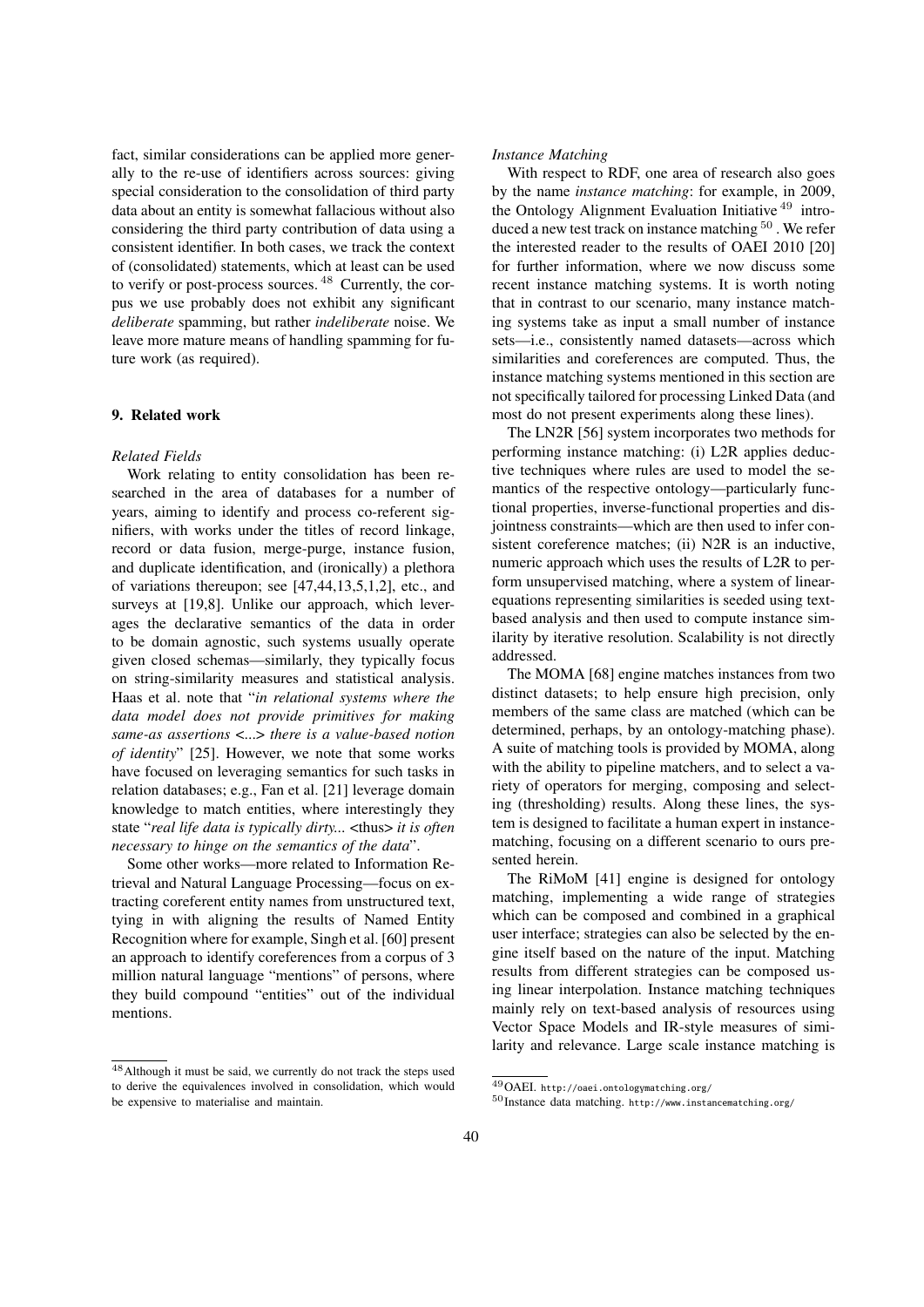fact, similar considerations can be applied more generally to the re-use of identifiers across sources: giving special consideration to the consolidation of third party data about an entity is somewhat fallacious without also considering the third party contribution of data using a consistent identifier. In both cases, we track the context of (consolidated) statements, which at least can be used to verify or post-process sources. [48] Currently, the corpus we use probably does not exhibit any significant *deliberate* spamming, but rather *indeliberate* noise. We leave more mature means of handling spamming for future work (as required).

## 9. Related work

*Related Fields*

Work relating to entity consolidation has been researched in the area of databases for a number of years, aiming to identify and process co-referent signifiers, with works under the titles of record linkage, record or data fusion, merge-purge, instance fusion, and duplicate identification, and (ironically) a plethora of variations thereupon; see [47,44,13,5,1,2], etc., and surveys at [19,8]. Unlike our approach, which leverages the declarative semantics of the data in order to be domain agnostic, such systems usually operate given closed schemas—similarly, they typically focus on string-similarity measures and statistical analysis. Haas et al. note that "*in relational systems where the data model does not provide primitives for making same-as assertions <...> there is a value-based notion of identity*" [25]. However, we note that some works have focused on leveraging semantics for such tasks in relation databases; e.g., Fan et al. [21] leverage domain knowledge to match entities, where interestingly they state "*real life data is typically dirty...* <thus> *it is often necessary to hinge on the semantics of the data*".

Some other works—more related to Information Retrieval and Natural Language Processing—focus on extracting coreferent entity names from unstructured text, tying in with aligning the results of Named Entity Recognition where for example, Singh et al. [60] present an approach to identify coreferences from a corpus of 3 million natural language "mentions" of persons, where they build compound "entities" out of the individual mentions.

*Instance Matching*

With respect to RDF, one area of research also goes by the name *instance matching*: for example, in 2009, the Ontology Alignment Evaluation Initiative [49] introduced a new test track on instance matching [50]. We refer the interested reader to the results of OAEI 2010 [20] for further information, where we now discuss some recent instance matching systems. It is worth noting that in contrast to our scenario, many instance matching systems take as input a small number of instance sets—i.e., consistently named datasets—across which similarities and coreferences are computed. Thus, the instance matching systems mentioned in this section are not specifically tailored for processing Linked Data (and most do not present experiments along these lines).

The LN2R [56] system incorporates two methods for performing instance matching: (i) L2R applies deductive techniques where rules are used to model the semantics of the respective ontology—particularly functional properties, inverse-functional properties and disjointness constraints—which are then used to infer consistent coreference matches; (ii) N2R is an inductive, numeric approach which uses the results of L2R to perform unsupervised matching, where a system of linear-equations representing similarities is seeded using text-based analysis and then used to compute instance similarity by iterative resolution. Scalability is not directly addressed.

The MOMA [68] engine matches instances from two distinct datasets; to help ensure high precision, only members of the same class are matched (which can be determined, perhaps, by an ontology-matching phase). A suite of matching tools is provided by MOMA, along with the ability to pipeline matchers, and to select a variety of operators for merging, composing and selecting (thresholding) results. Along these lines, the system is designed to facilitate a human expert in instance-matching, focusing on a different scenario to ours presented herein.

The RiMoM [41] engine is designed for ontology matching, implementing a wide range of strategies which can be composed and combined in a graphical user interface; strategies can also be selected by the engine itself based on the nature of the input. Matching results from different strategies can be composed using linear interpolation. Instance matching techniques mainly rely on text-based analysis of resources using Vector Space Models and IR-style measures of similarity and relevance. Large scale instance matching is

[48] Although it must be said, we currently do not track the steps used to derive the equivalences involved in consolidation, which would be expensive to materialise and maintain.

[49] OAEI. http://oaei.ontologymatching.org/

[50] Instance data matching. http://www.instancematching.org/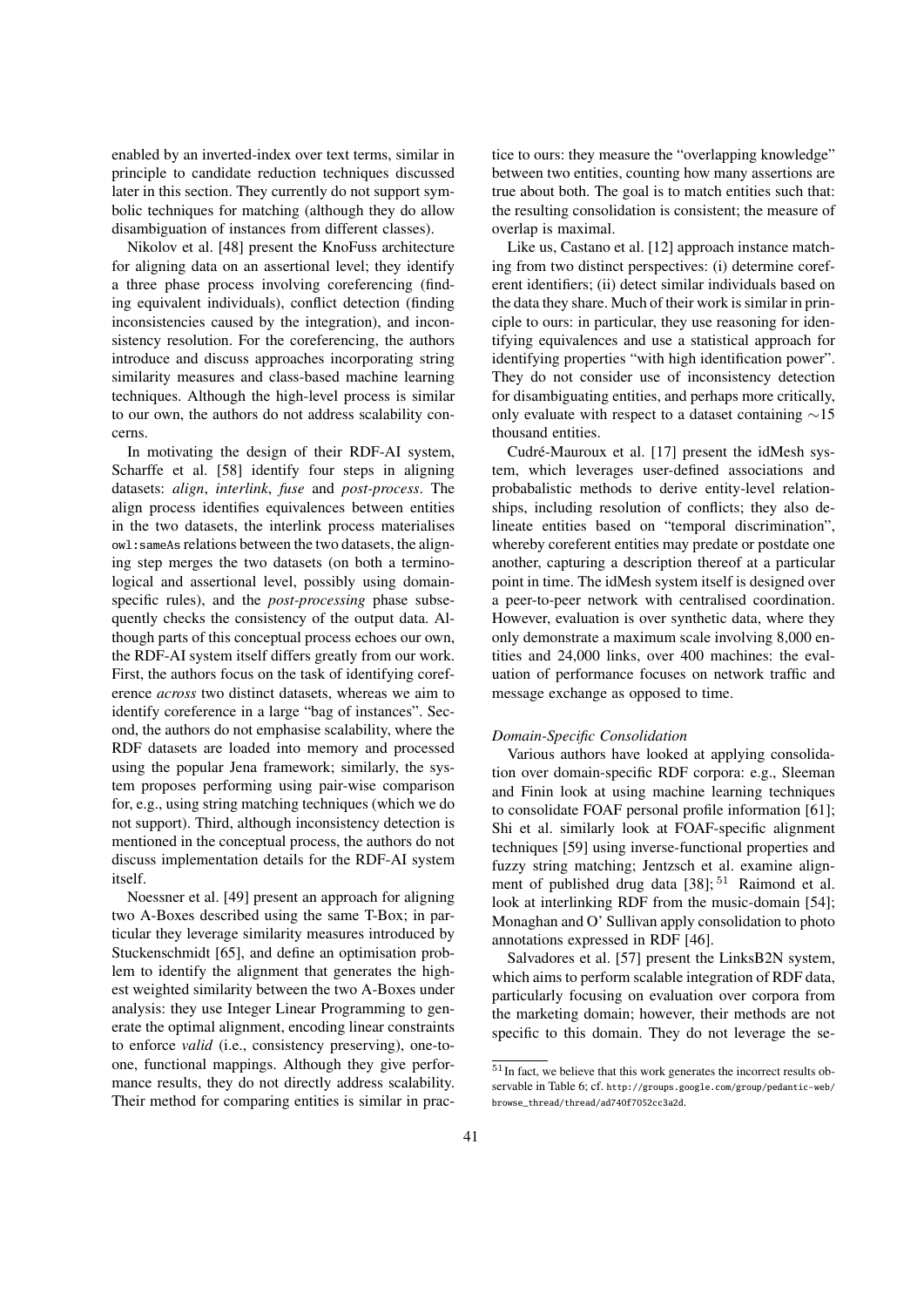enabled by an inverted-index over text terms, similar in principle to candidate reduction techniques discussed later in this section. They currently do not support symbolic techniques for matching (although they do allow disambiguation of instances from different classes).

Nikolov et al. [48] present the KnoFuss architecture for aligning data on an assertional level; they identify a three phase process involving coreferencing (finding equivalent individuals), conflict detection (finding inconsistencies caused by the integration), and inconsistency resolution. For the coreferencing, the authors introduce and discuss approaches incorporating string similarity measures and class-based machine learning techniques. Although the high-level process is similar to our own, the authors do not address scalability concerns.

In motivating the design of their RDF-AI system, Scharffe et al. [58] identify four steps in aligning datasets: *align*, *interlink*, *fuse* and *post-process*. The align process identifies equivalences between entities in the two datasets, the interlink process materialises `owl:sameAs` relations between the two datasets, the aligning step merges the two datasets (on both a terminological and assertional level, possibly using domain-specific rules), and the *post-processing* phase subsequently checks the consistency of the output data. Although parts of this conceptual process echoes our own, the RDF-AI system itself differs greatly from our work. First, the authors focus on the task of identifying coreference *across* two distinct datasets, whereas we aim to identify coreference in a large "bag of instances". Second, the authors do not emphasise scalability, where the RDF datasets are loaded into memory and processed using the popular Jena framework; similarly, the system proposes performing using pair-wise comparison for, e.g., using string matching techniques (which we do not support). Third, although inconsistency detection is mentioned in the conceptual process, the authors do not discuss implementation details for the RDF-AI system itself.

Noessner et al. [49] present an approach for aligning two A-Boxes described using the same T-Box; in particular they leverage similarity measures introduced by Stuckenschmidt [65], and define an optimisation problem to identify the alignment that generates the highest weighted similarity between the two A-Boxes under analysis: they use Integer Linear Programming to generate the optimal alignment, encoding linear constraints to enforce *valid* (i.e., consistency preserving), one-to-one, functional mappings. Although they give performance results, they do not directly address scalability. Their method for comparing entities is similar in practice to ours: they measure the "overlapping knowledge" between two entities, counting how many assertions are true about both. The goal is to match entities such that: the resulting consolidation is consistent; the measure of overlap is maximal.

Like us, Castano et al. [12] approach instance matching from two distinct perspectives: (i) determine coreferent identifiers; (ii) detect similar individuals based on the data they share. Much of their work is similar in principle to ours: in particular, they use reasoning for identifying equivalences and use a statistical approach for identifying properties "with high identification power". They do not consider use of inconsistency detection for disambiguating entities, and perhaps more critically, only evaluate with respect to a dataset containing $\sim$15 thousand entities.

Cudré-Mauroux et al. [17] present the idMesh system, which leverages user-defined associations and probabalistic methods to derive entity-level relationships, including resolution of conflicts; they also delineate entities based on "temporal discrimination", whereby coreferent entities may predate or postdate one another, capturing a description thereof at a particular point in time. The idMesh system itself is designed over a peer-to-peer network with centralised coordination. However, evaluation is over synthetic data, where they only demonstrate a maximum scale involving 8,000 entities and 24,000 links, over 400 machines: the evaluation of performance focuses on network traffic and message exchange as opposed to time.

*Domain-Specific Consolidation*

Various authors have looked at applying consolidation over domain-specific RDF corpora: e.g., Sleeman and Finin look at using machine learning techniques to consolidate FOAF personal profile information [61]; Shi et al. similarly look at FOAF-specific alignment techniques [59] using inverse-functional properties and fuzzy string matching; Jentzsch et al. examine alignment of published drug data [38]; [51] Raimond et al. look at interlinking RDF from the music-domain [54]; Monaghan and O' Sullivan apply consolidation to photo annotations expressed in RDF [46].

Salvadores et al. [57] present the LinksB2N system, which aims to perform scalable integration of RDF data, particularly focusing on evaluation over corpora from the marketing domain; however, their methods are not specific to this domain. They do not leverage the se-

[51] In fact, we believe that this work generates the incorrect results observable in Table 6; cf. http://groups.google.com/group/pedantic-web/browse_thread/thread/ad740f7052cc3a2d.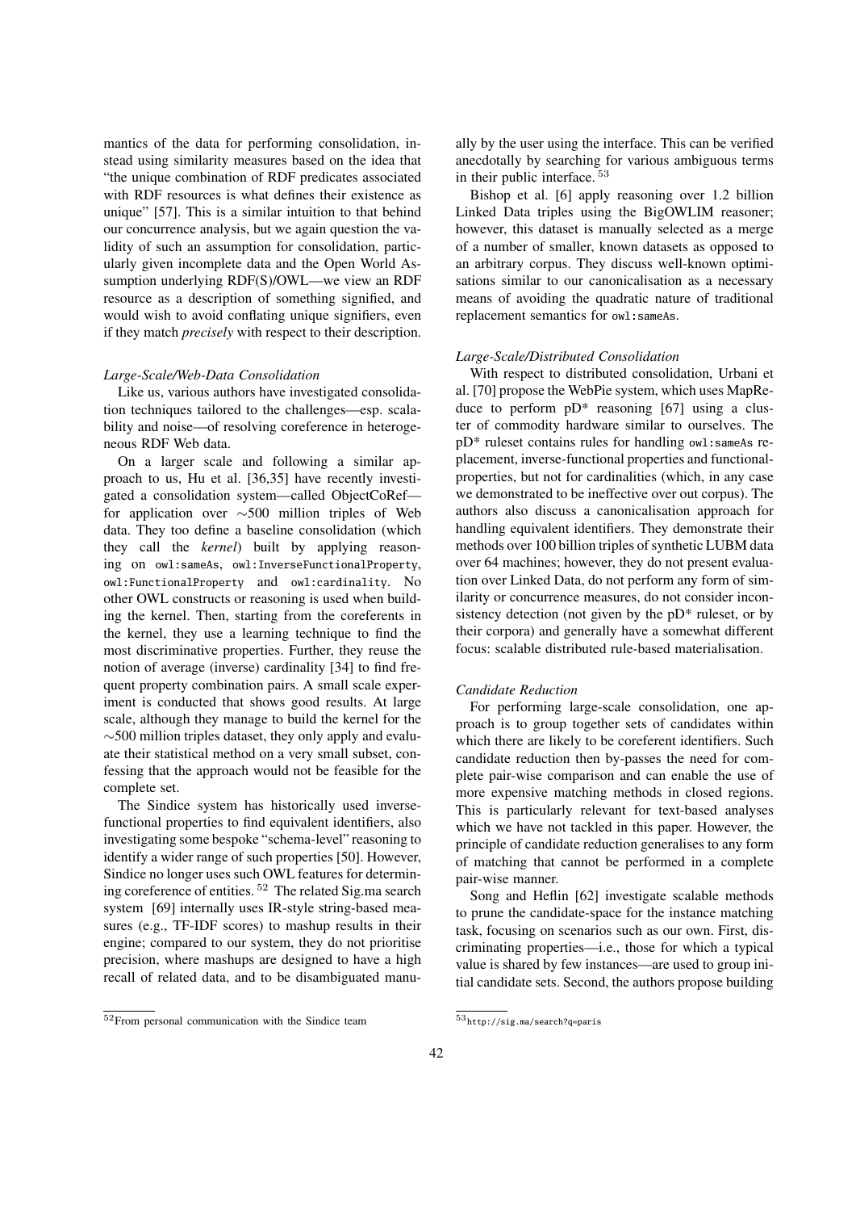mantics of the data for performing consolidation, instead using similarity measures based on the idea that "the unique combination of RDF predicates associated with RDF resources is what defines their existence as unique" [57]. This is a similar intuition to that behind our concurrence analysis, but we again question the validity of such an assumption for consolidation, particularly given incomplete data and the Open World Assumption underlying RDF(S)/OWL—we view an RDF resource as a description of something signified, and would wish to avoid conflating unique signifiers, even if they match *precisely* with respect to their description.

*Large-Scale/Web-Data Consolidation*

Like us, various authors have investigated consolidation techniques tailored to the challenges—esp. scalability and noise—of resolving coreference in heterogeneous RDF Web data.

On a larger scale and following a similar approach to us, Hu et al. [36,35] have recently investigated a consolidation system—called ObjectCoRef—for application over $\sim$500 million triples of Web data. They too define a baseline consolidation (which they call the *kernel*) built by applying reasoning on `owl:sameAs`, `owl:InverseFunctionalProperty`, `owl:FunctionalProperty` and `owl:cardinality`. No other OWL constructs or reasoning is used when building the kernel. Then, starting from the coreferents in the kernel, they use a learning technique to find the most discriminative properties. Further, they reuse the notion of average (inverse) cardinality [34] to find frequent property combination pairs. A small scale experiment is conducted that shows good results. At large scale, although they manage to build the kernel for the $\sim$500 million triples dataset, they only apply and evaluate their statistical method on a very small subset, confessing that the approach would not be feasible for the complete set.

The Sindice system has historically used inverse-functional properties to find equivalent identifiers, also investigating some bespoke "schema-level" reasoning to identify a wider range of such properties [50]. However, Sindice no longer uses such OWL features for determining coreference of entities. [52] The related Sig.ma search system [69] internally uses IR-style string-based measures (e.g., TF-IDF scores) to mashup results in their engine; compared to our system, they do not prioritise precision, where mashups are designed to have a high recall of related data, and to be disambiguated manually by the user using the interface. This can be verified anecdotally by searching for various ambiguous terms in their public interface. [53]

Bishop et al. [6] apply reasoning over 1.2 billion Linked Data triples using the BigOWLIM reasoner; however, this dataset is manually selected as a merge of a number of smaller, known datasets as opposed to an arbitrary corpus. They discuss well-known optimisations similar to our canonicalisation as a necessary means of avoiding the quadratic nature of traditional replacement semantics for `owl:sameAs`.

*Large-Scale/Distributed Consolidation*

With respect to distributed consolidation, Urbani et al. [70] propose the WebPie system, which uses MapReduce to perform pD* reasoning [67] using a cluster of commodity hardware similar to ourselves. The pD* ruleset contains rules for handling `owl:sameAs` replacement, inverse-functional properties and functional-properties, but not for cardinalities (which, in any case we demonstrated to be ineffective over out corpus). The authors also discuss a canonicalisation approach for handling equivalent identifiers. They demonstrate their methods over 100 billion triples of synthetic LUBM data over 64 machines; however, they do not present evaluation over Linked Data, do not perform any form of similarity or concurrence measures, do not consider inconsistency detection (not given by the pD* ruleset, or by their corpora) and generally have a somewhat different focus: scalable distributed rule-based materialisation.

*Candidate Reduction*

For performing large-scale consolidation, one approach is to group together sets of candidates within which there are likely to be coreferent identifiers. Such candidate reduction then by-passes the need for complete pair-wise comparison and can enable the use of more expensive matching methods in closed regions. This is particularly relevant for text-based analyses which we have not tackled in this paper. However, the principle of candidate reduction generalises to any form of matching that cannot be performed in a complete pair-wise manner.

Song and Heflin [62] investigate scalable methods to prune the candidate-space for the instance matching task, focusing on scenarios such as our own. First, discriminating properties—i.e., those for which a typical value is shared by few instances—are used to group initial candidate sets. Second, the authors propose building

[52] From personal communication with the Sindice team

[53] `http://sig.ma/search?q=paris`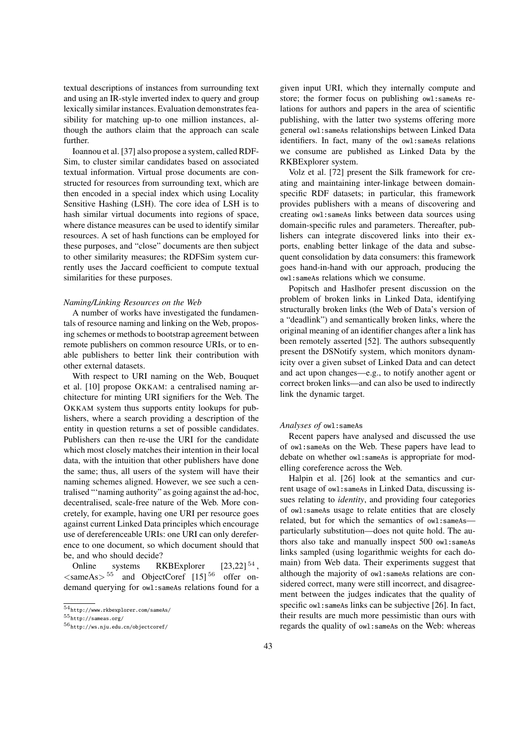textual descriptions of instances from surrounding text and using an IR-style inverted index to query and group lexically similar instances. Evaluation demonstrates feasibility for matching up-to one million instances, although the authors claim that the approach can scale further.

Ioannou et al. [37] also propose a system, called RDFSim, to cluster similar candidates based on associated textual information. Virtual prose documents are constructed for resources from surrounding text, which are then encoded in a special index which using Locality Sensitive Hashing (LSH). The core idea of LSH is to hash similar virtual documents into regions of space, where distance measures can be used to identify similar resources. A set of hash functions can be employed for these purposes, and "close" documents are then subject to other similarity measures; the RDFSim system currently uses the Jaccard coefficient to compute textual similarities for these purposes.

*Naming/Linking Resources on the Web*

A number of works have investigated the fundamentals of resource naming and linking on the Web, proposing schemes or methods to bootstrap agreement between remote publishers on common resource URIs, or to enable publishers to better link their contribution with other external datasets.

With respect to URI naming on the Web, Bouquet et al. [10] propose OKKAM: a centralised naming architecture for minting URI signifiers for the Web. The OKKAM system thus supports entity lookups for publishers, where a search providing a description of the entity in question returns a set of possible candidates. Publishers can then re-use the URI for the candidate which most closely matches their intention in their local data, with the intuition that other publishers have done the same; thus, all users of the system will have their naming schemes aligned. However, we see such a centralised "'naming authority" as going against the ad-hoc, decentralised, scale-free nature of the Web. More concretely, for example, having one URI per resource goes against current Linked Data principles which encourage use of dereferenceable URIs: one URI can only dereference to one document, so which document should that be, and who should decide?

Online systems RKBExplorer [23,22] [54], <sameAs> [55] and ObjectCoref [15] [56] offer on-demand querying for owl:sameAs relations found for a given input URI, which they internally compute and store; the former focus on publishing owl:sameAs relations for authors and papers in the area of scientific publishing, with the latter two systems offering more general owl:sameAs relationships between Linked Data identifiers. In fact, many of the owl:sameAs relations we consume are published as Linked Data by the RKBExplorer system.

Volz et al. [72] present the Silk framework for creating and maintaining inter-linkage between domain-specific RDF datasets; in particular, this framework provides publishers with a means of discovering and creating owl:sameAs links between data sources using domain-specific rules and parameters. Thereafter, publishers can integrate discovered links into their exports, enabling better linkage of the data and subsequent consolidation by data consumers: this framework goes hand-in-hand with our approach, producing the owl:sameAs relations which we consume.

Popitsch and Haslhofer present discussion on the problem of broken links in Linked Data, identifying structurally broken links (the Web of Data's version of a "deadlink") and semantically broken links, where the original meaning of an identifier changes after a link has been remotely asserted [52]. The authors subsequently present the DSNotify system, which monitors dynamicity over a given subset of Linked Data and can detect and act upon changes—e.g., to notify another agent or correct broken links—and can also be used to indirectly link the dynamic target.

*Analyses of* owl:sameAs

Recent papers have analysed and discussed the use of owl:sameAs on the Web. These papers have lead to debate on whether owl:sameAs is appropriate for modelling coreference across the Web.

Halpin et al. [26] look at the semantics and current usage of owl:sameAs in Linked Data, discussing issues relating to *identity*, and providing four categories of owl:sameAs usage to relate entities that are closely related, but for which the semantics of owl:sameAs—particularly substitution—does not quite hold. The authors also take and manually inspect 500 owl:sameAs links sampled (using logarithmic weights for each domain) from Web data. Their experiments suggest that although the majority of owl:sameAs relations are considered correct, many were still incorrect, and disagreement between the judges indicates that the quality of specific owl:sameAs links can be subjective [26]. In fact, their results are much more pessimistic than ours with regards the quality of owl:sameAs on the Web: whereas

[54] http://www.rkbexplorer.com/sameAs/

[55] http://sameas.org/

[56] http://ws.nju.edu.cn/objectcoref/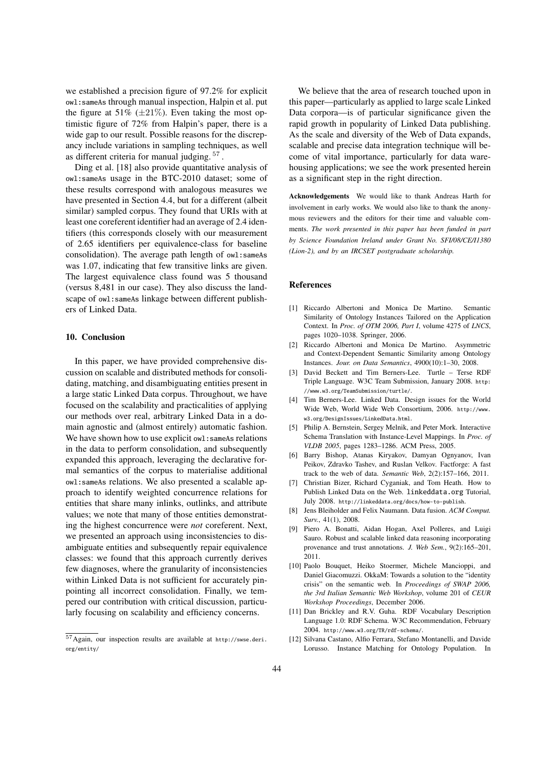we established a precision figure of 97.2% for explicit owl:sameAs through manual inspection, Halpin et al. put the figure at 51% ($\pm$21%). Even taking the most optimistic figure of 72% from Halpin's paper, there is a wide gap to our result. Possible reasons for the discrepancy include variations in sampling techniques, as well as different criteria for manual judging. [57].

Ding et al. [18] also provide quantitative analysis of owl:sameAs usage in the BTC-2010 dataset; some of these results correspond with analogous measures we have presented in Section 4.4, but for a different (albeit similar) sampled corpus. They found that URIs with at least one coreferent identifier had an average of 2.4 identifiers (this corresponds closely with our measurement of 2.65 identifiers per equivalence-class for baseline consolidation). The average path length of owl:sameAs was 1.07, indicating that few transitive links are given. The largest equivalence class found was 5 thousand (versus 8,481 in our case). They also discuss the landscape of owl:sameAs linkage between different publishers of Linked Data.

## 10. Conclusion

In this paper, we have provided comprehensive discussion on scalable and distributed methods for consolidating, matching, and disambiguating entities present in a large static Linked Data corpus. Throughout, we have focused on the scalability and practicalities of applying our methods over real, arbitrary Linked Data in a domain agnostic and (almost entirely) automatic fashion. We have shown how to use explicit owl:sameAs relations in the data to perform consolidation, and subsequently expanded this approach, leveraging the declarative formal semantics of the corpus to materialise additional owl:sameAs relations. We also presented a scalable approach to identify weighted concurrence relations for entities that share many inlinks, outlinks, and attribute values; we note that many of those entities demonstrating the highest concurrence were *not* coreferent. Next, we presented an approach using inconsistencies to disambiguate entities and subsequently repair equivalence classes: we found that this approach currently derives few diagnoses, where the granularity of inconsistencies within Linked Data is not sufficient for accurately pinpointing all incorrect consolidation. Finally, we tempered our contribution with critical discussion, particularly focusing on scalability and efficiency concerns.

We believe that the area of research touched upon in this paper—particularly as applied to large scale Linked Data corpora—is of particular significance given the rapid growth in popularity of Linked Data publishing. As the scale and diversity of the Web of Data expands, scalable and precise data integration technique will become of vital importance, particularly for data warehousing applications; we see the work presented herein as a significant step in the right direction.

**Acknowledgements** We would like to thank Andreas Harth for involvement in early works. We would also like to thank the anonymous reviewers and the editors for their time and valuable comments. *The work presented in this paper has been funded in part by Science Foundation Ireland under Grant No. SFI/08/CE/I1380 (Lion-2), and by an IRCSET postgraduate scholarship.*

[57] Again, our inspection results are available at http://swse.deri.org/entity/

## References

[1] Riccardo Albertoni and Monica De Martino. Semantic Similarity of Ontology Instances Tailored on the Application Context. In *Proc. of OTM 2006, Part I*, volume 4275 of *LNCS*, pages 1020–1038. Springer, 2006.

[2] Riccardo Albertoni and Monica De Martino. Asymmetric and Context-Dependent Semantic Similarity among Ontology Instances. *Jour. on Data Semantics*, 4900(10):1–30, 2008.

[3] David Beckett and Tim Berners-Lee. Turtle – Terse RDF Triple Language. W3C Team Submission, January 2008. http://www.w3.org/TeamSubmission/turtle/.

[4] Tim Berners-Lee. Linked Data. Design issues for the World Wide Web, World Wide Web Consortium, 2006. http://www.w3.org/DesignIssues/LinkedData.html.

[5] Philip A. Bernstein, Sergey Melnik, and Peter Mork. Interactive Schema Translation with Instance-Level Mappings. In *Proc. of VLDB 2005*, pages 1283–1286. ACM Press, 2005.

[6] Barry Bishop, Atanas Kiryakov, Damyan Ognyanov, Ivan Peikov, Zdravko Tashev, and Ruslan Velkov. Factforge: A fast track to the web of data. *Semantic Web*, 2(2):157–166, 2011.

[7] Christian Bizer, Richard Cyganiak, and Tom Heath. How to Publish Linked Data on the Web. linkeddata.org Tutorial, July 2008. http://linkeddata.org/docs/how-to-publish.

[8] Jens Bleiholder and Felix Naumann. Data fusion. *ACM Comput. Surv.*, 41(1), 2008.

[9] Piero A. Bonatti, Aidan Hogan, Axel Polleres, and Luigi Sauro. Robust and scalable linked data reasoning incorporating provenance and trust annotations. *J. Web Sem.*, 9(2):165–201, 2011.

[10] Paolo Bouquet, Heiko Stoermer, Michele Mancioppi, and Daniel Giacomuzzi. OkkaM: Towards a solution to the "identity crisis" on the semantic web. In *Proceedings of SWAP 2006, the 3rd Italian Semantic Web Workshop*, volume 201 of *CEUR Workshop Proceedings*, December 2006.

[11] Dan Brickley and R.V. Guha. RDF Vocabulary Description Language 1.0: RDF Schema. W3C Recommendation, February 2004. http://www.w3.org/TR/rdf-schema/.

[12] Silvana Castano, Alfio Ferrara, Stefano Montanelli, and Davide Lorusso. Instance Matching for Ontology Population. In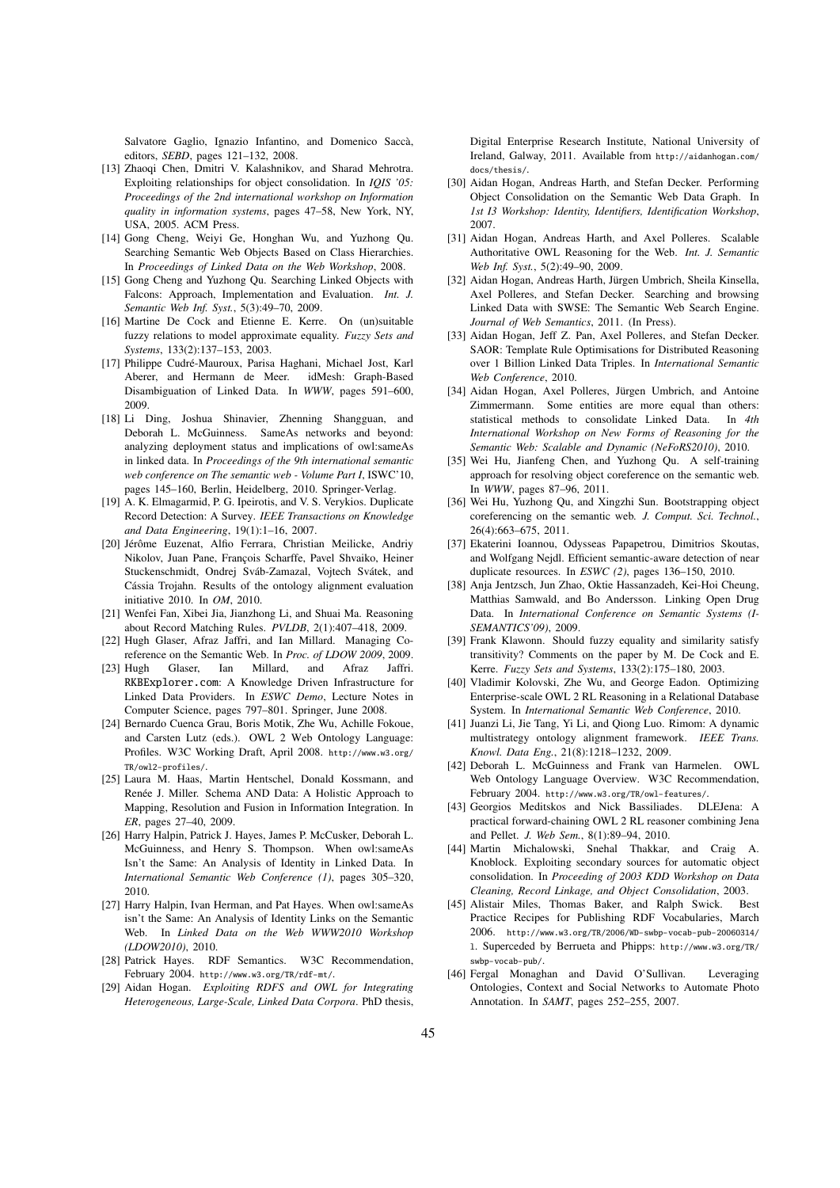Salvatore Gaglio, Ignazio Infantino, and Domenico Saccà, editors, *SEBD*, pages 121–132, 2008.

[13] Zhaoqi Chen, Dmitri V. Kalashnikov, and Sharad Mehrotra. Exploiting relationships for object consolidation. In *IQIS '05: Proceedings of the 2nd international workshop on Information quality in information systems*, pages 47–58, New York, NY, USA, 2005. ACM Press.

[14] Gong Cheng, Weiyi Ge, Honghan Wu, and Yuzhong Qu. Searching Semantic Web Objects Based on Class Hierarchies. In *Proceedings of Linked Data on the Web Workshop*, 2008.

[15] Gong Cheng and Yuzhong Qu. Searching Linked Objects with Falcons: Approach, Implementation and Evaluation. *Int. J. Semantic Web Inf. Syst.*, 5(3):49–70, 2009.

[16] Martine De Cock and Etienne E. Kerre. On (un)suitable fuzzy relations to model approximate equality. *Fuzzy Sets and Systems*, 133(2):137–153, 2003.

[17] Philippe Cudré-Mauroux, Parisa Haghani, Michael Jost, Karl Aberer, and Hermann de Meer. idMesh: Graph-Based Disambiguation of Linked Data. In *WWW*, pages 591–600, 2009.

[18] Li Ding, Joshua Shinavier, Zhenning Shangguan, and Deborah L. McGuinness. SameAs networks and beyond: analyzing deployment status and implications of owl:sameAs in linked data. In *Proceedings of the 9th international semantic web conference on The semantic web - Volume Part I*, ISWC'10, pages 145–160, Berlin, Heidelberg, 2010. Springer-Verlag.

[19] A. K. Elmagarmid, P. G. Ipeirotis, and V. S. Verykios. Duplicate Record Detection: A Survey. *IEEE Transactions on Knowledge and Data Engineering*, 19(1):1–16, 2007.

[20] Jérôme Euzenat, Alfio Ferrara, Christian Meilicke, Andriy Nikolov, Juan Pane, François Scharffe, Pavel Shvaiko, Heiner Stuckenschmidt, Ondrej Sváb-Zamazal, Vojtech Svátek, and Cássia Trojahn. Results of the ontology alignment evaluation initiative 2010. In *OM*, 2010.

[21] Wenfei Fan, Xibei Jia, Jianzhong Li, and Shuai Ma. Reasoning about Record Matching Rules. *PVLDB*, 2(1):407–418, 2009.

[22] Hugh Glaser, Afraz Jaffri, and Ian Millard. Managing Co-reference on the Semantic Web. In *Proc. of LDOW 2009*, 2009.

[23] Hugh Glaser, Ian Millard, and Afraz Jaffri. RKBExplorer.com: A Knowledge Driven Infrastructure for Linked Data Providers. In *ESWC Demo*, Lecture Notes in Computer Science, pages 797–801. Springer, June 2008.

[24] Bernardo Cuenca Grau, Boris Motik, Zhe Wu, Achille Fokoue, and Carsten Lutz (eds.). OWL 2 Web Ontology Language: Profiles. W3C Working Draft, April 2008. http://www.w3.org/TR/owl2-profiles/.

[25] Laura M. Haas, Martin Hentschel, Donald Kossmann, and Renée J. Miller. Schema AND Data: A Holistic Approach to Mapping, Resolution and Fusion in Information Integration. In *ER*, pages 27–40, 2009.

[26] Harry Halpin, Patrick J. Hayes, James P. McCusker, Deborah L. McGuinness, and Henry S. Thompson. When owl:sameAs Isn't the Same: An Analysis of Identity in Linked Data. In *International Semantic Web Conference (1)*, pages 305–320, 2010.

[27] Harry Halpin, Ivan Herman, and Pat Hayes. When owl:sameAs isn't the Same: An Analysis of Identity Links on the Semantic Web. In *Linked Data on the Web WWW2010 Workshop (LDOW2010)*, 2010.

[28] Patrick Hayes. RDF Semantics. W3C Recommendation, February 2004. http://www.w3.org/TR/rdf-mt/.

[29] Aidan Hogan. *Exploiting RDFS and OWL for Integrating Heterogeneous, Large-Scale, Linked Data Corpora*. PhD thesis, Digital Enterprise Research Institute, National University of Ireland, Galway, 2011. Available from http://aidanhogan.com/docs/thesis/.

[30] Aidan Hogan, Andreas Harth, and Stefan Decker. Performing Object Consolidation on the Semantic Web Data Graph. In *1st I3 Workshop: Identity, Identifiers, Identification Workshop*, 2007.

[31] Aidan Hogan, Andreas Harth, and Axel Polleres. Scalable Authoritative OWL Reasoning for the Web. *Int. J. Semantic Web Inf. Syst.*, 5(2):49–90, 2009.

[32] Aidan Hogan, Andreas Harth, Jürgen Umbrich, Sheila Kinsella, Axel Polleres, and Stefan Decker. Searching and browsing Linked Data with SWSE: The Semantic Web Search Engine. *Journal of Web Semantics*, 2011. (In Press).

[33] Aidan Hogan, Jeff Z. Pan, Axel Polleres, and Stefan Decker. SAOR: Template Rule Optimisations for Distributed Reasoning over 1 Billion Linked Data Triples. In *International Semantic Web Conference*, 2010.

[34] Aidan Hogan, Axel Polleres, Jürgen Umbrich, and Antoine Zimmermann. Some entities are more equal than others: statistical methods to consolidate Linked Data. In *4th International Workshop on New Forms of Reasoning for the Semantic Web: Scalable and Dynamic (NeFoRS2010)*, 2010.

[35] Wei Hu, Jianfeng Chen, and Yuzhong Qu. A self-training approach for resolving object coreference on the semantic web. In *WWW*, pages 87–96, 2011.

[36] Wei Hu, Yuzhong Qu, and Xingzhi Sun. Bootstrapping object coreferencing on the semantic web. *J. Comput. Sci. Technol.*, 26(4):663–675, 2011.

[37] Ekaterini Ioannou, Odysseas Papapetrou, Dimitrios Skoutas, and Wolfgang Nejdl. Efficient semantic-aware detection of near duplicate resources. In *ESWC (2)*, pages 136–150, 2010.

[38] Anja Jentzsch, Jun Zhao, Oktie Hassanzadeh, Kei-Hoi Cheung, Matthias Samwald, and Bo Andersson. Linking Open Drug Data. In *International Conference on Semantic Systems (I-SEMANTICS'09)*, 2009.

[39] Frank Klawonn. Should fuzzy equality and similarity satisfy transitivity? Comments on the paper by M. De Cock and E. Kerre. *Fuzzy Sets and Systems*, 133(2):175–180, 2003.

[40] Vladimir Kolovski, Zhe Wu, and George Eadon. Optimizing Enterprise-scale OWL 2 RL Reasoning in a Relational Database System. In *International Semantic Web Conference*, 2010.

[41] Juanzi Li, Jie Tang, Yi Li, and Qiong Luo. Rimom: A dynamic multistrategy ontology alignment framework. *IEEE Trans. Knowl. Data Eng.*, 21(8):1218–1232, 2009.

[42] Deborah L. McGuinness and Frank van Harmelen. OWL Web Ontology Language Overview. W3C Recommendation, February 2004. http://www.w3.org/TR/owl-features/.

[43] Georgios Meditskos and Nick Bassiliades. DLEJena: A practical forward-chaining OWL 2 RL reasoner combining Jena and Pellet. *J. Web Sem.*, 8(1):89–94, 2010.

[44] Martin Michalowski, Snehal Thakkar, and Craig A. Knoblock. Exploiting secondary sources for automatic object consolidation. In *Proceeding of 2003 KDD Workshop on Data Cleaning, Record Linkage, and Object Consolidation*, 2003.

[45] Alistair Miles, Thomas Baker, and Ralph Swick. Best Practice Recipes for Publishing RDF Vocabularies, March 2006. http://www.w3.org/TR/2006/WD-swbp-vocab-pub-20060314/l. Superceded by Berrueta and Phipps: http://www.w3.org/TR/swbp-vocab-pub/.

[46] Fergal Monaghan and David O'Sullivan. Leveraging Ontologies, Context and Social Networks to Automate Photo Annotation. In *SAMT*, pages 252–255, 2007.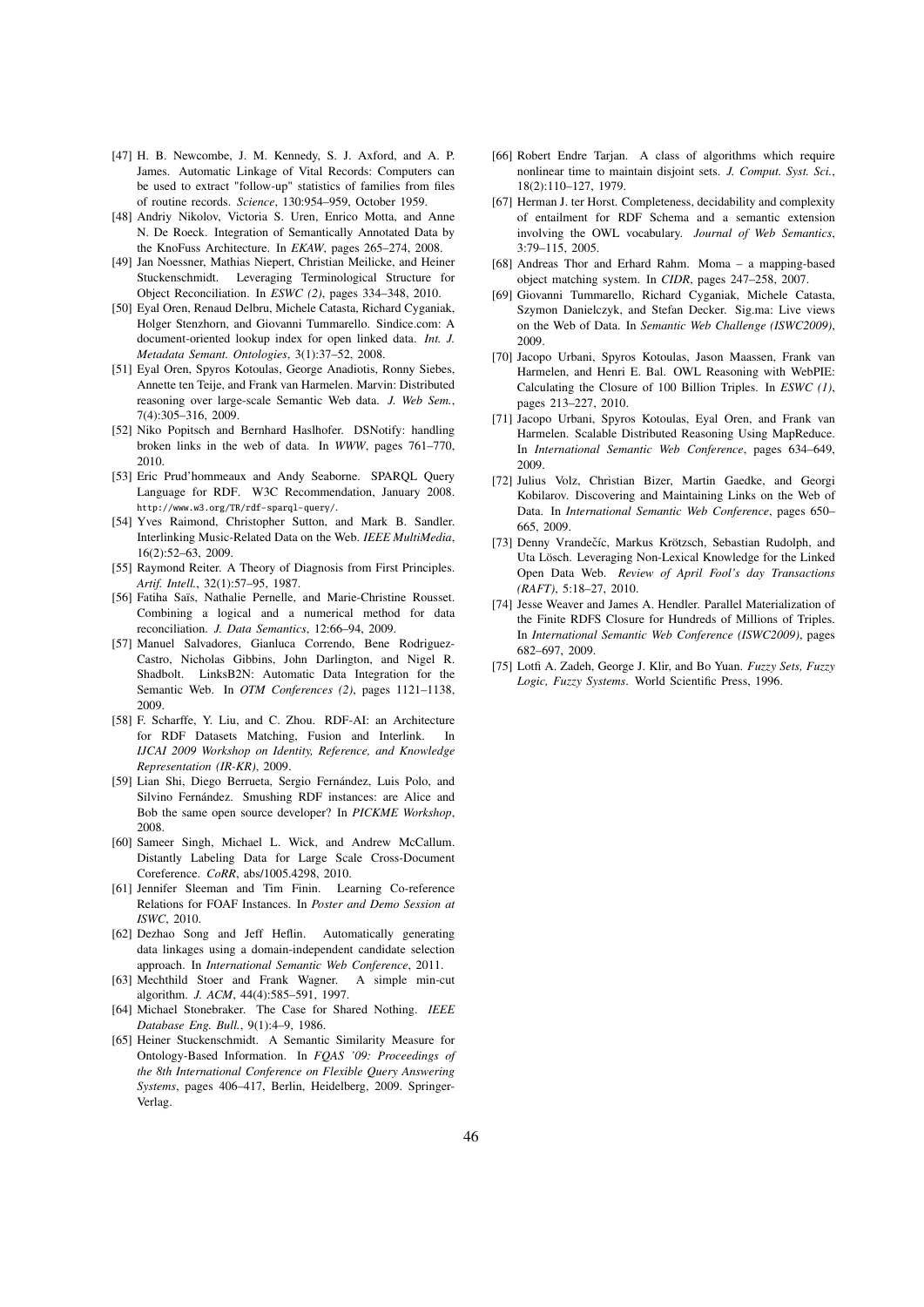[47] H. B. Newcombe, J. M. Kennedy, S. J. Axford, and A. P. James. Automatic Linkage of Vital Records: Computers can be used to extract "follow-up" statistics of families from files of routine records. *Science*, 130:954–959, October 1959.

[48] Andriy Nikolov, Victoria S. Uren, Enrico Motta, and Anne N. De Roeck. Integration of Semantically Annotated Data by the KnoFuss Architecture. In *EKAW*, pages 265–274, 2008.

[49] Jan Noessner, Mathias Niepert, Christian Meilicke, and Heiner Stuckenschmidt. Leveraging Terminological Structure for Object Reconciliation. In *ESWC (2)*, pages 334–348, 2010.

[50] Eyal Oren, Renaud Delbru, Michele Catasta, Richard Cyganiak, Holger Stenzhorn, and Giovanni Tummarello. Sindice.com: A document-oriented lookup index for open linked data. *Int. J. Metadata Semant. Ontologies*, 3(1):37–52, 2008.

[51] Eyal Oren, Spyros Kotoulas, George Anadiotis, Ronny Siebes, Annette ten Teije, and Frank van Harmelen. Marvin: Distributed reasoning over large-scale Semantic Web data. *J. Web Sem.*, 7(4):305–316, 2009.

[52] Niko Popitsch and Bernhard Haslhofer. DSNotify: handling broken links in the web of data. In *WWW*, pages 761–770, 2010.

[53] Eric Prud'hommeaux and Andy Seaborne. SPARQL Query Language for RDF. W3C Recommendation, January 2008. http://www.w3.org/TR/rdf-sparql-query/.

[54] Yves Raimond, Christopher Sutton, and Mark B. Sandler. Interlinking Music-Related Data on the Web. *IEEE MultiMedia*, 16(2):52–63, 2009.

[55] Raymond Reiter. A Theory of Diagnosis from First Principles. *Artif. Intell.*, 32(1):57–95, 1987.

[56] Fatiha Saïs, Nathalie Pernelle, and Marie-Christine Rousset. Combining a logical and a numerical method for data reconciliation. *J. Data Semantics*, 12:66–94, 2009.

[57] Manuel Salvadores, Gianluca Correndo, Bene Rodriguez-Castro, Nicholas Gibbins, John Darlington, and Nigel R. Shadbolt. LinksB2N: Automatic Data Integration for the Semantic Web. In *OTM Conferences (2)*, pages 1121–1138, 2009.

[58] F. Scharffe, Y. Liu, and C. Zhou. RDF-AI: an Architecture for RDF Datasets Matching, Fusion and Interlink. In *IJCAI 2009 Workshop on Identity, Reference, and Knowledge Representation (IR-KR)*, 2009.

[59] Lian Shi, Diego Berrueta, Sergio Fernández, Luis Polo, and Silvino Fernández. Smushing RDF instances: are Alice and Bob the same open source developer? In *PICKME Workshop*, 2008.

[60] Sameer Singh, Michael L. Wick, and Andrew McCallum. Distantly Labeling Data for Large Scale Cross-Document Coreference. *CoRR*, abs/1005.4298, 2010.

[61] Jennifer Sleeman and Tim Finin. Learning Co-reference Relations for FOAF Instances. In *Poster and Demo Session at ISWC*, 2010.

[62] Dezhao Song and Jeff Heflin. Automatically generating data linkages using a domain-independent candidate selection approach. In *International Semantic Web Conference*, 2011.

[63] Mechthild Stoer and Frank Wagner. A simple min-cut algorithm. *J. ACM*, 44(4):585–591, 1997.

[64] Michael Stonebraker. The Case for Shared Nothing. *IEEE Database Eng. Bull.*, 9(1):4–9, 1986.

[65] Heiner Stuckenschmidt. A Semantic Similarity Measure for Ontology-Based Information. In *FQAS '09: Proceedings of the 8th International Conference on Flexible Query Answering Systems*, pages 406–417, Berlin, Heidelberg, 2009. Springer-Verlag.

[66] Robert Endre Tarjan. A class of algorithms which require nonlinear time to maintain disjoint sets. *J. Comput. Syst. Sci.*, 18(2):110–127, 1979.

[67] Herman J. ter Horst. Completeness, decidability and complexity of entailment for RDF Schema and a semantic extension involving the OWL vocabulary. *Journal of Web Semantics*, 3:79–115, 2005.

[68] Andreas Thor and Erhard Rahm. Moma – a mapping-based object matching system. In *CIDR*, pages 247–258, 2007.

[69] Giovanni Tummarello, Richard Cyganiak, Michele Catasta, Szymon Danielczyk, and Stefan Decker. Sig.ma: Live views on the Web of Data. In *Semantic Web Challenge (ISWC2009)*, 2009.

[70] Jacopo Urbani, Spyros Kotoulas, Jason Maassen, Frank van Harmelen, and Henri E. Bal. OWL Reasoning with WebPIE: Calculating the Closure of 100 Billion Triples. In *ESWC (1)*, pages 213–227, 2010.

[71] Jacopo Urbani, Spyros Kotoulas, Eyal Oren, and Frank van Harmelen. Scalable Distributed Reasoning Using MapReduce. In *International Semantic Web Conference*, pages 634–649, 2009.

[72] Julius Volz, Christian Bizer, Martin Gaedke, and Georgi Kobilarov. Discovering and Maintaining Links on the Web of Data. In *International Semantic Web Conference*, pages 650–665, 2009.

[73] Denny Vrandečíc, Markus Krötzsch, Sebastian Rudolph, and Uta Lösch. Leveraging Non-Lexical Knowledge for the Linked Open Data Web. *Review of April Fool's day Transactions (RAFT)*, 5:18–27, 2010.

[74] Jesse Weaver and James A. Hendler. Parallel Materialization of the Finite RDFS Closure for Hundreds of Millions of Triples. In *International Semantic Web Conference (ISWC2009)*, pages 682–697, 2009.

[75] Lotfi A. Zadeh, George J. Klir, and Bo Yuan. *Fuzzy Sets, Fuzzy Logic, Fuzzy Systems*. World Scientific Press, 1996.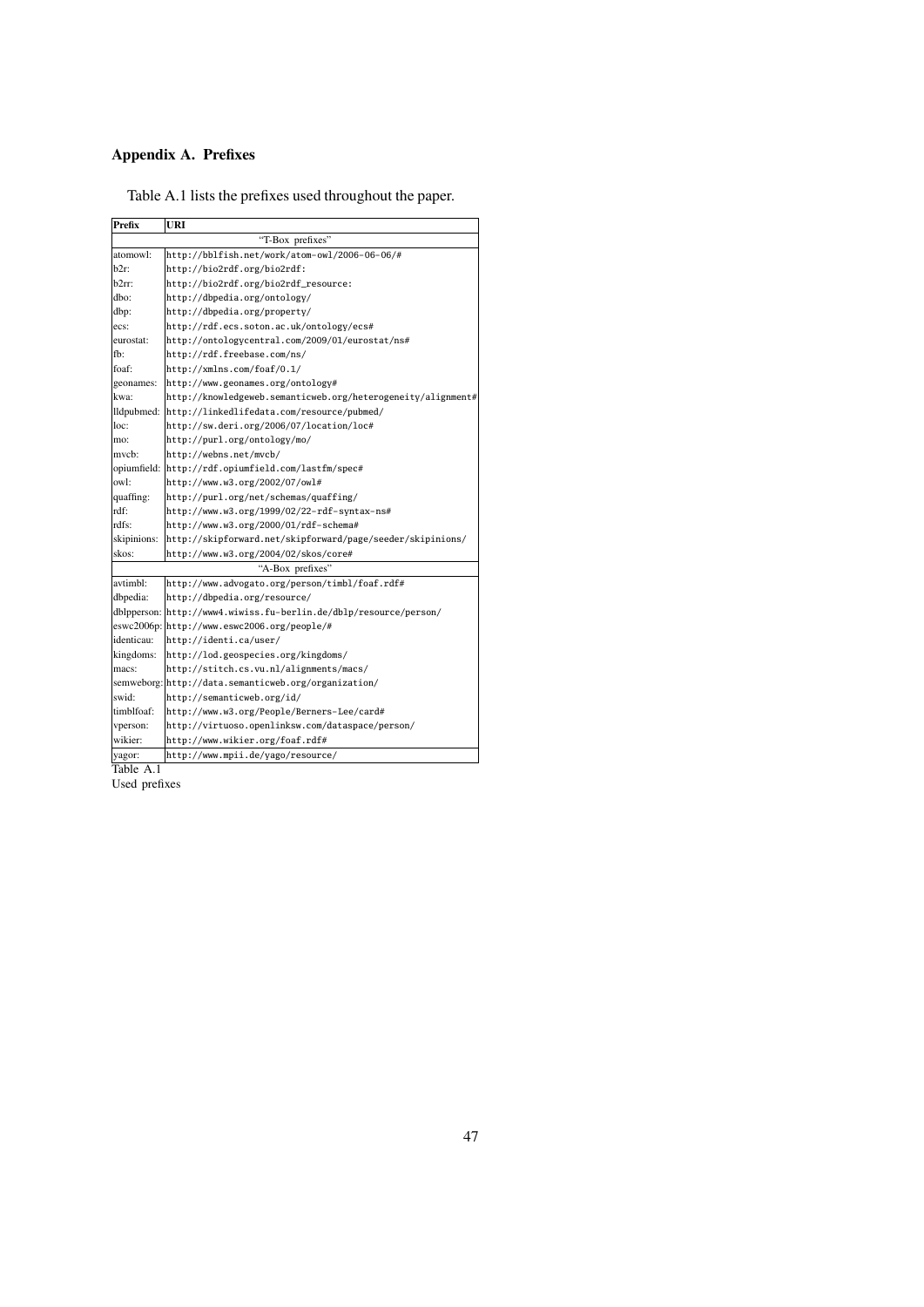## Appendix A. Prefixes

Table A.1 lists the prefixes used throughout the paper.

| Prefix | URI |
|---|---|
| "T-Box prefixes" | |
| atomowl: | http://bblfish.net/work/atom-owl/2006-06-06/# |
| b2r: | http://bio2rdf.org/bio2rdf: |
| b2rr: | http://bio2rdf.org/bio2rdf_resource: |
| dbo: | http://dbpedia.org/ontology/ |
| dbp: | http://dbpedia.org/property/ |
| ecs: | http://rdf.ecs.soton.ac.uk/ontology/ecs# |
| eurostat: | http://ontologycentral.com/2009/01/eurostat/ns# |
| fb: | http://rdf.freebase.com/ns/ |
| foaf: | http://xmlns.com/foaf/0.1/ |
| geonames: | http://www.geonames.org/ontology# |
| kwa: | http://knowledgeweb.semanticweb.org/heterogeneity/alignment# |
| lldpubmed: | http://linkedlifedata.com/resource/pubmed/ |
| loc: | http://sw.deri.org/2006/07/location/loc# |
| mo: | http://purl.org/ontology/mo/ |
| mvcb: | http://webns.net/mvcb/ |
| opiumfield: | http://rdf.opiumfield.com/lastfm/spec# |
| owl: | http://www.w3.org/2002/07/owl# |
| quaffing: | http://purl.org/net/schemas/quaffing/ |
| rdf: | http://www.w3.org/1999/02/22-rdf-syntax-ns# |
| rdfs: | http://www.w3.org/2000/01/rdf-schema# |
| skipinions: | http://skipforward.net/skipforward/page/seeder/skipinions/ |
| skos: | http://www.w3.org/2004/02/skos/core# |
| "A-Box prefixes" | |
| avtimbl: | http://www.advogato.org/person/timbl/foaf.rdf# |
| dbpedia: | http://dbpedia.org/resource/ |
| dblpperson: | http://www4.wiwiss.fu-berlin.de/dblp/resource/person/ |
| eswc2006p: | http://www.eswc2006.org/people/# |
| identicau: | http://identi.ca/user/ |
| kingdoms: | http://lod.geospecies.org/kingdoms/ |
| macs: | http://stitch.cs.vu.nl/alignments/macs/ |
| semweborg: | http://data.semanticweb.org/organization/ |
| swid: | http://semanticweb.org/id/ |
| timblfoaf: | http://www.w3.org/People/Berners-Lee/card# |
| vperson: | http://virtuoso.openlinksw.com/dataspace/person/ |
| wikier: | http://www.wikier.org/foaf.rdf# |
| yagor: | http://www.mpii.de/yago/resource/ |

Table A.1
Used prefixes